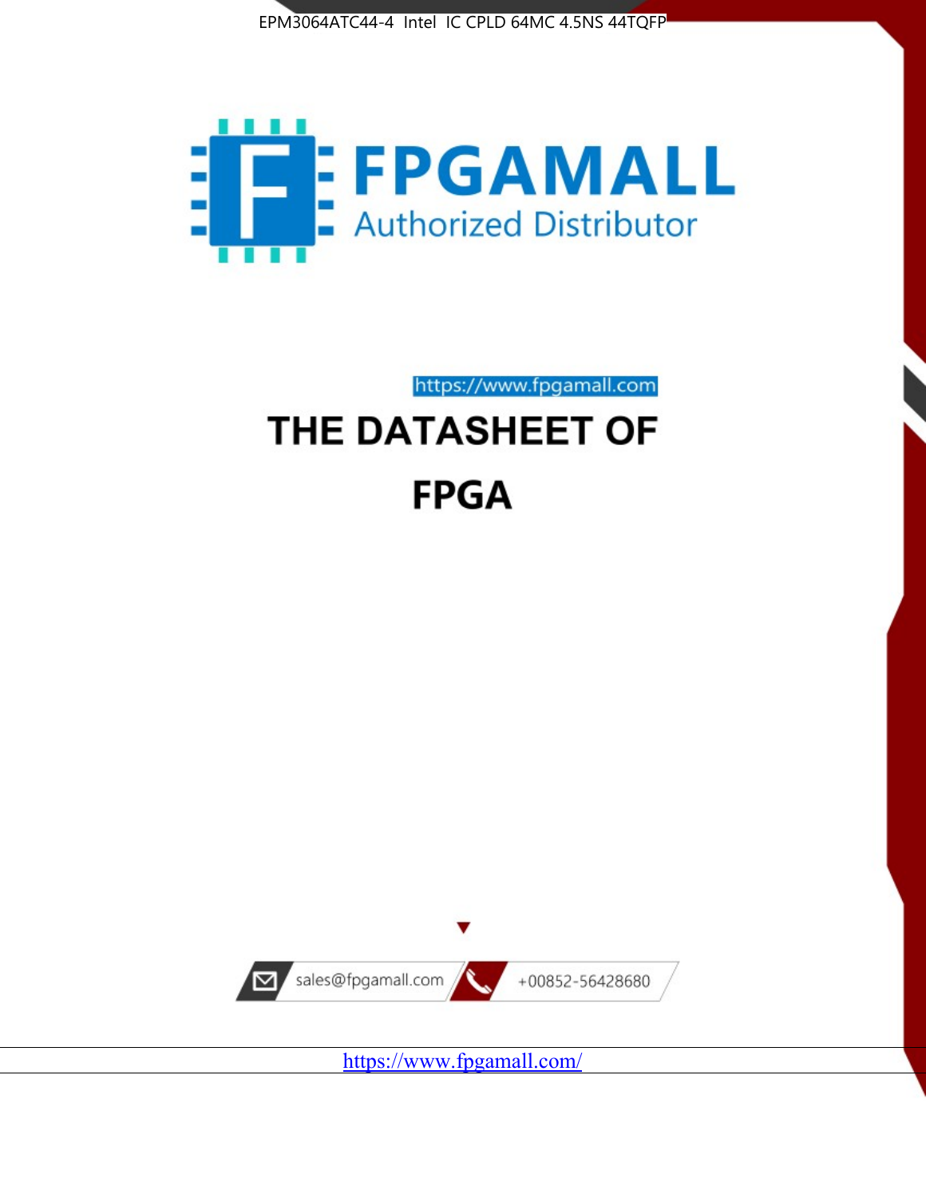EPM3064ATC44-4 Intel IC CPLD 64MC 4.5NS 44TQFP

FPGAMALL

Authorized Distributor

https://www.fpgamall.com

# THE DATASHEET OF

# FPGA

sales@fpgamall.com

+00852-56428680

https://www.fpgamall.com/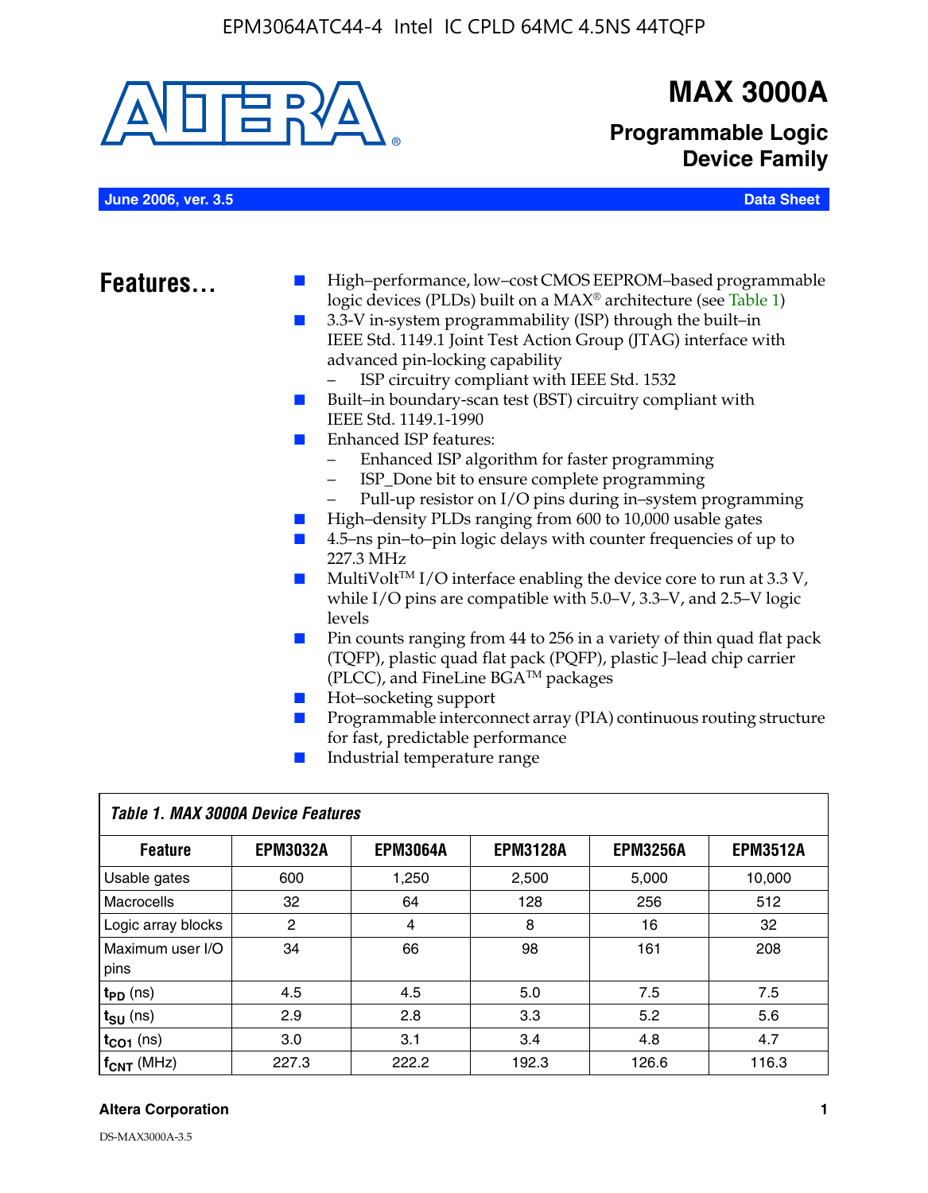# MAX 3000A

## Programmable Logic Device Family

**June 2006, ver. 3.5** **Data Sheet**

## Features...

- High–performance, low–cost CMOS EEPROM–based programmable logic devices (PLDs) built on a MAX® architecture (see Table 1)
- 3.3-V in-system programmability (ISP) through the built–in IEEE Std. 1149.1 Joint Test Action Group (JTAG) interface with advanced pin-locking capability
  - ISP circuitry compliant with IEEE Std. 1532
- Built–in boundary-scan test (BST) circuitry compliant with IEEE Std. 1149.1-1990
- Enhanced ISP features:
  - Enhanced ISP algorithm for faster programming
  - ISP_Done bit to ensure complete programming
  - Pull-up resistor on I/O pins during in–system programming
- High–density PLDs ranging from 600 to 10,000 usable gates
- 4.5–ns pin–to–pin logic delays with counter frequencies of up to 227.3 MHz
- MultiVolt™ I/O interface enabling the device core to run at 3.3 V, while I/O pins are compatible with 5.0–V, 3.3–V, and 2.5–V logic levels
- Pin counts ranging from 44 to 256 in a variety of thin quad flat pack (TQFP), plastic quad flat pack (PQFP), plastic J–lead chip carrier (PLCC), and FineLine BGA™ packages
- Hot–socketing support
- Programmable interconnect array (PIA) continuous routing structure for fast, predictable performance
- Industrial temperature range

*Table 1. MAX 3000A Device Features*

| Feature | EPM3032A | EPM3064A | EPM3128A | EPM3256A | EPM3512A |
|---|---|---|---|---|---|
| Usable gates | 600 | 1,250 | 2,500 | 5,000 | 10,000 |
| Macrocells | 32 | 64 | 128 | 256 | 512 |
| Logic array blocks | 2 | 4 | 8 | 16 | 32 |
| Maximum user I/O pins | 34 | 66 | 98 | 161 | 208 |
| $t_{PD}$ (ns) | 4.5 | 4.5 | 5.0 | 7.5 | 7.5 |
| $t_{SU}$ (ns) | 2.9 | 2.8 | 3.3 | 5.2 | 5.6 |
| $t_{CO1}$ (ns) | 3.0 | 3.1 | 3.4 | 4.8 | 4.7 |
| $f_{CNT}$ (MHz) | 227.3 | 222.2 | 192.3 | 126.6 | 116.3 |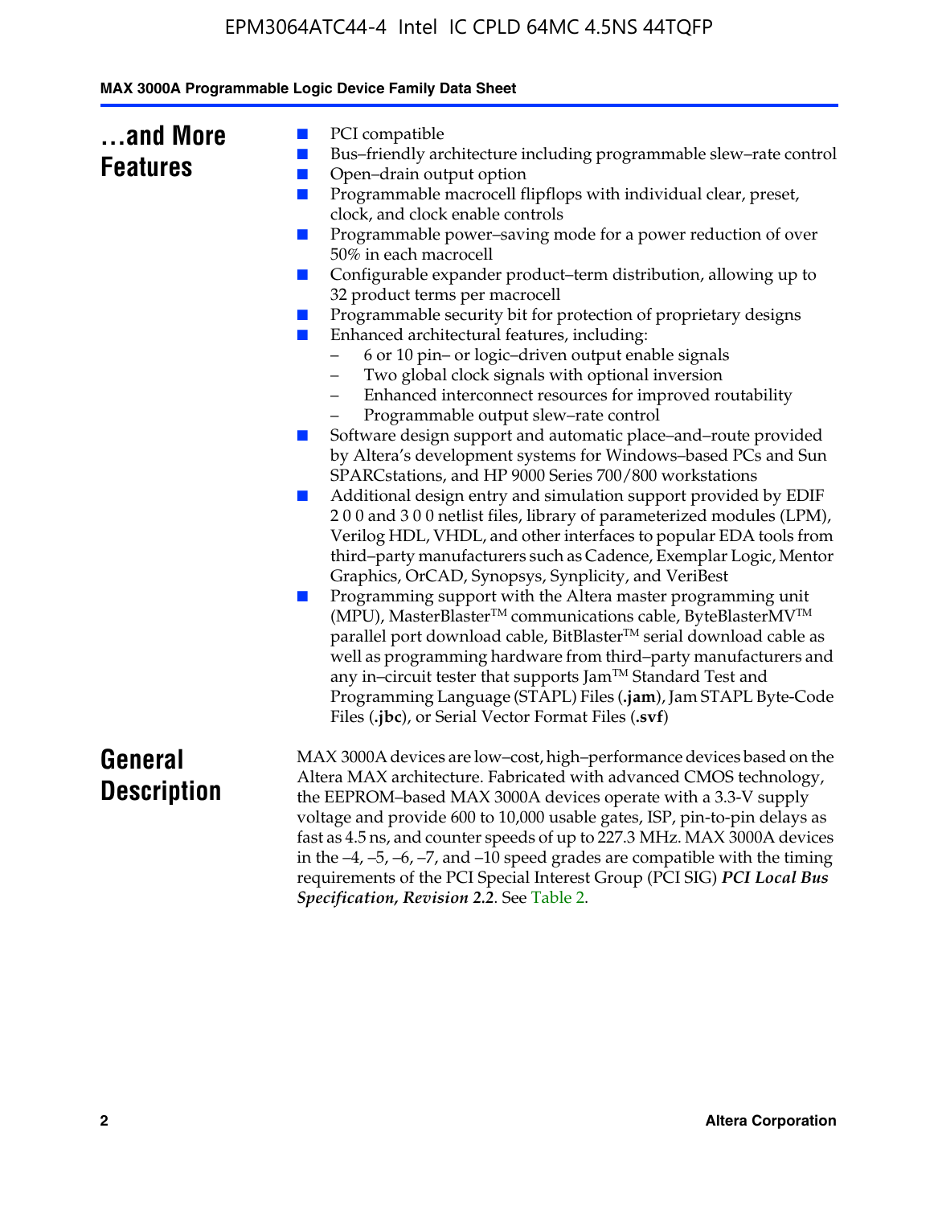## ...and More Features

- PCI compatible
- Bus–friendly architecture including programmable slew–rate control
- Open–drain output option
- Programmable macrocell flipflops with individual clear, preset, clock, and clock enable controls
- Programmable power–saving mode for a power reduction of over 50% in each macrocell
- Configurable expander product–term distribution, allowing up to 32 product terms per macrocell
- Programmable security bit for protection of proprietary designs
- Enhanced architectural features, including:
  - 6 or 10 pin– or logic–driven output enable signals
  - Two global clock signals with optional inversion
  - Enhanced interconnect resources for improved routability
  - Programmable output slew–rate control
- Software design support and automatic place–and–route provided by Altera's development systems for Windows–based PCs and Sun SPARCstations, and HP 9000 Series 700/800 workstations
- Additional design entry and simulation support provided by EDIF 2 0 0 and 3 0 0 netlist files, library of parameterized modules (LPM), Verilog HDL, VHDL, and other interfaces to popular EDA tools from third–party manufacturers such as Cadence, Exemplar Logic, Mentor Graphics, OrCAD, Synopsys, Synplicity, and VeriBest
- Programming support with the Altera master programming unit (MPU), MasterBlaster™ communications cable, ByteBlasterMV™ parallel port download cable, BitBlaster™ serial download cable as well as programming hardware from third–party manufacturers and any in–circuit tester that supports Jam™ Standard Test and Programming Language (STAPL) Files (**.jam**), Jam STAPL Byte-Code Files (**.jbc**), or Serial Vector Format Files (**.svf**)

## General Description

MAX 3000A devices are low–cost, high–performance devices based on the Altera MAX architecture. Fabricated with advanced CMOS technology, the EEPROM–based MAX 3000A devices operate with a 3.3-V supply voltage and provide 600 to 10,000 usable gates, ISP, pin-to-pin delays as fast as 4.5 ns, and counter speeds of up to 227.3 MHz. MAX 3000A devices in the –4, –5, –6, –7, and –10 speed grades are compatible with the timing requirements of the PCI Special Interest Group (PCI SIG) ***PCI Local Bus Specification, Revision 2.2***. See Table 2.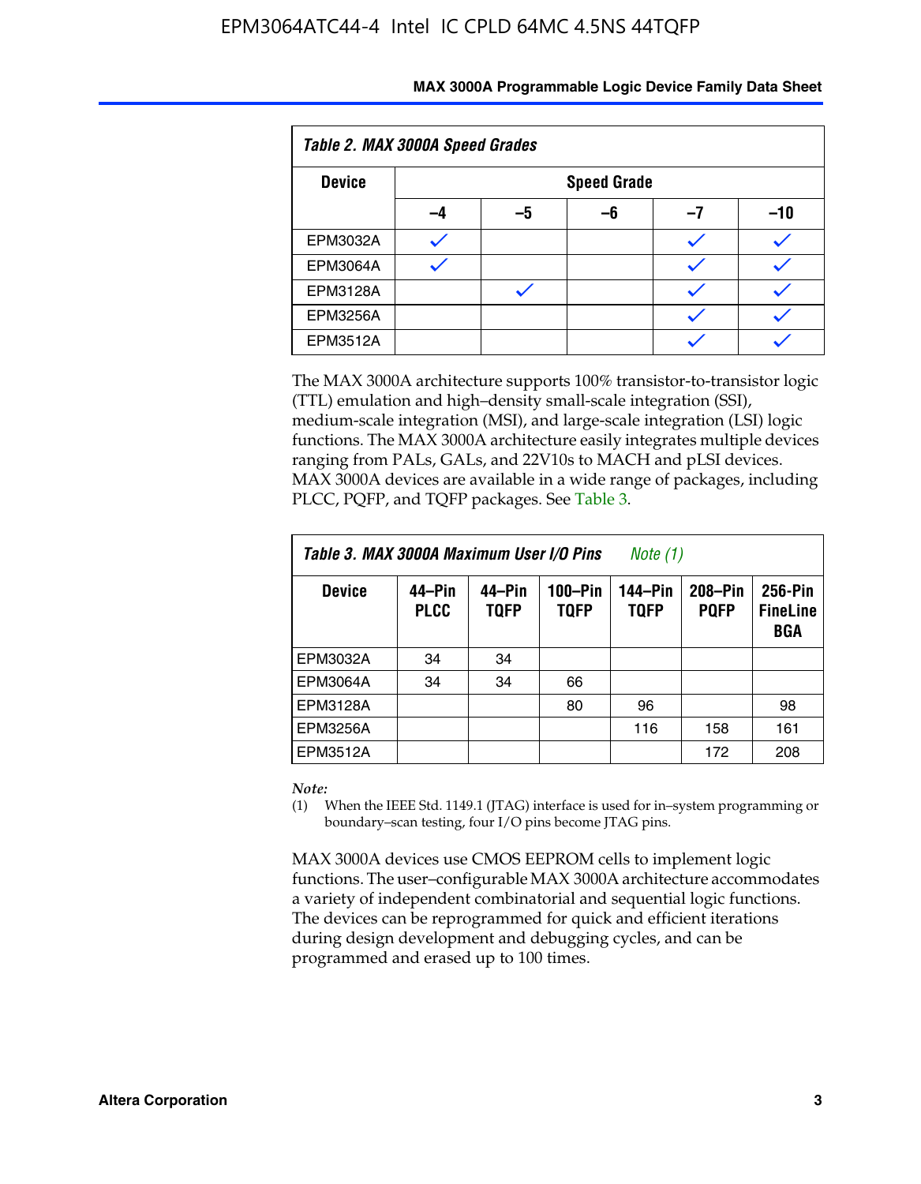**Table 2. MAX 3000A Speed Grades**

| Device | Speed Grade | | | | |
|---|---|---|---|---|---|
| | –4 | –5 | –6 | –7 | –10 |
| EPM3032A | ✓ | | | ✓ | ✓ |
| EPM3064A | ✓ | | | ✓ | ✓ |
| EPM3128A | | ✓ | | ✓ | ✓ |
| EPM3256A | | | | ✓ | ✓ |
| EPM3512A | | | | ✓ | ✓ |

The MAX 3000A architecture supports 100% transistor-to-transistor logic (TTL) emulation and high–density small-scale integration (SSI), medium-scale integration (MSI), and large-scale integration (LSI) logic functions. The MAX 3000A architecture easily integrates multiple devices ranging from PALs, GALs, and 22V10s to MACH and pLSI devices. MAX 3000A devices are available in a wide range of packages, including PLCC, PQFP, and TQFP packages. See Table 3.

**Table 3. MAX 3000A Maximum User I/O Pins** *Note (1)*

| Device | 44–Pin PLCC | 44–Pin TQFP | 100–Pin TQFP | 144–Pin TQFP | 208–Pin PQFP | 256-Pin FineLine BGA |
|---|---|---|---|---|---|---|
| EPM3032A | 34 | 34 | | | | |
| EPM3064A | 34 | 34 | 66 | | | |
| EPM3128A | | | 80 | 96 | | 98 |
| EPM3256A | | | | 116 | 158 | 161 |
| EPM3512A | | | | | 172 | 208 |

*Note:*

(1) When the IEEE Std. 1149.1 (JTAG) interface is used for in–system programming or boundary–scan testing, four I/O pins become JTAG pins.

MAX 3000A devices use CMOS EEPROM cells to implement logic functions. The user–configurable MAX 3000A architecture accommodates a variety of independent combinatorial and sequential logic functions. The devices can be reprogrammed for quick and efficient iterations during design development and debugging cycles, and can be programmed and erased up to 100 times.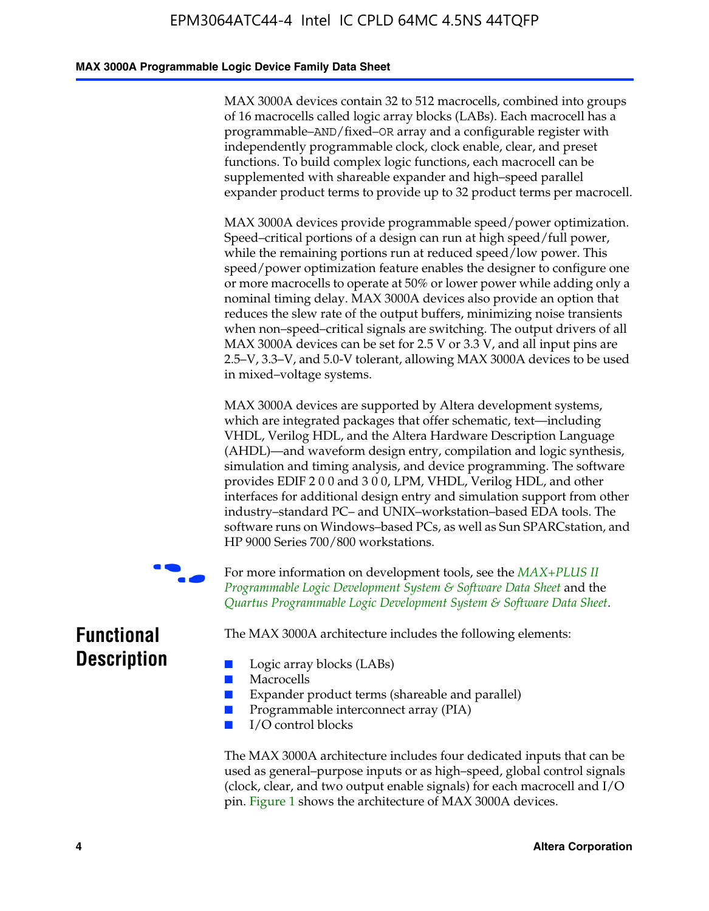MAX 3000A devices contain 32 to 512 macrocells, combined into groups of 16 macrocells called logic array blocks (LABs). Each macrocell has a programmable–AND/fixed–OR array and a configurable register with independently programmable clock, clock enable, clear, and preset functions. To build complex logic functions, each macrocell can be supplemented with shareable expander and high–speed parallel expander product terms to provide up to 32 product terms per macrocell.

MAX 3000A devices provide programmable speed/power optimization. Speed–critical portions of a design can run at high speed/full power, while the remaining portions run at reduced speed/low power. This speed/power optimization feature enables the designer to configure one or more macrocells to operate at 50% or lower power while adding only a nominal timing delay. MAX 3000A devices also provide an option that reduces the slew rate of the output buffers, minimizing noise transients when non–speed–critical signals are switching. The output drivers of all MAX 3000A devices can be set for 2.5 V or 3.3 V, and all input pins are 2.5–V, 3.3–V, and 5.0-V tolerant, allowing MAX 3000A devices to be used in mixed–voltage systems.

MAX 3000A devices are supported by Altera development systems, which are integrated packages that offer schematic, text—including VHDL, Verilog HDL, and the Altera Hardware Description Language (AHDL)—and waveform design entry, compilation and logic synthesis, simulation and timing analysis, and device programming. The software provides EDIF 2 0 0 and 3 0 0, LPM, VHDL, Verilog HDL, and other interfaces for additional design entry and simulation support from other industry–standard PC– and UNIX–workstation–based EDA tools. The software runs on Windows–based PCs, as well as Sun SPARCstation, and HP 9000 Series 700/800 workstations.

For more information on development tools, see the *MAX+PLUS II Programmable Logic Development System & Software Data Sheet* and the *Quartus Programmable Logic Development System & Software Data Sheet*.

## Functional Description

The MAX 3000A architecture includes the following elements:

- Logic array blocks (LABs)
- Macrocells
- Expander product terms (shareable and parallel)
- Programmable interconnect array (PIA)
- I/O control blocks

The MAX 3000A architecture includes four dedicated inputs that can be used as general–purpose inputs or as high–speed, global control signals (clock, clear, and two output enable signals) for each macrocell and I/O pin. Figure 1 shows the architecture of MAX 3000A devices.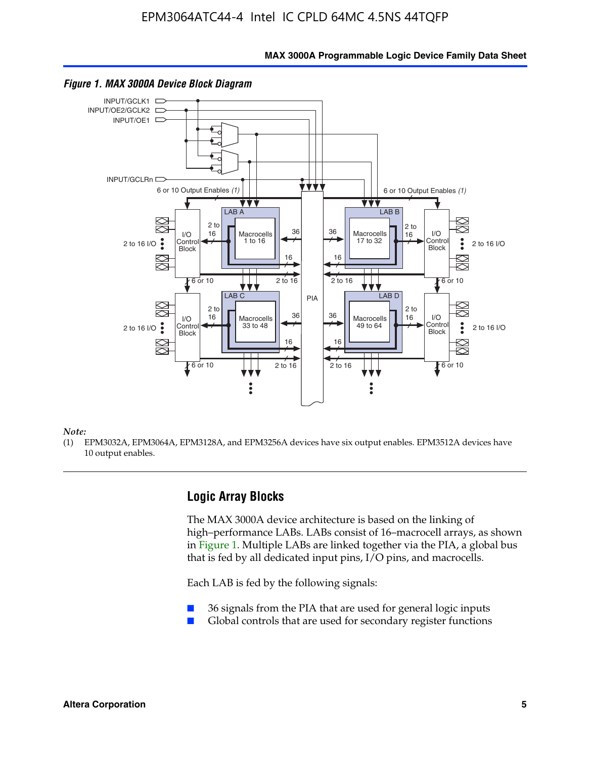*Figure 1. MAX 3000A Device Block Diagram*

*Note:*

(1) EPM3032A, EPM3064A, EPM3128A, and EPM3256A devices have six output enables. EPM3512A devices have 10 output enables.

## Logic Array Blocks

The MAX 3000A device architecture is based on the linking of high–performance LABs. LABs consist of 16–macrocell arrays, as shown in Figure 1. Multiple LABs are linked together via the PIA, a global bus that is fed by all dedicated input pins, I/O pins, and macrocells.

Each LAB is fed by the following signals:

- 36 signals from the PIA that are used for general logic inputs
- Global controls that are used for secondary register functions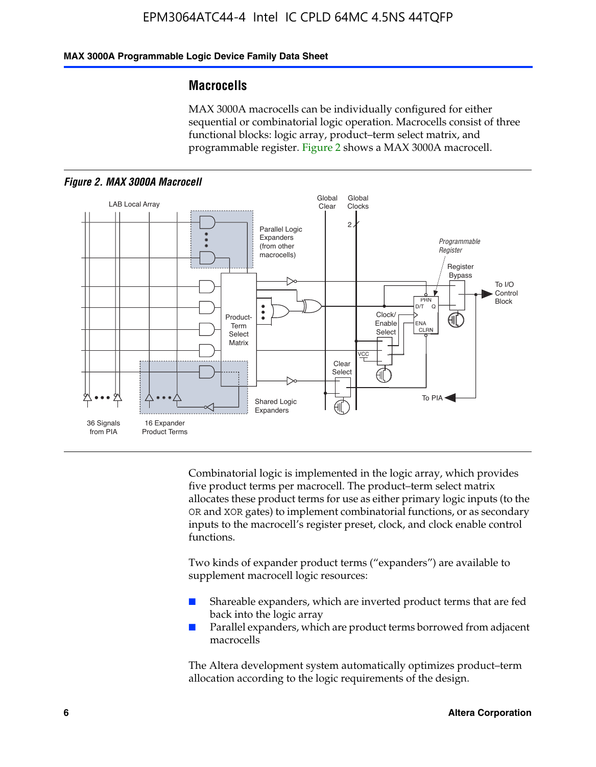## Macrocells

MAX 3000A macrocells can be individually configured for either sequential or combinatorial logic operation. Macrocells consist of three functional blocks: logic array, product–term select matrix, and programmable register. Figure 2 shows a MAX 3000A macrocell.

*Figure 2. MAX 3000A Macrocell*

Combinatorial logic is implemented in the logic array, which provides five product terms per macrocell. The product–term select matrix allocates these product terms for use as either primary logic inputs (to the OR and XOR gates) to implement combinatorial functions, or as secondary inputs to the macrocell's register preset, clock, and clock enable control functions.

Two kinds of expander product terms ("expanders") are available to supplement macrocell logic resources:

- Shareable expanders, which are inverted product terms that are fed back into the logic array
- Parallel expanders, which are product terms borrowed from adjacent macrocells

The Altera development system automatically optimizes product–term allocation according to the logic requirements of the design.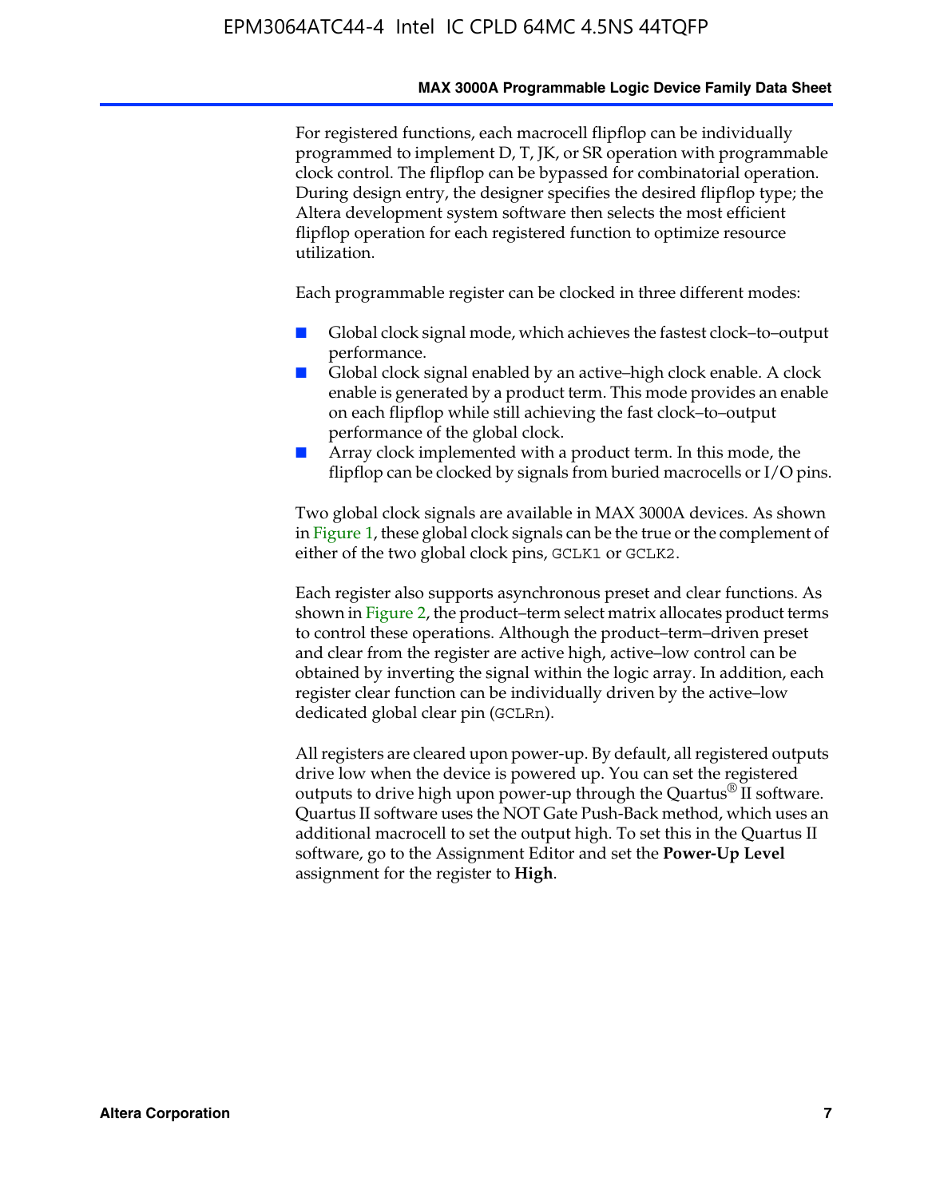For registered functions, each macrocell flipflop can be individually programmed to implement D, T, JK, or SR operation with programmable clock control. The flipflop can be bypassed for combinatorial operation. During design entry, the designer specifies the desired flipflop type; the Altera development system software then selects the most efficient flipflop operation for each registered function to optimize resource utilization.

Each programmable register can be clocked in three different modes:

- Global clock signal mode, which achieves the fastest clock–to–output performance.
- Global clock signal enabled by an active–high clock enable. A clock enable is generated by a product term. This mode provides an enable on each flipflop while still achieving the fast clock–to–output performance of the global clock.
- Array clock implemented with a product term. In this mode, the flipflop can be clocked by signals from buried macrocells or I/O pins.

Two global clock signals are available in MAX 3000A devices. As shown in Figure 1, these global clock signals can be the true or the complement of either of the two global clock pins, `GCLK1` or `GCLK2`.

Each register also supports asynchronous preset and clear functions. As shown in Figure 2, the product–term select matrix allocates product terms to control these operations. Although the product–term–driven preset and clear from the register are active high, active–low control can be obtained by inverting the signal within the logic array. In addition, each register clear function can be individually driven by the active–low dedicated global clear pin (`GCLRn`).

All registers are cleared upon power-up. By default, all registered outputs drive low when the device is powered up. You can set the registered outputs to drive high upon power-up through the Quartus® II software. Quartus II software uses the NOT Gate Push-Back method, which uses an additional macrocell to set the output high. To set this in the Quartus II software, go to the Assignment Editor and set the **Power-Up Level** assignment for the register to **High**.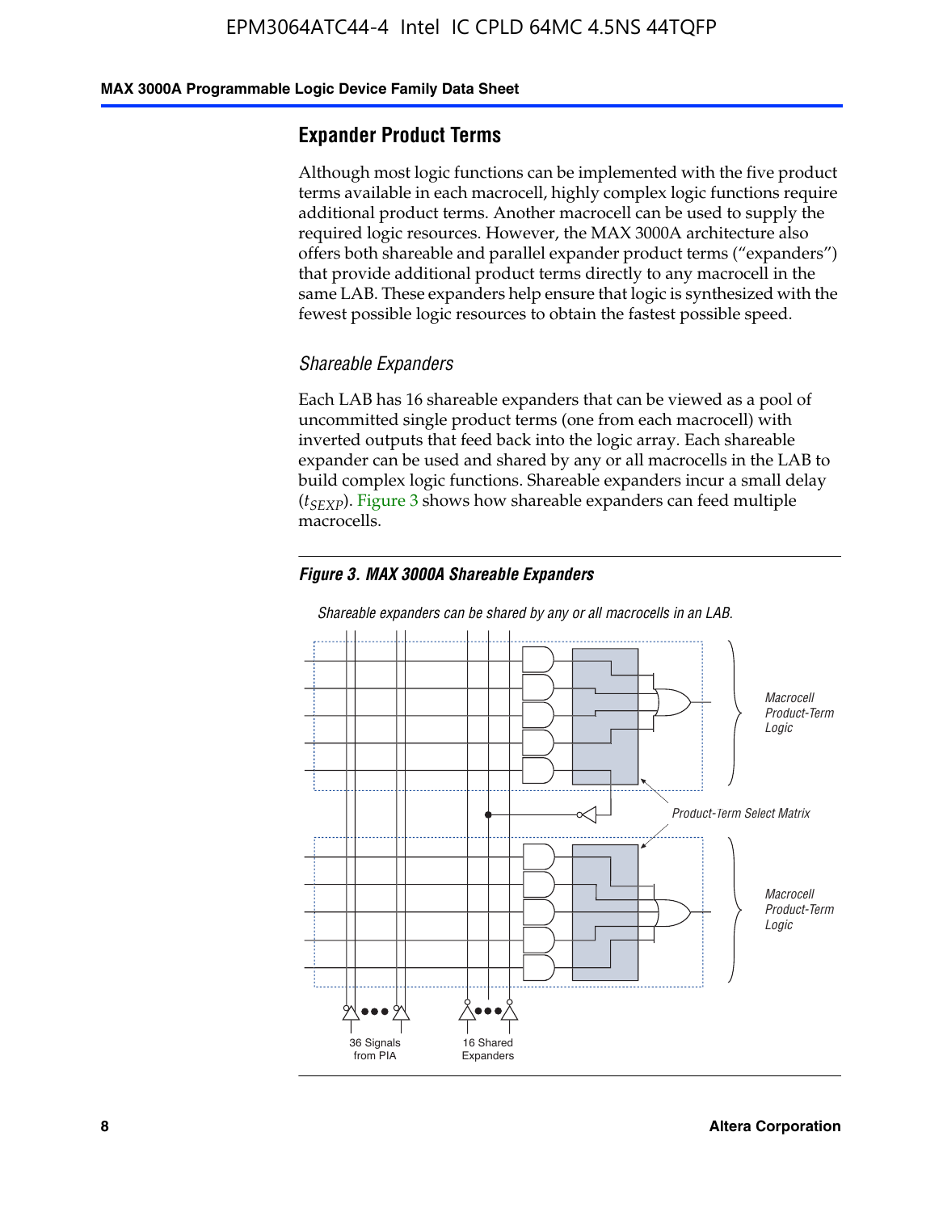## Expander Product Terms

Although most logic functions can be implemented with the five product terms available in each macrocell, highly complex logic functions require additional product terms. Another macrocell can be used to supply the required logic resources. However, the MAX 3000A architecture also offers both shareable and parallel expander product terms (“expanders”) that provide additional product terms directly to any macrocell in the same LAB. These expanders help ensure that logic is synthesized with the fewest possible logic resources to obtain the fastest possible speed.

### *Shareable Expanders*

Each LAB has 16 shareable expanders that can be viewed as a pool of uncommitted single product terms (one from each macrocell) with inverted outputs that feed back into the logic array. Each shareable expander can be used and shared by any or all macrocells in the LAB to build complex logic functions. Shareable expanders incur a small delay ($t_{SEXP}$). Figure 3 shows how shareable expanders can feed multiple macrocells.

***Figure 3. MAX 3000A Shareable Expanders***

*Shareable expanders can be shared by any or all macrocells in an LAB.*

Macrocell Product-Term Logic

Product-Term Select Matrix

Macrocell Product-Term Logic

36 Signals from PIA

16 Shared Expanders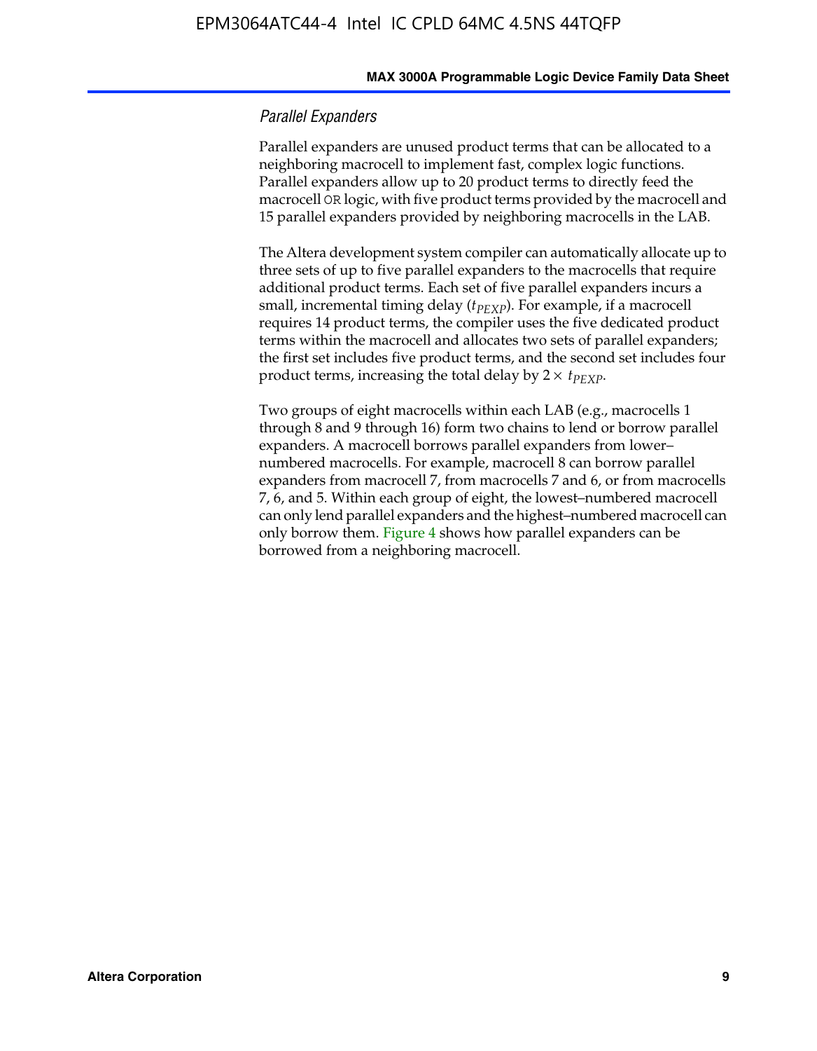### *Parallel Expanders*

Parallel expanders are unused product terms that can be allocated to a neighboring macrocell to implement fast, complex logic functions. Parallel expanders allow up to 20 product terms to directly feed the macrocell OR logic, with five product terms provided by the macrocell and 15 parallel expanders provided by neighboring macrocells in the LAB.

The Altera development system compiler can automatically allocate up to three sets of up to five parallel expanders to the macrocells that require additional product terms. Each set of five parallel expanders incurs a small, incremental timing delay ($t_{PEXP}$). For example, if a macrocell requires 14 product terms, the compiler uses the five dedicated product terms within the macrocell and allocates two sets of parallel expanders; the first set includes five product terms, and the second set includes four product terms, increasing the total delay by $2 \times t_{PEXP}$.

Two groups of eight macrocells within each LAB (e.g., macrocells 1 through 8 and 9 through 16) form two chains to lend or borrow parallel expanders. A macrocell borrows parallel expanders from lower–numbered macrocells. For example, macrocell 8 can borrow parallel expanders from macrocell 7, from macrocells 7 and 6, or from macrocells 7, 6, and 5. Within each group of eight, the lowest–numbered macrocell can only lend parallel expanders and the highest–numbered macrocell can only borrow them. Figure 4 shows how parallel expanders can be borrowed from a neighboring macrocell.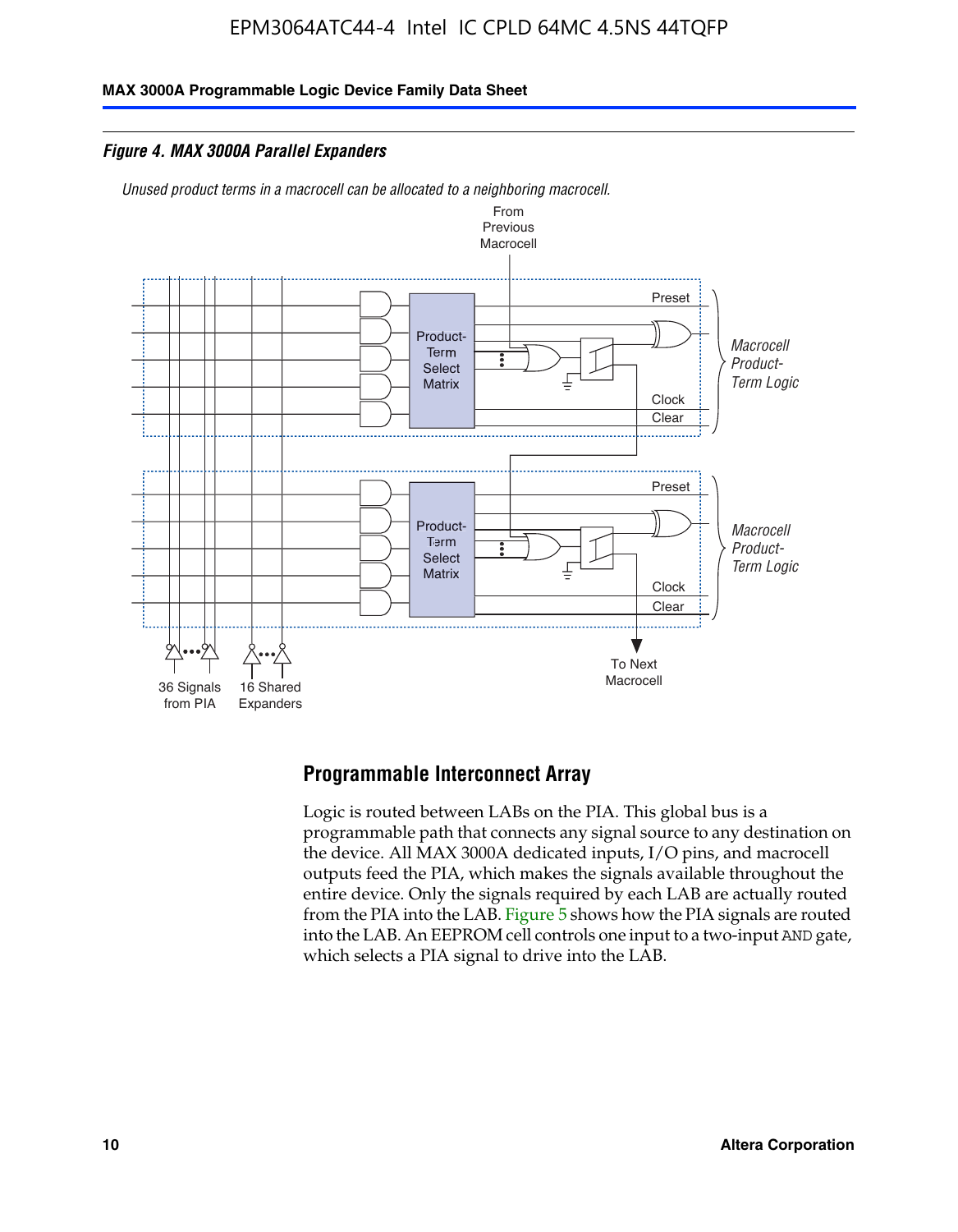EPM3064ATC44-4 Intel IC CPLD 64MC 4.5NS 44TQFP

*Figure 4. MAX 3000A Parallel Expanders*

*Unused product terms in a macrocell can be allocated to a neighboring macrocell.*

From Previous Macrocell

Preset

Product-Term Select Matrix

*Macrocell Product-Term Logic*

Clock

Clear

Preset

Product-Term Select Matrix

*Macrocell Product-Term Logic*

Clock

Clear

36 Signals from PIA

16 Shared Expanders

To Next Macrocell

## Programmable Interconnect Array

Logic is routed between LABs on the PIA. This global bus is a programmable path that connects any signal source to any destination on the device. All MAX 3000A dedicated inputs, I/O pins, and macrocell outputs feed the PIA, which makes the signals available throughout the entire device. Only the signals required by each LAB are actually routed from the PIA into the LAB. Figure 5 shows how the PIA signals are routed into the LAB. An EEPROM cell controls one input to a two-input AND gate, which selects a PIA signal to drive into the LAB.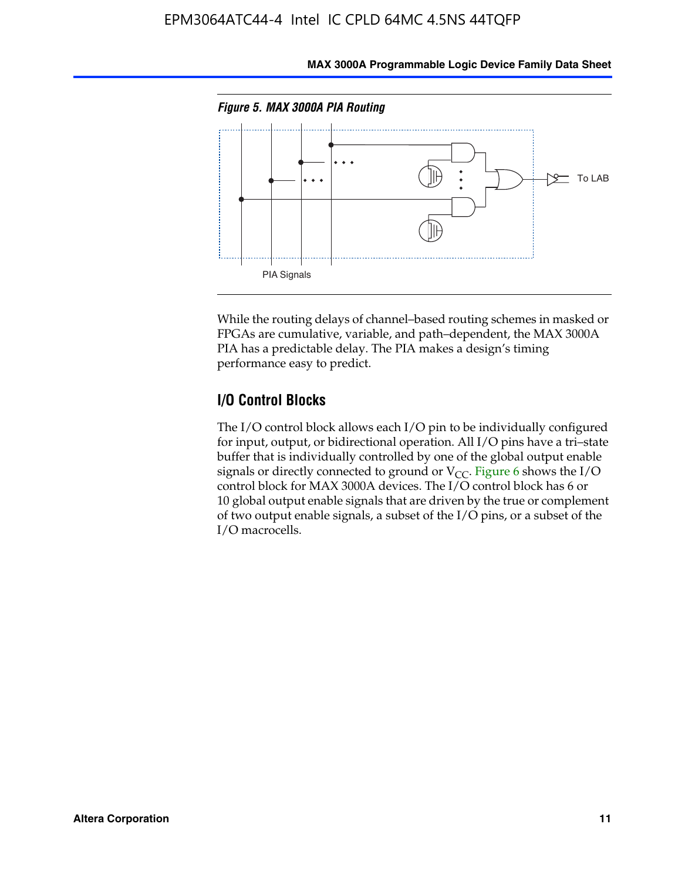*Figure 5. MAX 3000A PIA Routing*

While the routing delays of channel–based routing schemes in masked or FPGAs are cumulative, variable, and path–dependent, the MAX 3000A PIA has a predictable delay. The PIA makes a design's timing performance easy to predict.

## I/O Control Blocks

The I/O control block allows each I/O pin to be individually configured for input, output, or bidirectional operation. All I/O pins have a tri–state buffer that is individually controlled by one of the global output enable signals or directly connected to ground or $V_{CC}$. Figure 6 shows the I/O control block for MAX 3000A devices. The I/O control block has 6 or 10 global output enable signals that are driven by the true or complement of two output enable signals, a subset of the I/O pins, or a subset of the I/O macrocells.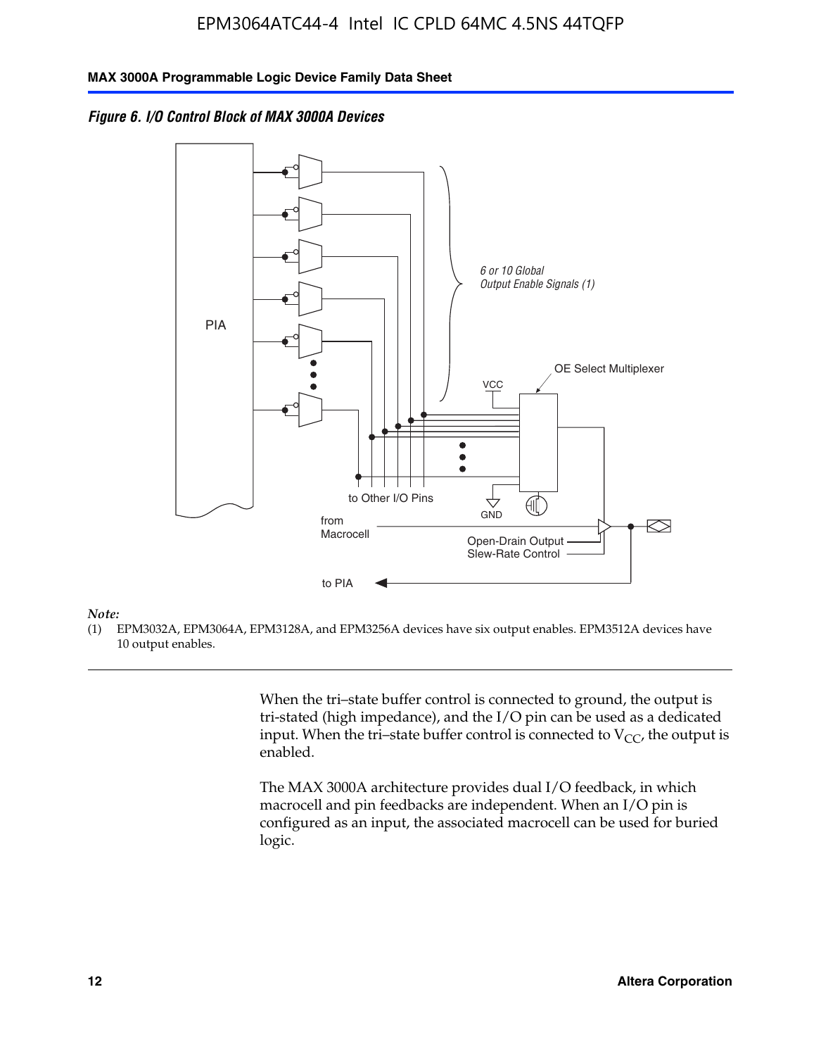*Figure 6. I/O Control Block of MAX 3000A Devices*

PIA

6 or 10 Global Output Enable Signals (1)

OE Select Multiplexer

VCC

GND

to Other I/O Pins

from Macrocell

Open-Drain Output

Slew-Rate Control

to PIA

*Note:*

(1) EPM3032A, EPM3064A, EPM3128A, and EPM3256A devices have six output enables. EPM3512A devices have 10 output enables.

---

When the tri–state buffer control is connected to ground, the output is tri-stated (high impedance), and the I/O pin can be used as a dedicated input. When the tri–state buffer control is connected to $V_{CC}$, the output is enabled.

The MAX 3000A architecture provides dual I/O feedback, in which macrocell and pin feedbacks are independent. When an I/O pin is configured as an input, the associated macrocell can be used for buried logic.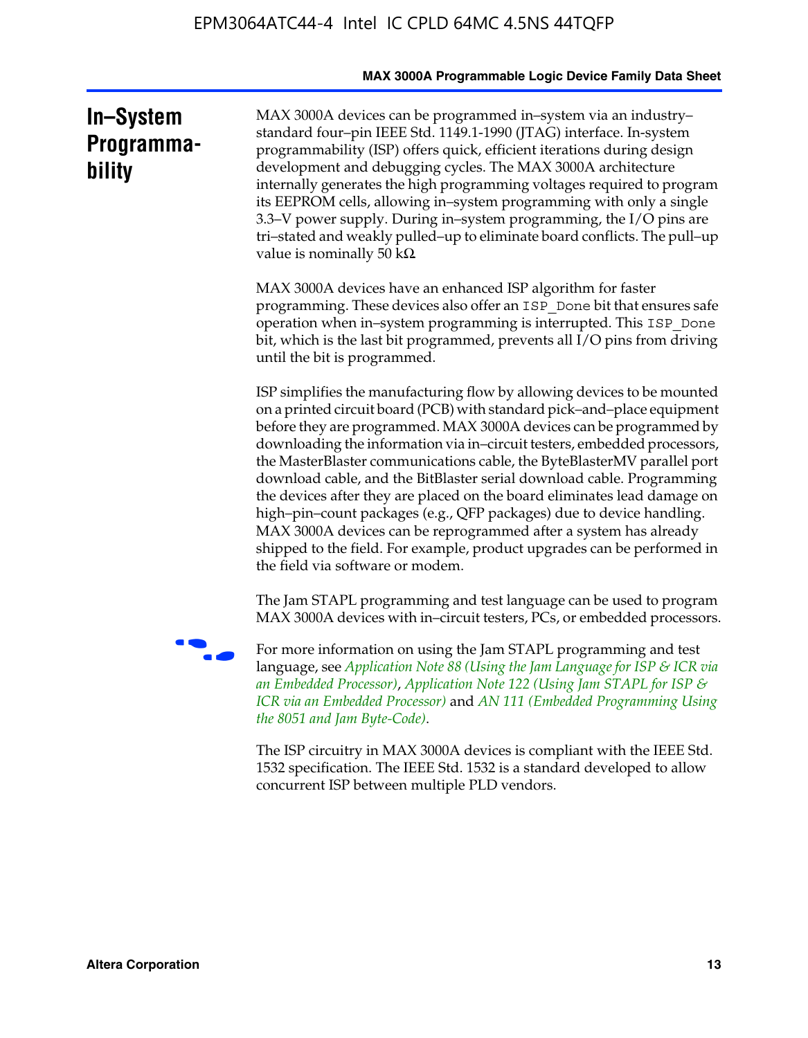## In–System Programmability

MAX 3000A devices can be programmed in–system via an industry–standard four–pin IEEE Std. 1149.1-1990 (JTAG) interface. In-system programmability (ISP) offers quick, efficient iterations during design development and debugging cycles. The MAX 3000A architecture internally generates the high programming voltages required to program its EEPROM cells, allowing in–system programming with only a single 3.3–V power supply. During in–system programming, the I/O pins are tri–stated and weakly pulled–up to eliminate board conflicts. The pull–up value is nominally 50 kΩ.

MAX 3000A devices have an enhanced ISP algorithm for faster programming. These devices also offer an `ISP_Done` bit that ensures safe operation when in–system programming is interrupted. This `ISP_Done` bit, which is the last bit programmed, prevents all I/O pins from driving until the bit is programmed.

ISP simplifies the manufacturing flow by allowing devices to be mounted on a printed circuit board (PCB) with standard pick–and–place equipment before they are programmed. MAX 3000A devices can be programmed by downloading the information via in–circuit testers, embedded processors, the MasterBlaster communications cable, the ByteBlasterMV parallel port download cable, and the BitBlaster serial download cable. Programming the devices after they are placed on the board eliminates lead damage on high–pin–count packages (e.g., QFP packages) due to device handling. MAX 3000A devices can be reprogrammed after a system has already shipped to the field. For example, product upgrades can be performed in the field via software or modem.

The Jam STAPL programming and test language can be used to program MAX 3000A devices with in–circuit testers, PCs, or embedded processors.

For more information on using the Jam STAPL programming and test language, see *Application Note 88 (Using the Jam Language for ISP & ICR via an Embedded Processor)*, *Application Note 122 (Using Jam STAPL for ISP & ICR via an Embedded Processor)* and *AN 111 (Embedded Programming Using the 8051 and Jam Byte-Code)*.

The ISP circuitry in MAX 3000A devices is compliant with the IEEE Std. 1532 specification. The IEEE Std. 1532 is a standard developed to allow concurrent ISP between multiple PLD vendors.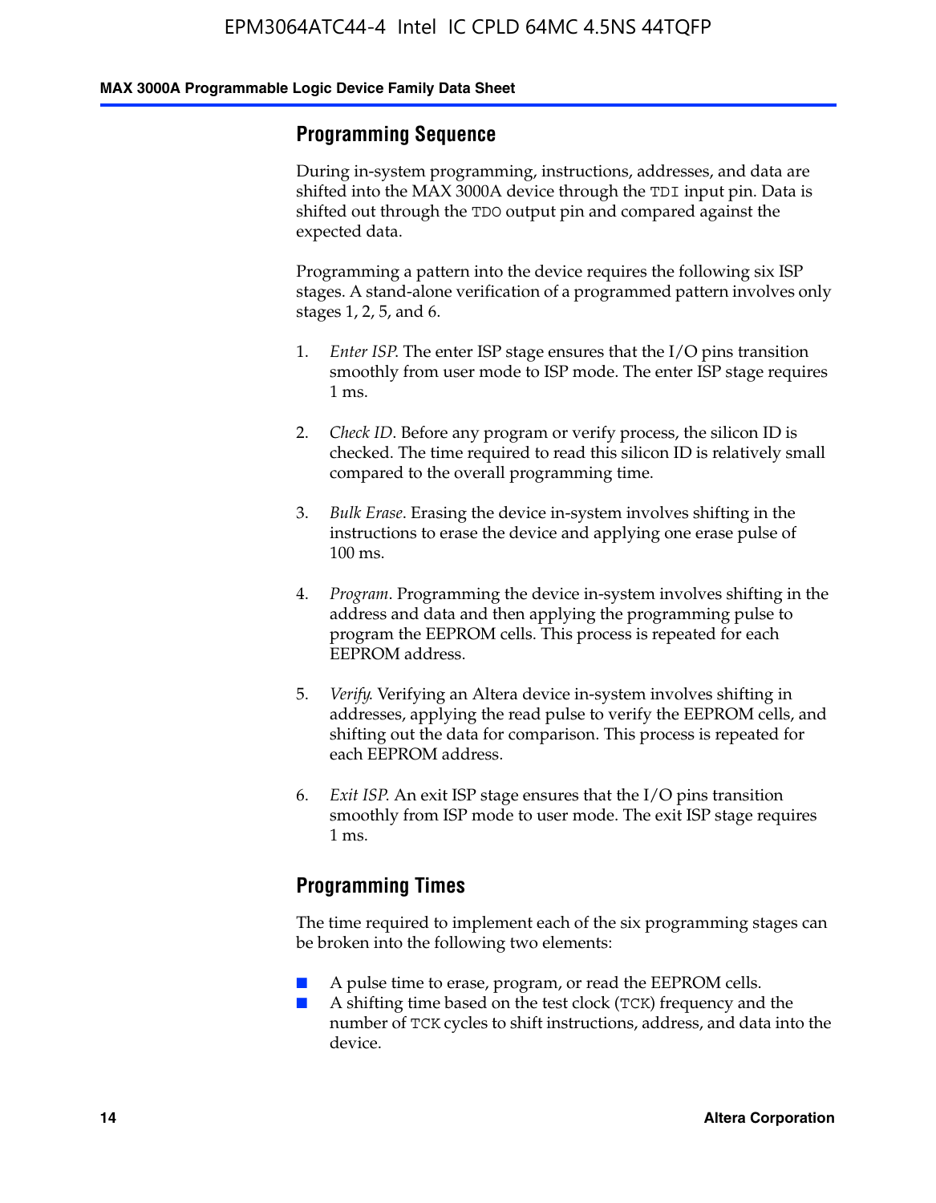## Programming Sequence

During in-system programming, instructions, addresses, and data are shifted into the MAX 3000A device through the `TDI` input pin. Data is shifted out through the `TDO` output pin and compared against the expected data.

Programming a pattern into the device requires the following six ISP stages. A stand-alone verification of a programmed pattern involves only stages 1, 2, 5, and 6.

1. *Enter ISP*. The enter ISP stage ensures that the I/O pins transition smoothly from user mode to ISP mode. The enter ISP stage requires 1 ms.
2. *Check ID*. Before any program or verify process, the silicon ID is checked. The time required to read this silicon ID is relatively small compared to the overall programming time.
3. *Bulk Erase*. Erasing the device in-system involves shifting in the instructions to erase the device and applying one erase pulse of 100 ms.
4. *Program*. Programming the device in-system involves shifting in the address and data and then applying the programming pulse to program the EEPROM cells. This process is repeated for each EEPROM address.
5. *Verify*. Verifying an Altera device in-system involves shifting in addresses, applying the read pulse to verify the EEPROM cells, and shifting out the data for comparison. This process is repeated for each EEPROM address.
6. *Exit ISP*. An exit ISP stage ensures that the I/O pins transition smoothly from ISP mode to user mode. The exit ISP stage requires 1 ms.

## Programming Times

The time required to implement each of the six programming stages can be broken into the following two elements:

- A pulse time to erase, program, or read the EEPROM cells.
- A shifting time based on the test clock (`TCK`) frequency and the number of `TCK` cycles to shift instructions, address, and data into the device.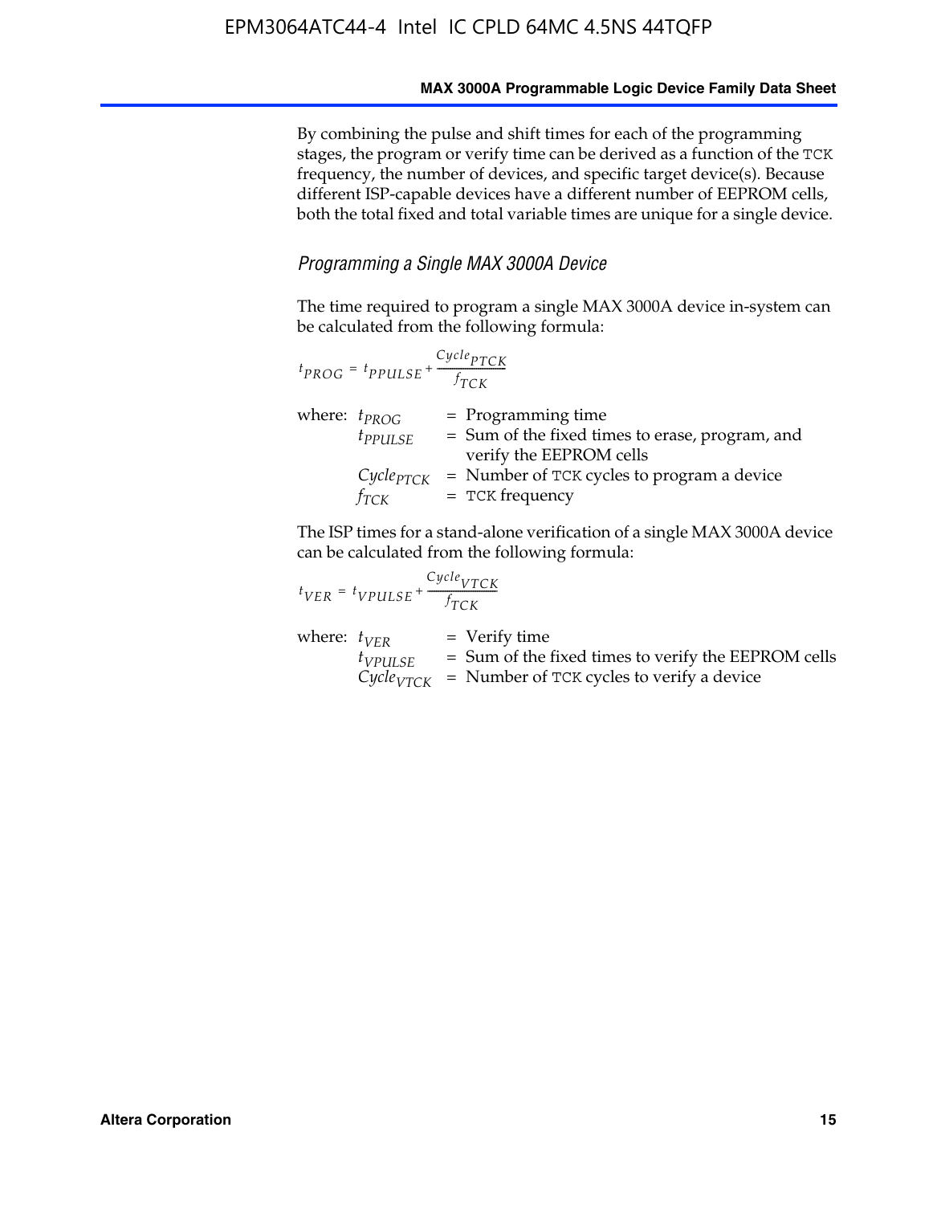By combining the pulse and shift times for each of the programming stages, the program or verify time can be derived as a function of the TCK frequency, the number of devices, and specific target device(s). Because different ISP-capable devices have a different number of EEPROM cells, both the total fixed and total variable times are unique for a single device.

### *Programming a Single MAX 3000A Device*

The time required to program a single MAX 3000A device in-system can be calculated from the following formula:

$$t_{PROG} = t_{PPULSE} + \frac{Cycle_{PTCK}}{f_{TCK}}$$

where:
- $t_{PROG}$ = Programming time
- $t_{PPULSE}$ = Sum of the fixed times to erase, program, and verify the EEPROM cells
- $Cycle_{PTCK}$ = Number of TCK cycles to program a device
- $f_{TCK}$ = TCK frequency

The ISP times for a stand-alone verification of a single MAX 3000A device can be calculated from the following formula:

$$t_{VER} = t_{VPULSE} + \frac{Cycle_{VTCK}}{f_{TCK}}$$

where:
- $t_{VER}$ = Verify time
- $t_{VPULSE}$ = Sum of the fixed times to verify the EEPROM cells
- $Cycle_{VTCK}$ = Number of TCK cycles to verify a device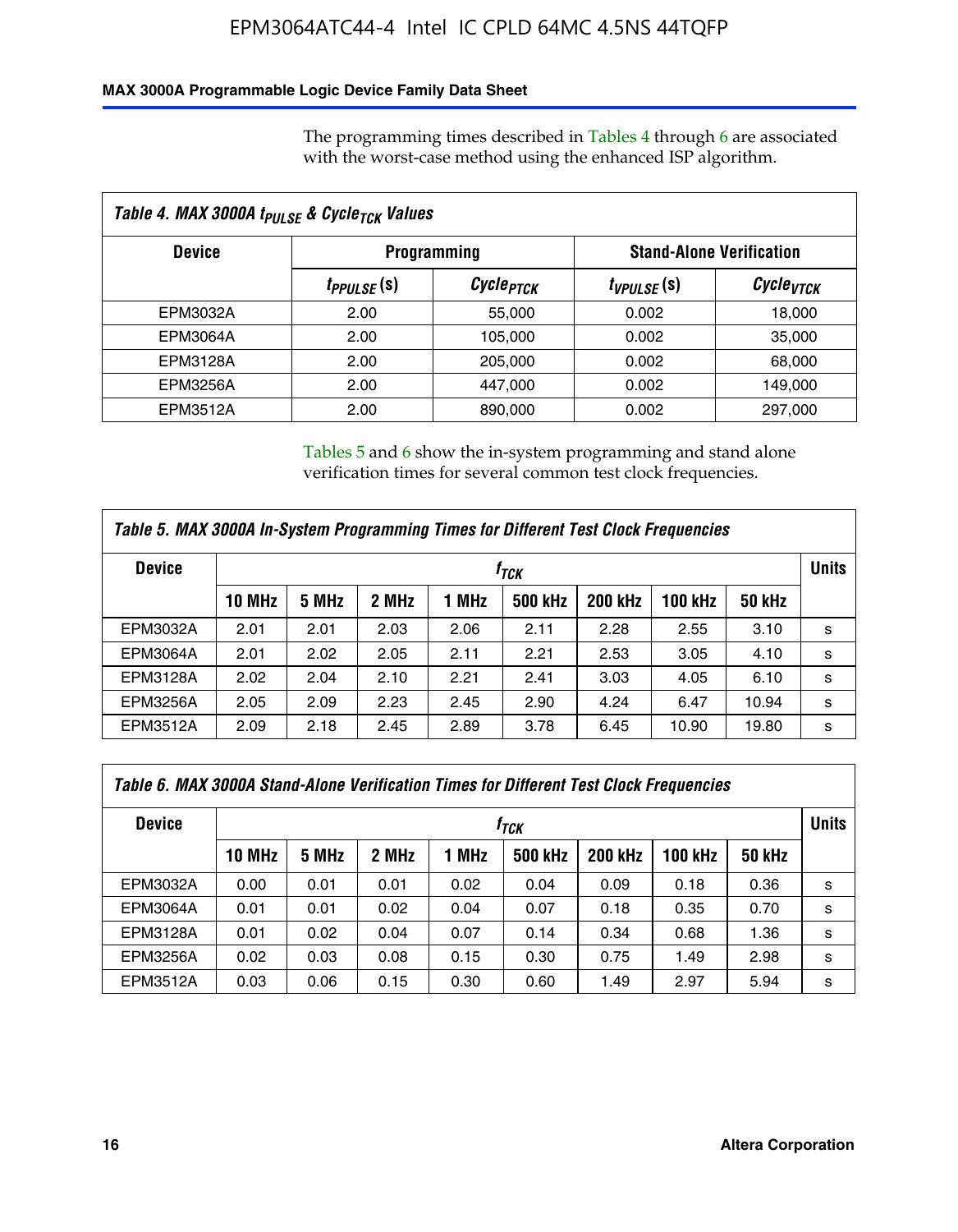The programming times described in Tables 4 through 6 are associated with the worst-case method using the enhanced ISP algorithm.

**Table 4. MAX 3000A $t_{PULSE}$ & $Cycle_{TCK}$ Values**

| Device | Programming | | Stand-Alone Verification | |
|---|---|---|---|---|
| | $t_{PPULSE}$ (s) | $Cycle_{PTCK}$ | $t_{VPULSE}$ (s) | $Cycle_{VTCK}$ |
| EPM3032A | 2.00 | 55,000 | 0.002 | 18,000 |
| EPM3064A | 2.00 | 105,000 | 0.002 | 35,000 |
| EPM3128A | 2.00 | 205,000 | 0.002 | 68,000 |
| EPM3256A | 2.00 | 447,000 | 0.002 | 149,000 |
| EPM3512A | 2.00 | 890,000 | 0.002 | 297,000 |

Tables 5 and 6 show the in-system programming and stand alone verification times for several common test clock frequencies.

**Table 5. MAX 3000A In-System Programming Times for Different Test Clock Frequencies**

| Device | $f_{TCK}$ | | | | | | | | Units |
|---|---|---|---|---|---|---|---|---|---|
| | 10 MHz | 5 MHz | 2 MHz | 1 MHz | 500 kHz | 200 kHz | 100 kHz | 50 kHz | |
| EPM3032A | 2.01 | 2.01 | 2.03 | 2.06 | 2.11 | 2.28 | 2.55 | 3.10 | s |
| EPM3064A | 2.01 | 2.02 | 2.05 | 2.11 | 2.21 | 2.53 | 3.05 | 4.10 | s |
| EPM3128A | 2.02 | 2.04 | 2.10 | 2.21 | 2.41 | 3.03 | 4.05 | 6.10 | s |
| EPM3256A | 2.05 | 2.09 | 2.23 | 2.45 | 2.90 | 4.24 | 6.47 | 10.94 | s |
| EPM3512A | 2.09 | 2.18 | 2.45 | 2.89 | 3.78 | 6.45 | 10.90 | 19.80 | s |

**Table 6. MAX 3000A Stand-Alone Verification Times for Different Test Clock Frequencies**

| Device | $f_{TCK}$ | | | | | | | | Units |
|---|---|---|---|---|---|---|---|---|---|
| | 10 MHz | 5 MHz | 2 MHz | 1 MHz | 500 kHz | 200 kHz | 100 kHz | 50 kHz | |
| EPM3032A | 0.00 | 0.01 | 0.01 | 0.02 | 0.04 | 0.09 | 0.18 | 0.36 | s |
| EPM3064A | 0.01 | 0.01 | 0.02 | 0.04 | 0.07 | 0.18 | 0.35 | 0.70 | s |
| EPM3128A | 0.01 | 0.02 | 0.04 | 0.07 | 0.14 | 0.34 | 0.68 | 1.36 | s |
| EPM3256A | 0.02 | 0.03 | 0.08 | 0.15 | 0.30 | 0.75 | 1.49 | 2.98 | s |
| EPM3512A | 0.03 | 0.06 | 0.15 | 0.30 | 0.60 | 1.49 | 2.97 | 5.94 | s |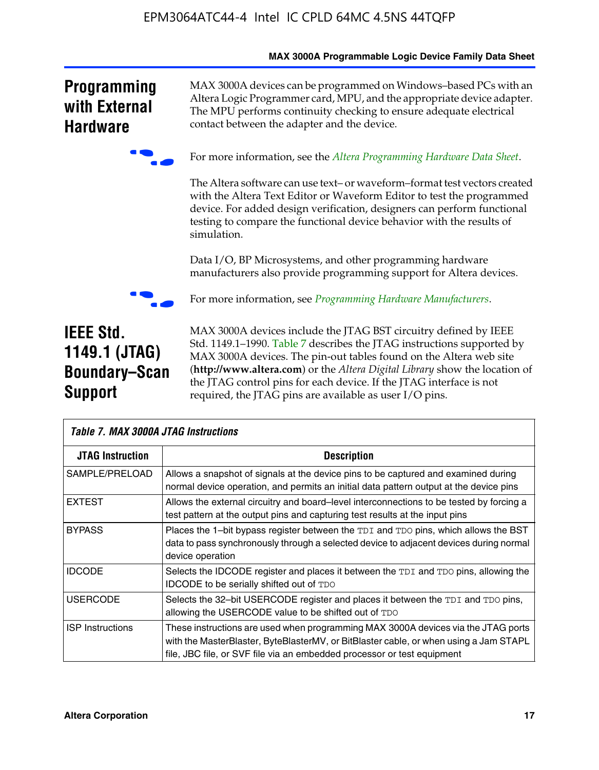## Programming with External Hardware

MAX 3000A devices can be programmed on Windows–based PCs with an Altera Logic Programmer card, MPU, and the appropriate device adapter. The MPU performs continuity checking to ensure adequate electrical contact between the adapter and the device.

For more information, see the *Altera Programming Hardware Data Sheet*.

The Altera software can use text– or waveform–format test vectors created with the Altera Text Editor or Waveform Editor to test the programmed device. For added design verification, designers can perform functional testing to compare the functional device behavior with the results of simulation.

Data I/O, BP Microsystems, and other programming hardware manufacturers also provide programming support for Altera devices.

For more information, see *Programming Hardware Manufacturers*.

## IEEE Std. 1149.1 (JTAG) Boundary–Scan Support

MAX 3000A devices include the JTAG BST circuitry defined by IEEE Std. 1149.1–1990. Table 7 describes the JTAG instructions supported by MAX 3000A devices. The pin-out tables found on the Altera web site (**http://www.altera.com**) or the *Altera Digital Library* show the location of the JTAG control pins for each device. If the JTAG interface is not required, the JTAG pins are available as user I/O pins.

**Table 7. MAX 3000A JTAG Instructions**

| JTAG Instruction | Description |
|---|---|
| SAMPLE/PRELOAD | Allows a snapshot of signals at the device pins to be captured and examined during normal device operation, and permits an initial data pattern output at the device pins |
| EXTEST | Allows the external circuitry and board–level interconnections to be tested by forcing a test pattern at the output pins and capturing test results at the input pins |
| BYPASS | Places the 1–bit bypass register between the `TDI` and `TDO` pins, which allows the BST data to pass synchronously through a selected device to adjacent devices during normal device operation |
| IDCODE | Selects the IDCODE register and places it between the `TDI` and `TDO` pins, allowing the IDCODE to be serially shifted out of `TDO` |
| USERCODE | Selects the 32–bit USERCODE register and places it between the `TDI` and `TDO` pins, allowing the USERCODE value to be shifted out of `TDO` |
| ISP Instructions | These instructions are used when programming MAX 3000A devices via the JTAG ports with the MasterBlaster, ByteBlasterMV, or BitBlaster cable, or when using a Jam STAPL file, JBC file, or SVF file via an embedded processor or test equipment |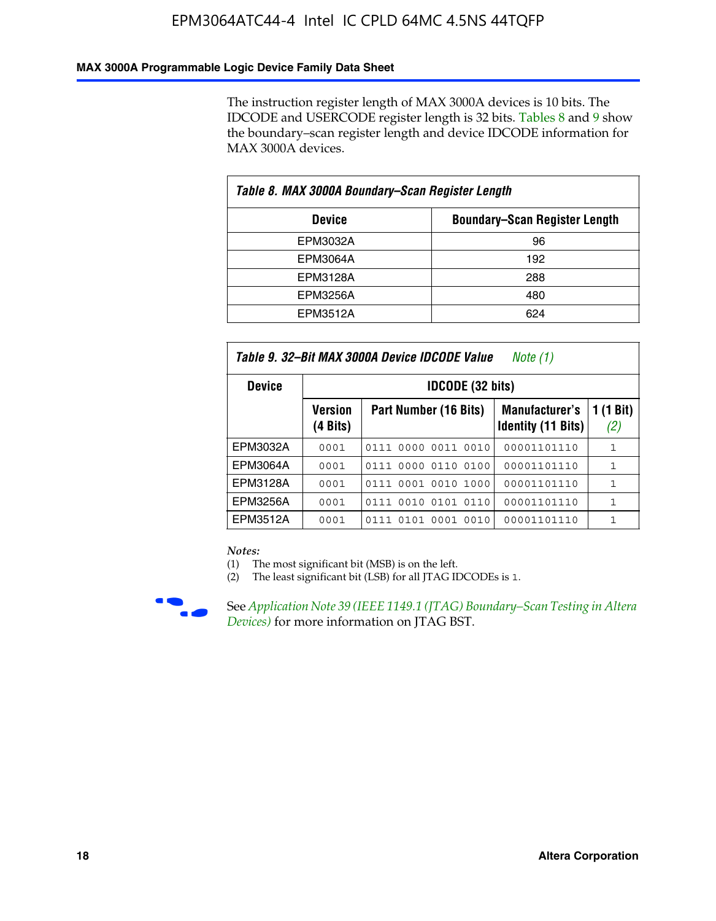The instruction register length of MAX 3000A devices is 10 bits. The IDCODE and USERCODE register length is 32 bits. Tables 8 and 9 show the boundary–scan register length and device IDCODE information for MAX 3000A devices.

| *Table 8. MAX 3000A Boundary–Scan Register Length* | |
|---|---|
| **Device** | **Boundary–Scan Register Length** |
| EPM3032A | 96 |
| EPM3064A | 192 |
| EPM3128A | 288 |
| EPM3256A | 480 |
| EPM3512A | 624 |

*Table 9. 32–Bit MAX 3000A Device IDCODE Value Note (1)*

| Device | IDCODE (32 bits) | | | |
|---|---|---|---|---|
| | **Version (4 Bits)** | **Part Number (16 Bits)** | **Manufacturer's Identity (11 Bits)** | **1 (1 Bit) (2)** |
| EPM3032A | 0001 | 0111 0000 0011 0010 | 00001101110 | 1 |
| EPM3064A | 0001 | 0111 0000 0110 0100 | 00001101110 | 1 |
| EPM3128A | 0001 | 0111 0001 0010 1000 | 00001101110 | 1 |
| EPM3256A | 0001 | 0111 0010 0101 0110 | 00001101110 | 1 |
| EPM3512A | 0001 | 0111 0101 0001 0010 | 00001101110 | 1 |

*Notes:*
(1) The most significant bit (MSB) is on the left.
(2) The least significant bit (LSB) for all JTAG IDCODEs is 1.

See *Application Note 39 (IEEE 1149.1 (JTAG) Boundary–Scan Testing in Altera Devices)* for more information on JTAG BST.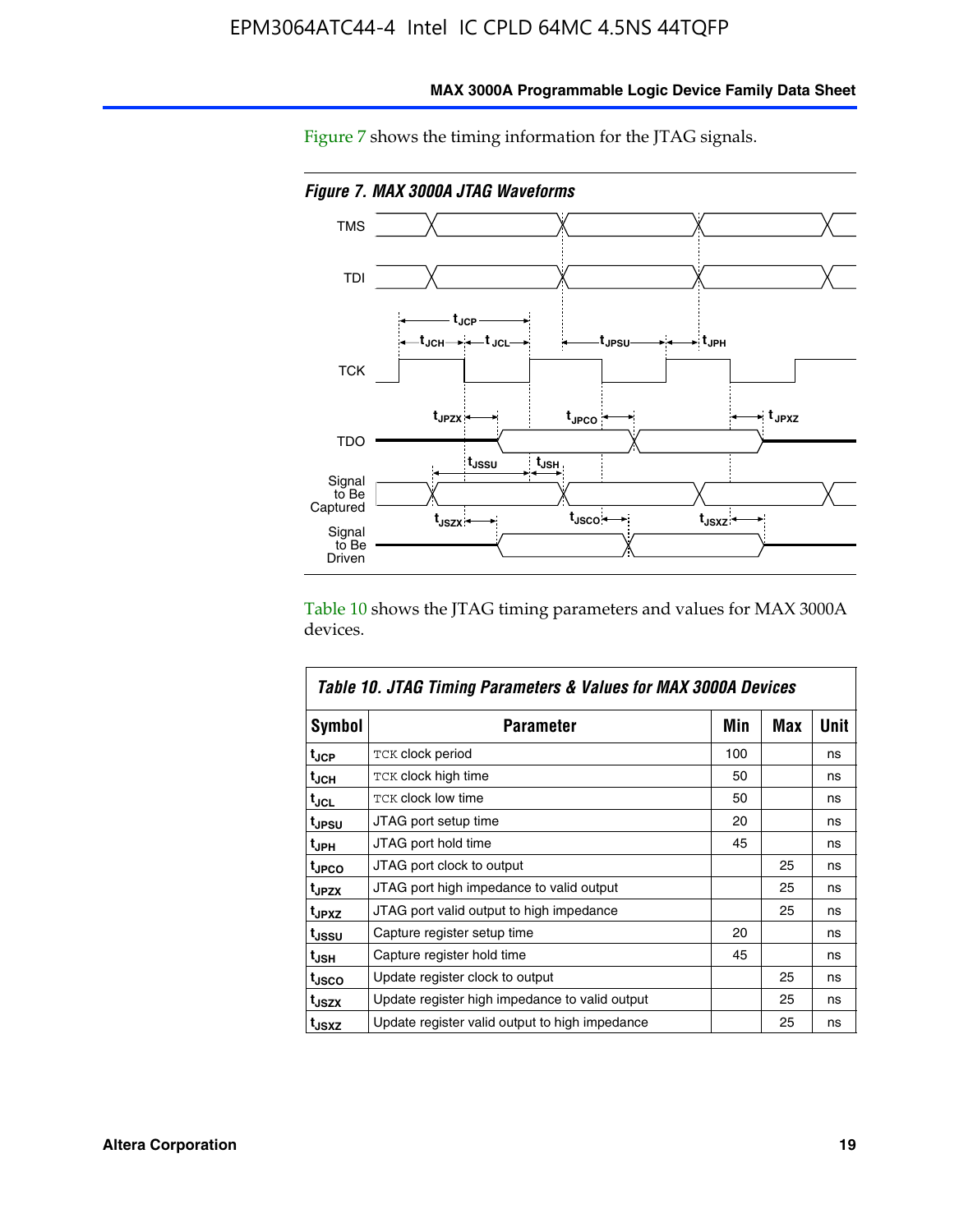Figure 7 shows the timing information for the JTAG signals.

*Figure 7. MAX 3000A JTAG Waveforms*

Table 10 shows the JTAG timing parameters and values for MAX 3000A devices.

| Table 10. JTAG Timing Parameters & Values for MAX 3000A Devices | | | | |
|---|---|---|---|---|
| **Symbol** | **Parameter** | **Min** | **Max** | **Unit** |
| $t_{JCP}$ | TCK clock period | 100 | | ns |
| $t_{JCH}$ | TCK clock high time | 50 | | ns |
| $t_{JCL}$ | TCK clock low time | 50 | | ns |
| $t_{JPSU}$ | JTAG port setup time | 20 | | ns |
| $t_{JPH}$ | JTAG port hold time | 45 | | ns |
| $t_{JPCO}$ | JTAG port clock to output | | 25 | ns |
| $t_{JPZX}$ | JTAG port high impedance to valid output | | 25 | ns |
| $t_{JPXZ}$ | JTAG port valid output to high impedance | | 25 | ns |
| $t_{JSSU}$ | Capture register setup time | 20 | | ns |
| $t_{JSH}$ | Capture register hold time | 45 | | ns |
| $t_{JSCO}$ | Update register clock to output | | 25 | ns |
| $t_{JSZX}$ | Update register high impedance to valid output | | 25 | ns |
| $t_{JSXZ}$ | Update register valid output to high impedance | | 25 | ns |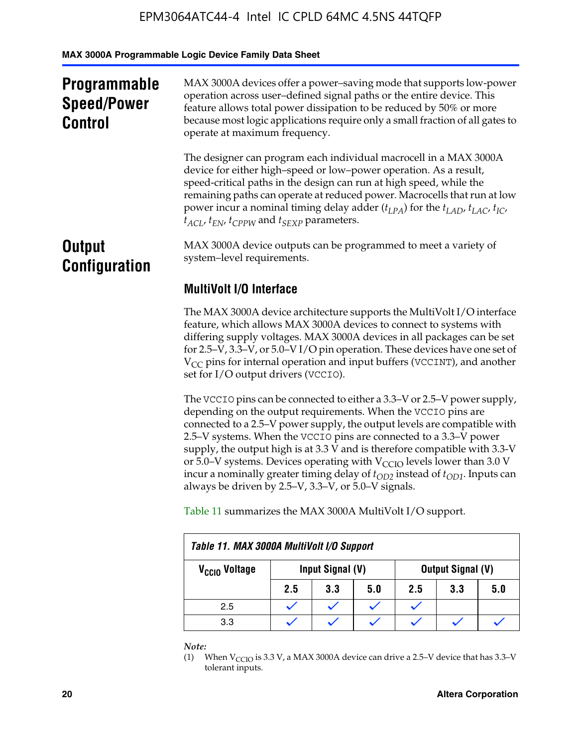## Programmable Speed/Power Control

MAX 3000A devices offer a power–saving mode that supports low-power operation across user–defined signal paths or the entire device. This feature allows total power dissipation to be reduced by 50% or more because most logic applications require only a small fraction of all gates to operate at maximum frequency.

The designer can program each individual macrocell in a MAX 3000A device for either high–speed or low–power operation. As a result, speed-critical paths in the design can run at high speed, while the remaining paths can operate at reduced power. Macrocells that run at low power incur a nominal timing delay adder ($t_{LPA}$) for the $t_{LAD}$, $t_{LAC}$, $t_{IC}$, $t_{ACL}$, $t_{EN}$, $t_{CPPW}$ and $t_{SEXP}$ parameters.

## Output Configuration

MAX 3000A device outputs can be programmed to meet a variety of system–level requirements.

### MultiVolt I/O Interface

The MAX 3000A device architecture supports the MultiVolt I/O interface feature, which allows MAX 3000A devices to connect to systems with differing supply voltages. MAX 3000A devices in all packages can be set for 2.5–V, 3.3–V, or 5.0–V I/O pin operation. These devices have one set of $V_{CC}$ pins for internal operation and input buffers (VCCINT), and another set for I/O output drivers (VCCIO).

The VCCIO pins can be connected to either a 3.3–V or 2.5–V power supply, depending on the output requirements. When the VCCIO pins are connected to a 2.5–V power supply, the output levels are compatible with 2.5–V systems. When the VCCIO pins are connected to a 3.3–V power supply, the output high is at 3.3 V and is therefore compatible with 3.3-V or 5.0–V systems. Devices operating with $V_{CCIO}$ levels lower than 3.0 V incur a nominally greater timing delay of $t_{OD2}$ instead of $t_{OD1}$. Inputs can always be driven by 2.5–V, 3.3–V, or 5.0–V signals.

Table 11 summarizes the MAX 3000A MultiVolt I/O support.

*Table 11. MAX 3000A MultiVolt I/O Support*

| $V_{CCIO}$ Voltage | Input Signal (V) | | | Output Signal (V) | | |
|---|---|---|---|---|---|---|
| | 2.5 | 3.3 | 5.0 | 2.5 | 3.3 | 5.0 |
| 2.5 | ✓ | ✓ | ✓ | ✓ | | |
| 3.3 | ✓ | ✓ | ✓ | ✓ | ✓ | ✓ |

*Note:*

(1) When $V_{CCIO}$ is 3.3 V, a MAX 3000A device can drive a 2.5–V device that has 3.3–V tolerant inputs.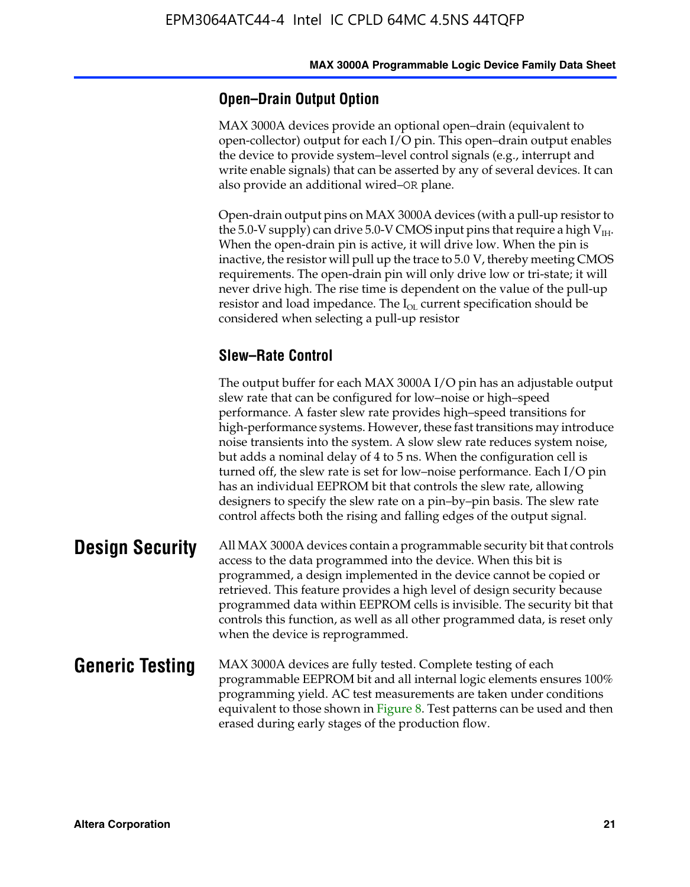### Open–Drain Output Option

MAX 3000A devices provide an optional open–drain (equivalent to open-collector) output for each I/O pin. This open–drain output enables the device to provide system–level control signals (e.g., interrupt and write enable signals) that can be asserted by any of several devices. It can also provide an additional wired–OR plane.

Open-drain output pins on MAX 3000A devices (with a pull-up resistor to the 5.0-V supply) can drive 5.0-V CMOS input pins that require a high $V_{IH}$. When the open-drain pin is active, it will drive low. When the pin is inactive, the resistor will pull up the trace to 5.0 V, thereby meeting CMOS requirements. The open-drain pin will only drive low or tri-state; it will never drive high. The rise time is dependent on the value of the pull-up resistor and load impedance. The $I_{OL}$ current specification should be considered when selecting a pull-up resistor

### Slew–Rate Control

The output buffer for each MAX 3000A I/O pin has an adjustable output slew rate that can be configured for low–noise or high–speed performance. A faster slew rate provides high–speed transitions for high-performance systems. However, these fast transitions may introduce noise transients into the system. A slow slew rate reduces system noise, but adds a nominal delay of 4 to 5 ns. When the configuration cell is turned off, the slew rate is set for low–noise performance. Each I/O pin has an individual EEPROM bit that controls the slew rate, allowing designers to specify the slew rate on a pin–by–pin basis. The slew rate control affects both the rising and falling edges of the output signal.

## Design Security

All MAX 3000A devices contain a programmable security bit that controls access to the data programmed into the device. When this bit is programmed, a design implemented in the device cannot be copied or retrieved. This feature provides a high level of design security because programmed data within EEPROM cells is invisible. The security bit that controls this function, as well as all other programmed data, is reset only when the device is reprogrammed.

## Generic Testing

MAX 3000A devices are fully tested. Complete testing of each programmable EEPROM bit and all internal logic elements ensures 100% programming yield. AC test measurements are taken under conditions equivalent to those shown in Figure 8. Test patterns can be used and then erased during early stages of the production flow.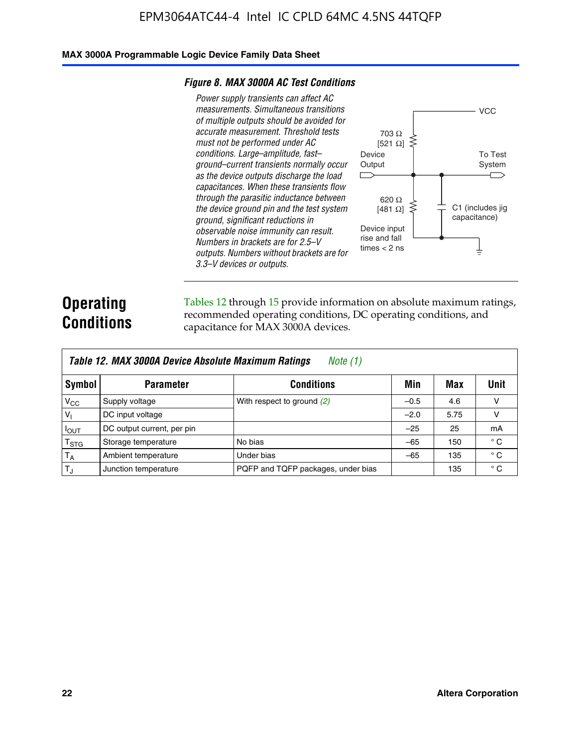### Figure 8. MAX 3000A AC Test Conditions

*Power supply transients can affect AC measurements. Simultaneous transitions of multiple outputs should be avoided for accurate measurement. Threshold tests must not be performed under AC conditions. Large–amplitude, fast–ground–current transients normally occur as the device outputs discharge the load capacitances. When these transients flow through the parasitic inductance between the device ground pin and the test system ground, significant reductions in observable noise immunity can result. Numbers in brackets are for 2.5–V outputs. Numbers without brackets are for 3.3–V devices or outputs.*

VCC

703 Ω
[521 Ω]

Device Output

To Test System

620 Ω
[481 Ω]

C1 (includes jig capacitance)

Device input rise and fall times < 2 ns

## Operating Conditions

Tables 12 through 15 provide information on absolute maximum ratings, recommended operating conditions, DC operating conditions, and capacitance for MAX 3000A devices.

**Table 12. MAX 3000A Device Absolute Maximum Ratings** *Note (1)*

| Symbol | Parameter | Conditions | Min | Max | Unit |
|---|---|---|---|---|---|
| $V_{CC}$ | Supply voltage | With respect to ground *(2)* | –0.5 | 4.6 | V |
| $V_I$ | DC input voltage | | –2.0 | 5.75 | V |
| $I_{OUT}$ | DC output current, per pin | | –25 | 25 | mA |
| $T_{STG}$ | Storage temperature | No bias | –65 | 150 | ° C |
| $T_A$ | Ambient temperature | Under bias | –65 | 135 | ° C |
| $T_J$ | Junction temperature | PQFP and TQFP packages, under bias | | 135 | ° C |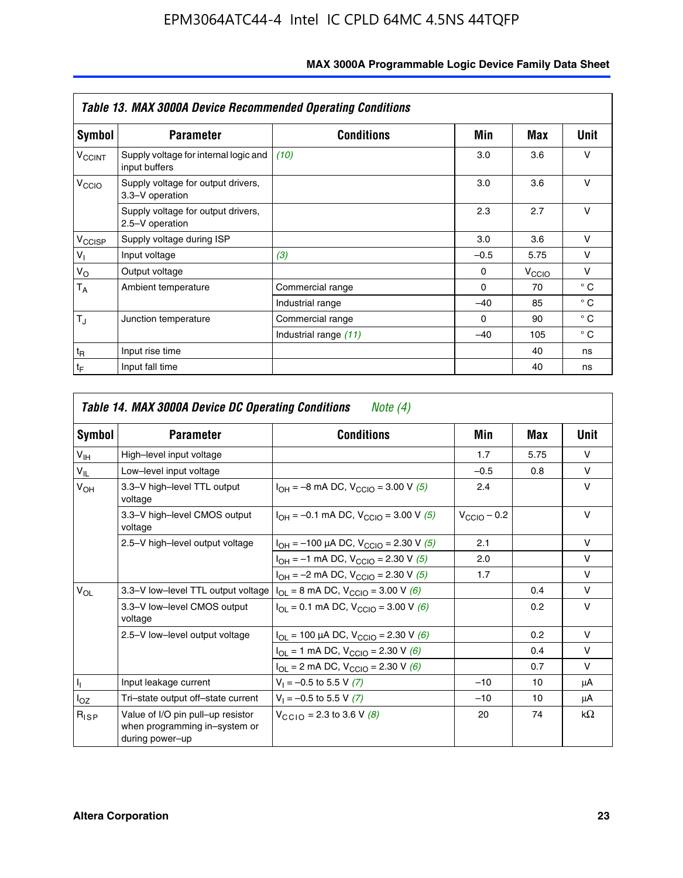### Table 13. MAX 3000A Device Recommended Operating Conditions

| Symbol | Parameter | Conditions | Min | Max | Unit |
|---|---|---|---|---|---|
| $V_{CCINT}$ | Supply voltage for internal logic and input buffers | *(10)* | 3.0 | 3.6 | V |
| $V_{CCIO}$ | Supply voltage for output drivers, 3.3–V operation | | 3.0 | 3.6 | V |
| | Supply voltage for output drivers, 2.5–V operation | | 2.3 | 2.7 | V |
| $V_{CCISP}$ | Supply voltage during ISP | | 3.0 | 3.6 | V |
| $V_I$ | Input voltage | *(3)* | –0.5 | 5.75 | V |
| $V_O$ | Output voltage | | 0 | $V_{CCIO}$ | V |
| $T_A$ | Ambient temperature | Commercial range | 0 | 70 | ° C |
| | | Industrial range | –40 | 85 | ° C |
| $T_J$ | Junction temperature | Commercial range | 0 | 90 | ° C |
| | | Industrial range *(11)* | –40 | 105 | ° C |
| $t_R$ | Input rise time | | | 40 | ns |
| $t_F$ | Input fall time | | | 40 | ns |

### Table 14. MAX 3000A Device DC Operating Conditions *Note (4)*

| Symbol | Parameter | Conditions | Min | Max | Unit |
|---|---|---|---|---|---|
| $V_{IH}$ | High–level input voltage | | 1.7 | 5.75 | V |
| $V_{IL}$ | Low–level input voltage | | –0.5 | 0.8 | V |
| $V_{OH}$ | 3.3–V high–level TTL output voltage | $I_{OH}$ = –8 mA DC, $V_{CCIO}$ = 3.00 V *(5)* | 2.4 | | V |
| | 3.3–V high–level CMOS output voltage | $I_{OH}$ = –0.1 mA DC, $V_{CCIO}$ = 3.00 V *(5)* | $V_{CCIO}$ – 0.2 | | V |
| | 2.5–V high–level output voltage | $I_{OH}$ = –100 μA DC, $V_{CCIO}$ = 2.30 V *(5)* | 2.1 | | V |
| | | $I_{OH}$ = –1 mA DC, $V_{CCIO}$ = 2.30 V *(5)* | 2.0 | | V |
| | | $I_{OH}$ = –2 mA DC, $V_{CCIO}$ = 2.30 V *(5)* | 1.7 | | V |
| $V_{OL}$ | 3.3–V low–level TTL output voltage | $I_{OL}$ = 8 mA DC, $V_{CCIO}$ = 3.00 V *(6)* | | 0.4 | V |
| | 3.3–V low–level CMOS output voltage | $I_{OL}$ = 0.1 mA DC, $V_{CCIO}$ = 3.00 V *(6)* | | 0.2 | V |
| | 2.5–V low–level output voltage | $I_{OL}$ = 100 μA DC, $V_{CCIO}$ = 2.30 V *(6)* | | 0.2 | V |
| | | $I_{OL}$ = 1 mA DC, $V_{CCIO}$ = 2.30 V *(6)* | | 0.4 | V |
| | | $I_{OL}$ = 2 mA DC, $V_{CCIO}$ = 2.30 V *(6)* | | 0.7 | V |
| $I_I$ | Input leakage current | $V_I$ = –0.5 to 5.5 V *(7)* | –10 | 10 | μA |
| $I_{OZ}$ | Tri–state output off–state current | $V_I$ = –0.5 to 5.5 V *(7)* | –10 | 10 | μA |
| $R_{ISP}$ | Value of I/O pin pull–up resistor when programming in–system or during power–up | $V_{CCIO}$ = 2.3 to 3.6 V *(8)* | 20 | 74 | kΩ |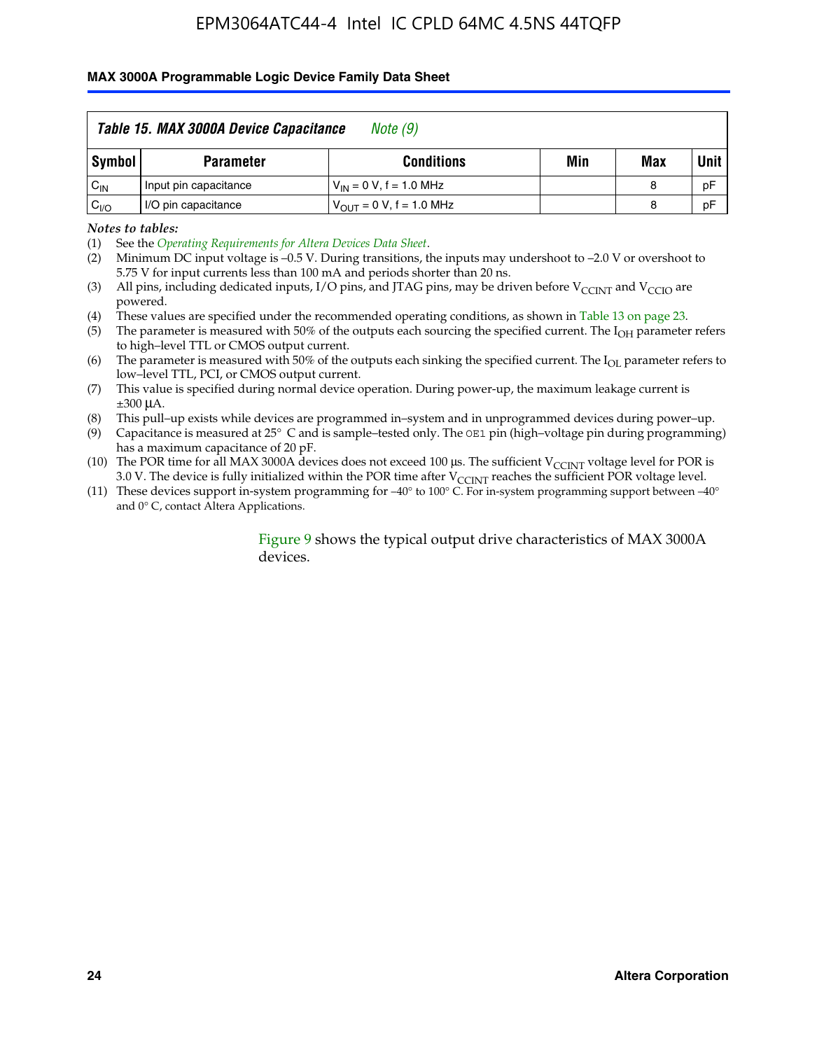**Table 15. MAX 3000A Device Capacitance** *Note (9)*

| Symbol | Parameter | Conditions | Min | Max | Unit |
|---|---|---|---|---|---|
| $C_{IN}$ | Input pin capacitance | $V_{IN}$ = 0 V, f = 1.0 MHz | | 8 | pF |
| $C_{I/O}$ | I/O pin capacitance | $V_{OUT}$ = 0 V, f = 1.0 MHz | | 8 | pF |

*Notes to tables:*

(1) See the *Operating Requirements for Altera Devices Data Sheet*.

(2) Minimum DC input voltage is –0.5 V. During transitions, the inputs may undershoot to –2.0 V or overshoot to 5.75 V for input currents less than 100 mA and periods shorter than 20 ns.

(3) All pins, including dedicated inputs, I/O pins, and JTAG pins, may be driven before $V_{CCINT}$ and $V_{CCIO}$ are powered.

(4) These values are specified under the recommended operating conditions, as shown in Table 13 on page 23.

(5) The parameter is measured with 50% of the outputs each sourcing the specified current. The $I_{OH}$ parameter refers to high–level TTL or CMOS output current.

(6) The parameter is measured with 50% of the outputs each sinking the specified current. The $I_{OL}$ parameter refers to low–level TTL, PCI, or CMOS output current.

(7) This value is specified during normal device operation. During power-up, the maximum leakage current is ±300 μA.

(8) This pull–up exists while devices are programmed in–system and in unprogrammed devices during power–up.

(9) Capacitance is measured at 25° C and is sample–tested only. The `OE1` pin (high–voltage pin during programming) has a maximum capacitance of 20 pF.

(10) The POR time for all MAX 3000A devices does not exceed 100 µs. The sufficient $V_{CCINT}$ voltage level for POR is 3.0 V. The device is fully initialized within the POR time after $V_{CCINT}$ reaches the sufficient POR voltage level.

(11) These devices support in-system programming for –40° to 100° C. For in-system programming support between –40° and 0° C, contact Altera Applications.

Figure 9 shows the typical output drive characteristics of MAX 3000A devices.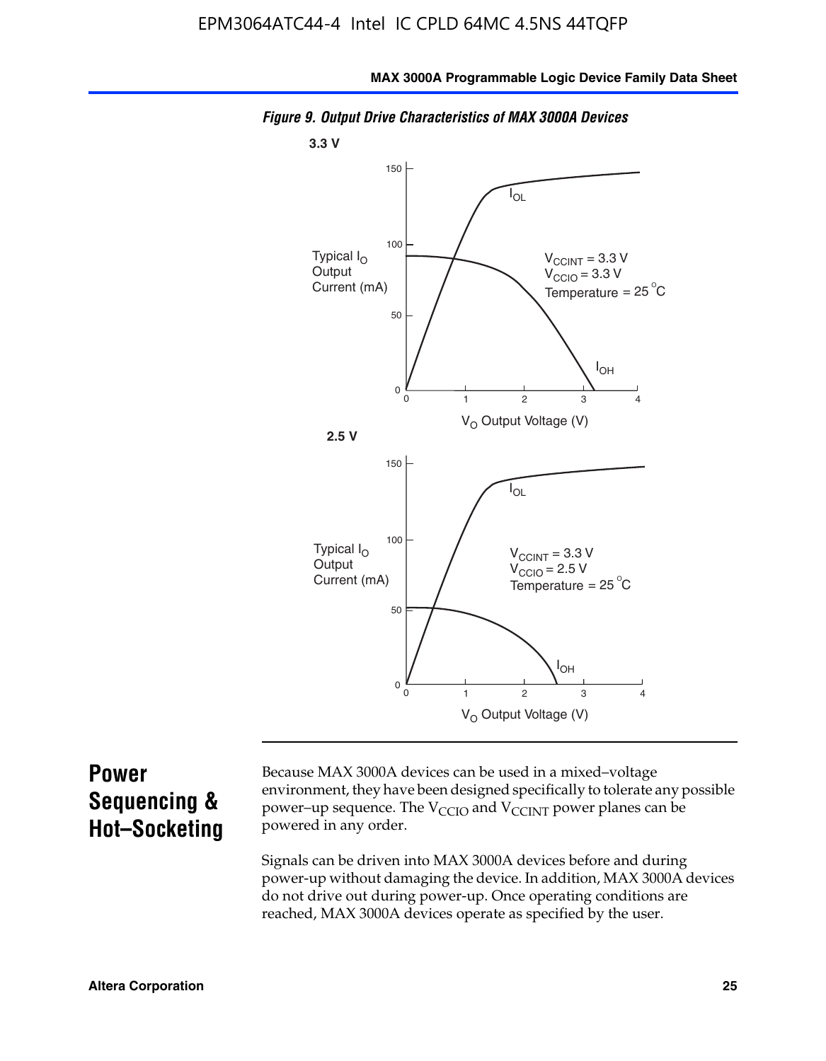*Figure 9. Output Drive Characteristics of MAX 3000A Devices*

**3.3 V**

Typical $I_O$ Output Current (mA)

$V_{CCINT}$ = 3.3 V
$V_{CCIO}$ = 3.3 V
Temperature = 25 °C

$I_{OL}$

$I_{OH}$

$V_O$ Output Voltage (V)

**2.5 V**

Typical $I_O$ Output Current (mA)

$V_{CCINT}$ = 3.3 V
$V_{CCIO}$ = 2.5 V
Temperature = 25 °C

$I_{OL}$

$I_{OH}$

$V_O$ Output Voltage (V)

## Power Sequencing & Hot–Socketing

Because MAX 3000A devices can be used in a mixed–voltage environment, they have been designed specifically to tolerate any possible power–up sequence. The $V_{CCIO}$ and $V_{CCINT}$ power planes can be powered in any order.

Signals can be driven into MAX 3000A devices before and during power-up without damaging the device. In addition, MAX 3000A devices do not drive out during power-up. Once operating conditions are reached, MAX 3000A devices operate as specified by the user.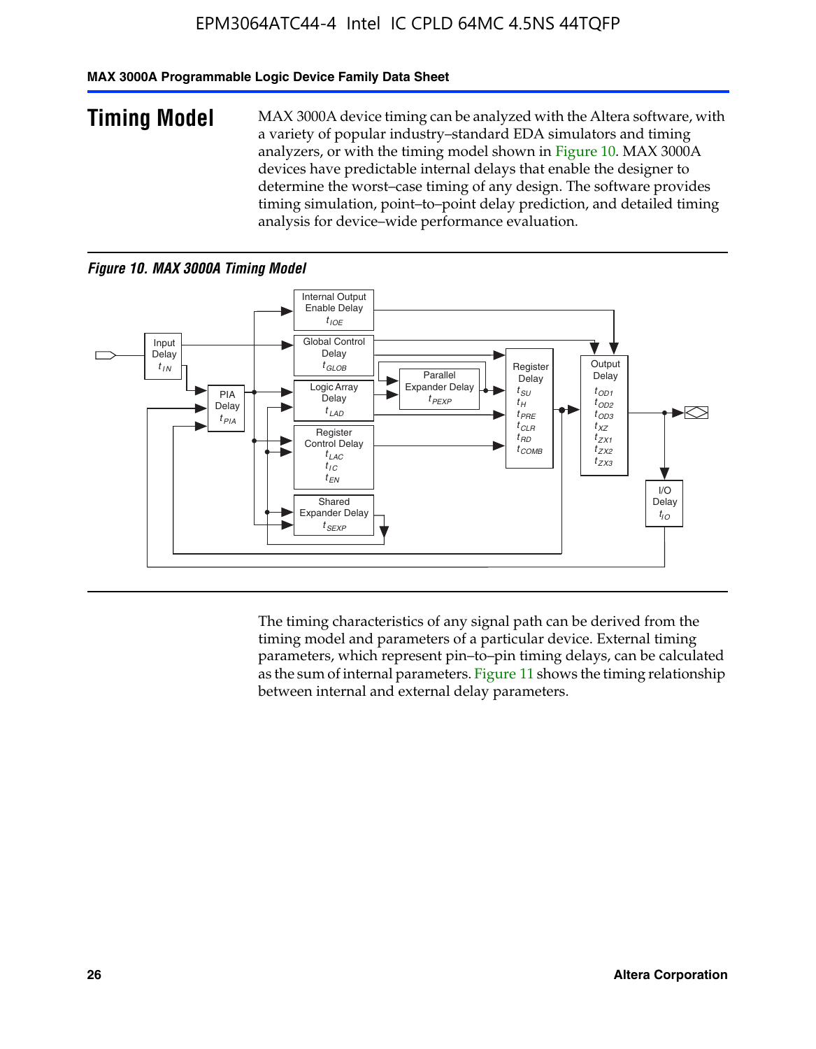## Timing Model

MAX 3000A device timing can be analyzed with the Altera software, with a variety of popular industry–standard EDA simulators and timing analyzers, or with the timing model shown in Figure 10. MAX 3000A devices have predictable internal delays that enable the designer to determine the worst–case timing of any design. The software provides timing simulation, point–to–point delay prediction, and detailed timing analysis for device–wide performance evaluation.

*Figure 10. MAX 3000A Timing Model*

The timing characteristics of any signal path can be derived from the timing model and parameters of a particular device. External timing parameters, which represent pin–to–pin timing delays, can be calculated as the sum of internal parameters. Figure 11 shows the timing relationship between internal and external delay parameters.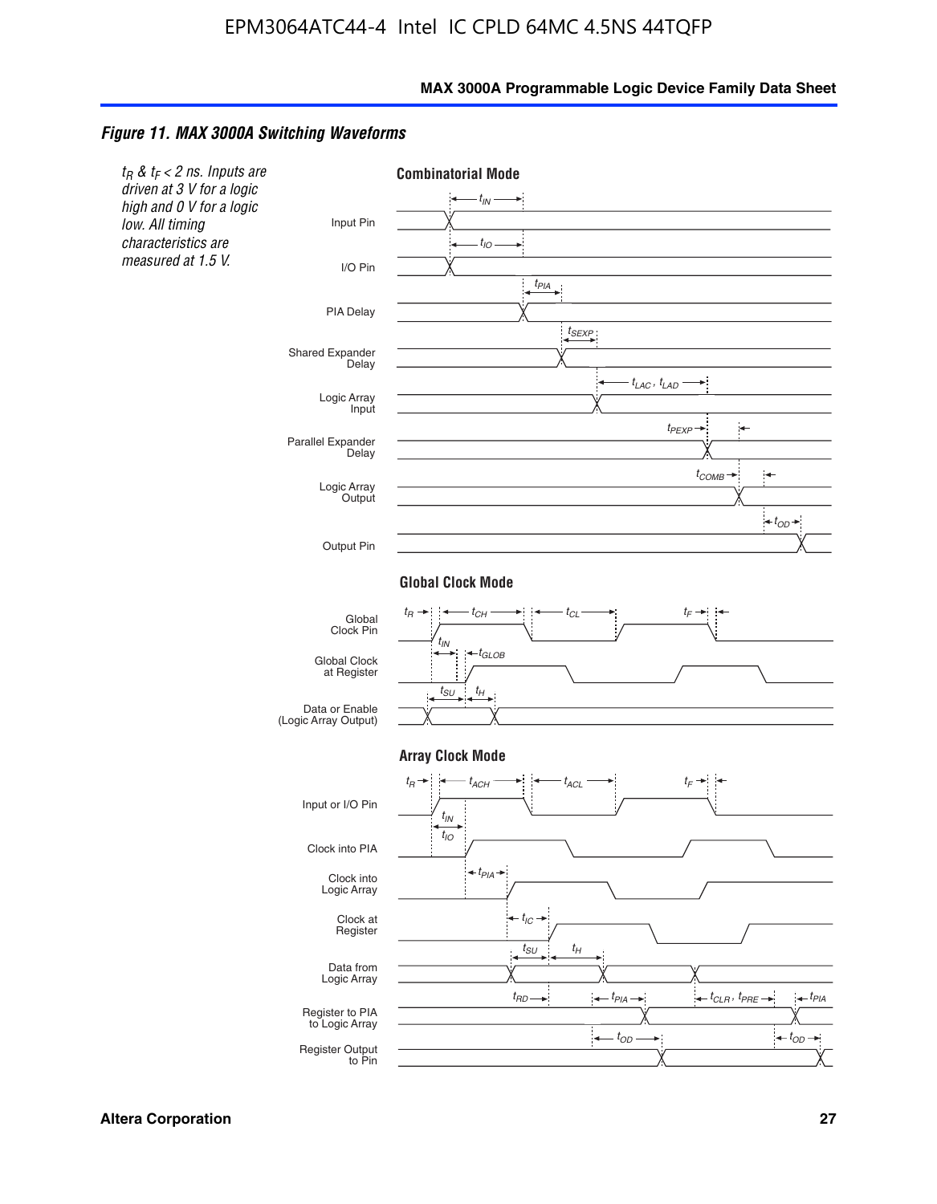*Figure 11. MAX 3000A Switching Waveforms*

*$t_R$ & $t_F$ < 2 ns. Inputs are driven at 3 V for a logic high and 0 V for a logic low. All timing characteristics are measured at 1.5 V.*

**Combinatorial Mode**

Input Pin ($t_{IN}$)
I/O Pin ($t_{IO}$)
PIA Delay ($t_{PIA}$)
Shared Expander Delay ($t_{SEXP}$)
Logic Array Input ($t_{LAC}$, $t_{LAD}$)
Parallel Expander Delay ($t_{PEXP}$)
Logic Array Output ($t_{COMB}$)
Output Pin ($t_{OD}$)

**Global Clock Mode**

Global Clock Pin ($t_R$, $t_{CH}$, $t_{CL}$, $t_F$)
Global Clock at Register ($t_{IN}$, $t_{GLOB}$)
Data or Enable (Logic Array Output) ($t_{SU}$, $t_H$)

**Array Clock Mode**

Input or I/O Pin ($t_R$, $t_{ACH}$, $t_{ACL}$, $t_F$)
Clock into PIA ($t_{IN}$, $t_{IO}$)
Clock into Logic Array ($t_{PIA}$)
Clock at Register ($t_{IC}$)
Data from Logic Array ($t_{SU}$, $t_H$)
Register to PIA to Logic Array ($t_{RD}$, $t_{PIA}$, $t_{CLR}$, $t_{PRE}$, $t_{PIA}$)
Register Output to Pin ($t_{OD}$, $t_{OD}$)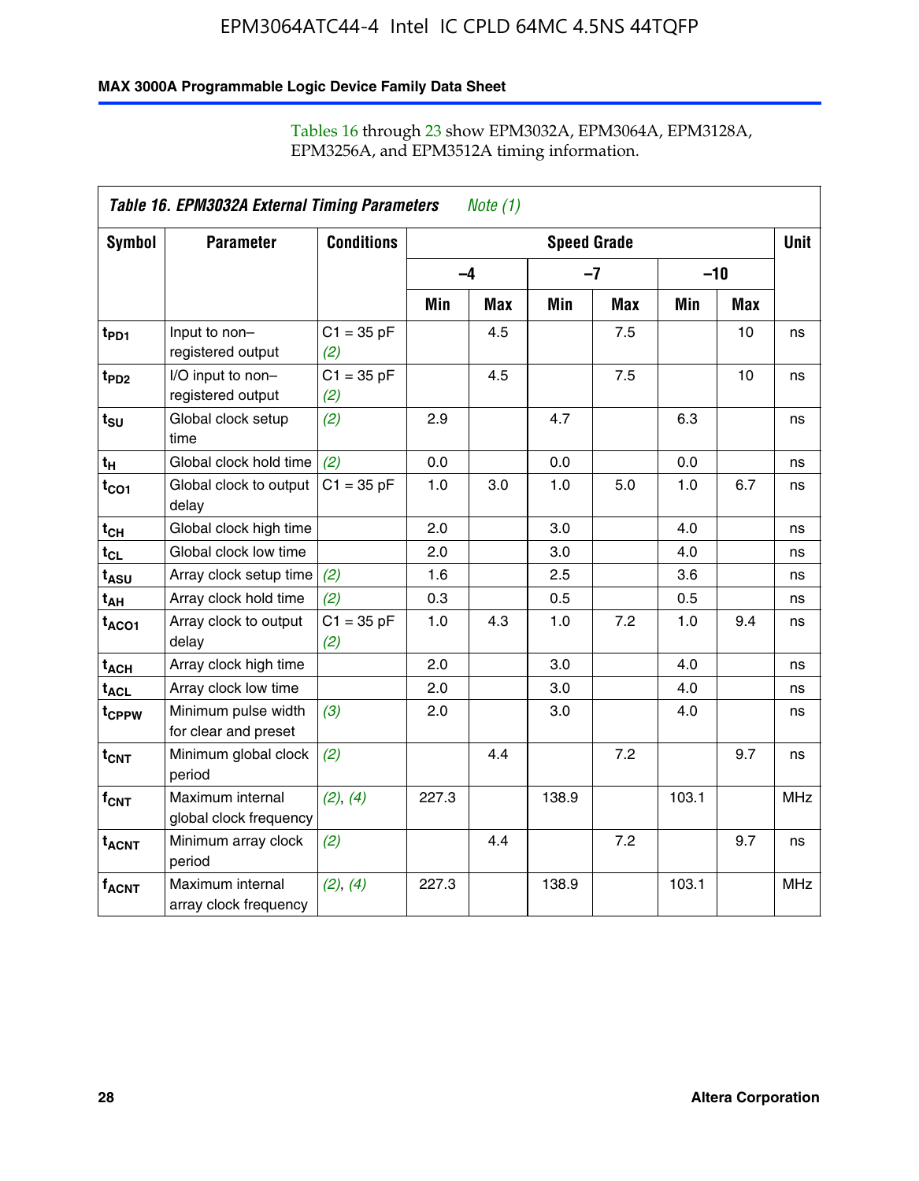Tables 16 through 23 show EPM3032A, EPM3064A, EPM3128A, EPM3256A, and EPM3512A timing information.

| *Table 16. EPM3032A External Timing Parameters* *Note (1)* | | | | | | | | | |
|---|---|---|---|---|---|---|---|---|---|
| **Symbol** | **Parameter** | **Conditions** | **Speed Grade** | | | | | | **Unit** |
| | | | **–4** | | **–7** | | **–10** | | |
| | | | **Min** | **Max** | **Min** | **Max** | **Min** | **Max** | |
| $t_{PD1}$ | Input to non–registered output | C1 = 35 pF *(2)* | | 4.5 | | 7.5 | | 10 | ns |
| $t_{PD2}$ | I/O input to non–registered output | C1 = 35 pF *(2)* | | 4.5 | | 7.5 | | 10 | ns |
| $t_{SU}$ | Global clock setup time | *(2)* | 2.9 | | 4.7 | | 6.3 | | ns |
| $t_{H}$ | Global clock hold time | *(2)* | 0.0 | | 0.0 | | 0.0 | | ns |
| $t_{CO1}$ | Global clock to output delay | C1 = 35 pF | 1.0 | 3.0 | 1.0 | 5.0 | 1.0 | 6.7 | ns |
| $t_{CH}$ | Global clock high time | | 2.0 | | 3.0 | | 4.0 | | ns |
| $t_{CL}$ | Global clock low time | | 2.0 | | 3.0 | | 4.0 | | ns |
| $t_{ASU}$ | Array clock setup time | *(2)* | 1.6 | | 2.5 | | 3.6 | | ns |
| $t_{AH}$ | Array clock hold time | *(2)* | 0.3 | | 0.5 | | 0.5 | | ns |
| $t_{ACO1}$ | Array clock to output delay | C1 = 35 pF *(2)* | 1.0 | 4.3 | 1.0 | 7.2 | 1.0 | 9.4 | ns |
| $t_{ACH}$ | Array clock high time | | 2.0 | | 3.0 | | 4.0 | | ns |
| $t_{ACL}$ | Array clock low time | | 2.0 | | 3.0 | | 4.0 | | ns |
| $t_{CPPW}$ | Minimum pulse width for clear and preset | *(3)* | 2.0 | | 3.0 | | 4.0 | | ns |
| $t_{CNT}$ | Minimum global clock period | *(2)* | | 4.4 | | 7.2 | | 9.7 | ns |
| $f_{CNT}$ | Maximum internal global clock frequency | *(2)*, *(4)* | 227.3 | | 138.9 | | 103.1 | | MHz |
| $t_{ACNT}$ | Minimum array clock period | *(2)* | | 4.4 | | 7.2 | | 9.7 | ns |
| $f_{ACNT}$ | Maximum internal array clock frequency | *(2)*, *(4)* | 227.3 | | 138.9 | | 103.1 | | MHz |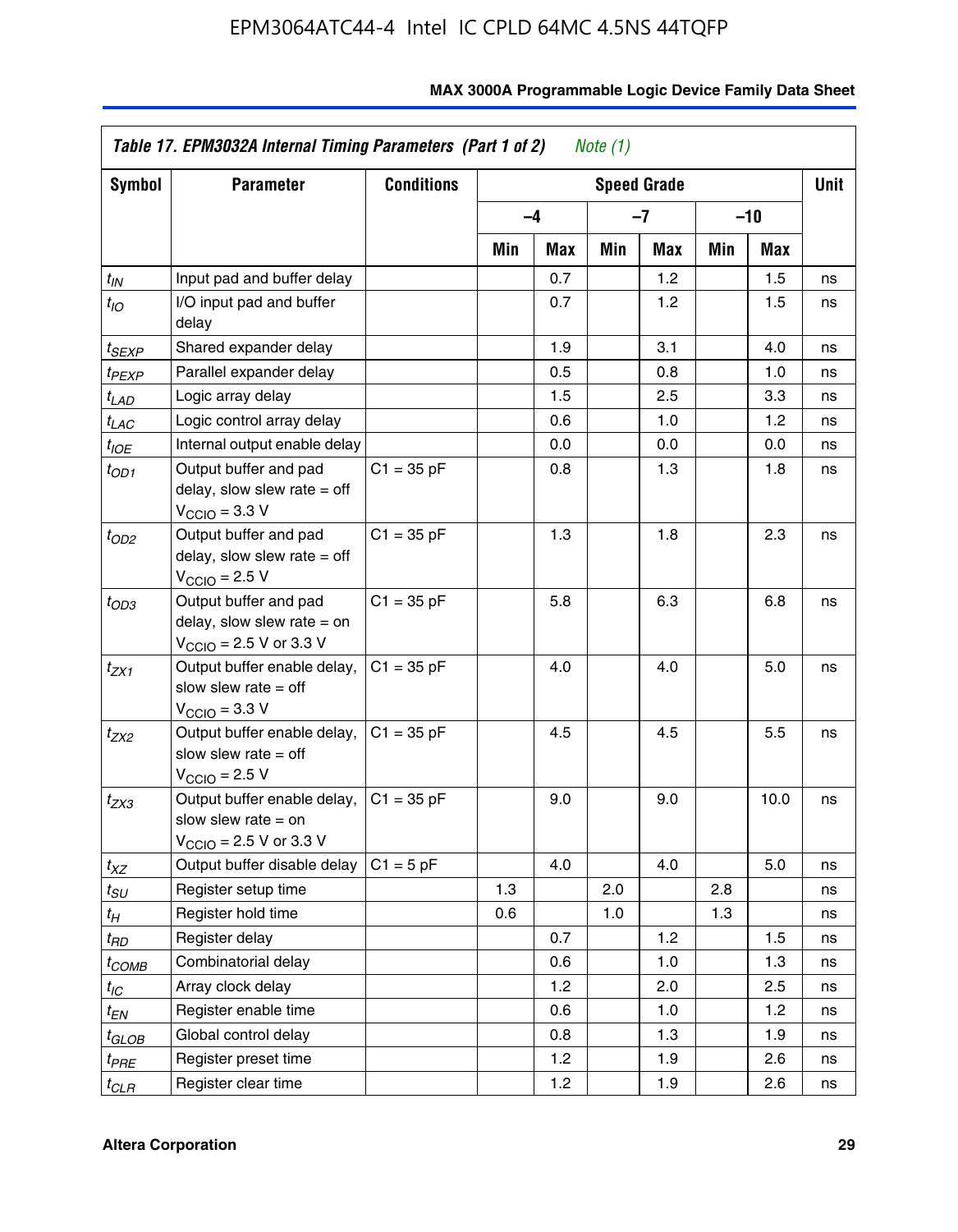## Table 17. EPM3032A Internal Timing Parameters (Part 1 of 2) *Note (1)*

| Symbol | Parameter | Conditions | Speed Grade | | | | | | Unit |
|---|---|---|---|---|---|---|---|---|---|
| | | | –4 | | –7 | | –10 | | |
| | | | Min | Max | Min | Max | Min | Max | |
| $t_{IN}$ | Input pad and buffer delay | | | 0.7 | | 1.2 | | 1.5 | ns |
| $t_{IO}$ | I/O input pad and buffer delay | | | 0.7 | | 1.2 | | 1.5 | ns |
| $t_{SEXP}$ | Shared expander delay | | | 1.9 | | 3.1 | | 4.0 | ns |
| $t_{PEXP}$ | Parallel expander delay | | | 0.5 | | 0.8 | | 1.0 | ns |
| $t_{LAD}$ | Logic array delay | | | 1.5 | | 2.5 | | 3.3 | ns |
| $t_{LAC}$ | Logic control array delay | | | 0.6 | | 1.0 | | 1.2 | ns |
| $t_{IOE}$ | Internal output enable delay | | | 0.0 | | 0.0 | | 0.0 | ns |
| $t_{OD1}$ | Output buffer and pad delay, slow slew rate = off $V_{CCIO}$ = 3.3 V | C1 = 35 pF | | 0.8 | | 1.3 | | 1.8 | ns |
| $t_{OD2}$ | Output buffer and pad delay, slow slew rate = off $V_{CCIO}$ = 2.5 V | C1 = 35 pF | | 1.3 | | 1.8 | | 2.3 | ns |
| $t_{OD3}$ | Output buffer and pad delay, slow slew rate = on $V_{CCIO}$ = 2.5 V or 3.3 V | C1 = 35 pF | | 5.8 | | 6.3 | | 6.8 | ns |
| $t_{ZX1}$ | Output buffer enable delay, slow slew rate = off $V_{CCIO}$ = 3.3 V | C1 = 35 pF | | 4.0 | | 4.0 | | 5.0 | ns |
| $t_{ZX2}$ | Output buffer enable delay, slow slew rate = off $V_{CCIO}$ = 2.5 V | C1 = 35 pF | | 4.5 | | 4.5 | | 5.5 | ns |
| $t_{ZX3}$ | Output buffer enable delay, slow slew rate = on $V_{CCIO}$ = 2.5 V or 3.3 V | C1 = 35 pF | | 9.0 | | 9.0 | | 10.0 | ns |
| $t_{XZ}$ | Output buffer disable delay | C1 = 5 pF | | 4.0 | | 4.0 | | 5.0 | ns |
| $t_{SU}$ | Register setup time | | 1.3 | | 2.0 | | 2.8 | | ns |
| $t_{H}$ | Register hold time | | 0.6 | | 1.0 | | 1.3 | | ns |
| $t_{RD}$ | Register delay | | | 0.7 | | 1.2 | | 1.5 | ns |
| $t_{COMB}$ | Combinatorial delay | | | 0.6 | | 1.0 | | 1.3 | ns |
| $t_{IC}$ | Array clock delay | | | 1.2 | | 2.0 | | 2.5 | ns |
| $t_{EN}$ | Register enable time | | | 0.6 | | 1.0 | | 1.2 | ns |
| $t_{GLOB}$ | Global control delay | | | 0.8 | | 1.3 | | 1.9 | ns |
| $t_{PRE}$ | Register preset time | | | 1.2 | | 1.9 | | 2.6 | ns |
| $t_{CLR}$ | Register clear time | | | 1.2 | | 1.9 | | 2.6 | ns |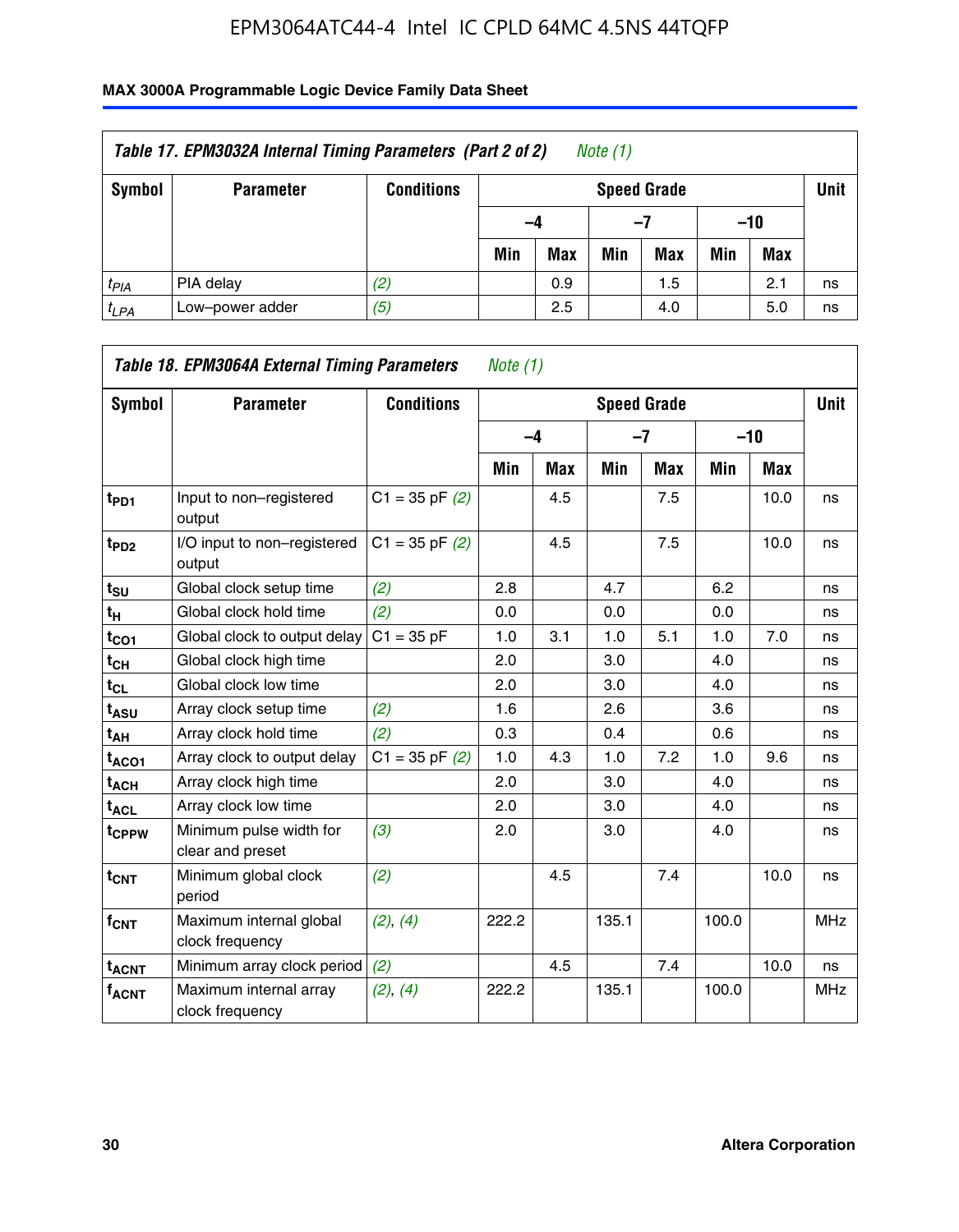| Table 17. EPM3032A Internal Timing Parameters (Part 2 of 2) *Note (1)* | | | | | | | | | |
|---|---|---|---|---|---|---|---|---|---|
| Symbol | Parameter | Conditions | Speed Grade | | | | | | Unit |
| | | | −4 | | −7 | | −10 | | |
| | | | Min | Max | Min | Max | Min | Max | |
| $t_{PIA}$ | PIA delay | *(2)* | | 0.9 | | 1.5 | | 2.1 | ns |
| $t_{LPA}$ | Low–power adder | *(5)* | | 2.5 | | 4.0 | | 5.0 | ns |

| Table 18. EPM3064A External Timing Parameters *Note (1)* | | | | | | | | | |
|---|---|---|---|---|---|---|---|---|---|
| Symbol | Parameter | Conditions | Speed Grade | | | | | | Unit |
| | | | −4 | | −7 | | −10 | | |
| | | | Min | Max | Min | Max | Min | Max | |
| $t_{PD1}$ | Input to non–registered output | C1 = 35 pF *(2)* | | 4.5 | | 7.5 | | 10.0 | ns |
| $t_{PD2}$ | I/O input to non–registered output | C1 = 35 pF *(2)* | | 4.5 | | 7.5 | | 10.0 | ns |
| $t_{SU}$ | Global clock setup time | *(2)* | 2.8 | | 4.7 | | 6.2 | | ns |
| $t_{H}$ | Global clock hold time | *(2)* | 0.0 | | 0.0 | | 0.0 | | ns |
| $t_{CO1}$ | Global clock to output delay | C1 = 35 pF | 1.0 | 3.1 | 1.0 | 5.1 | 1.0 | 7.0 | ns |
| $t_{CH}$ | Global clock high time | | 2.0 | | 3.0 | | 4.0 | | ns |
| $t_{CL}$ | Global clock low time | | 2.0 | | 3.0 | | 4.0 | | ns |
| $t_{ASU}$ | Array clock setup time | *(2)* | 1.6 | | 2.6 | | 3.6 | | ns |
| $t_{AH}$ | Array clock hold time | *(2)* | 0.3 | | 0.4 | | 0.6 | | ns |
| $t_{ACO1}$ | Array clock to output delay | C1 = 35 pF *(2)* | 1.0 | 4.3 | 1.0 | 7.2 | 1.0 | 9.6 | ns |
| $t_{ACH}$ | Array clock high time | | 2.0 | | 3.0 | | 4.0 | | ns |
| $t_{ACL}$ | Array clock low time | | 2.0 | | 3.0 | | 4.0 | | ns |
| $t_{CPPW}$ | Minimum pulse width for clear and preset | *(3)* | 2.0 | | 3.0 | | 4.0 | | ns |
| $t_{CNT}$ | Minimum global clock period | *(2)* | | 4.5 | | 7.4 | | 10.0 | ns |
| $f_{CNT}$ | Maximum internal global clock frequency | *(2)*, *(4)* | 222.2 | | 135.1 | | 100.0 | | MHz |
| $t_{ACNT}$ | Minimum array clock period | *(2)* | | 4.5 | | 7.4 | | 10.0 | ns |
| $f_{ACNT}$ | Maximum internal array clock frequency | *(2)*, *(4)* | 222.2 | | 135.1 | | 100.0 | | MHz |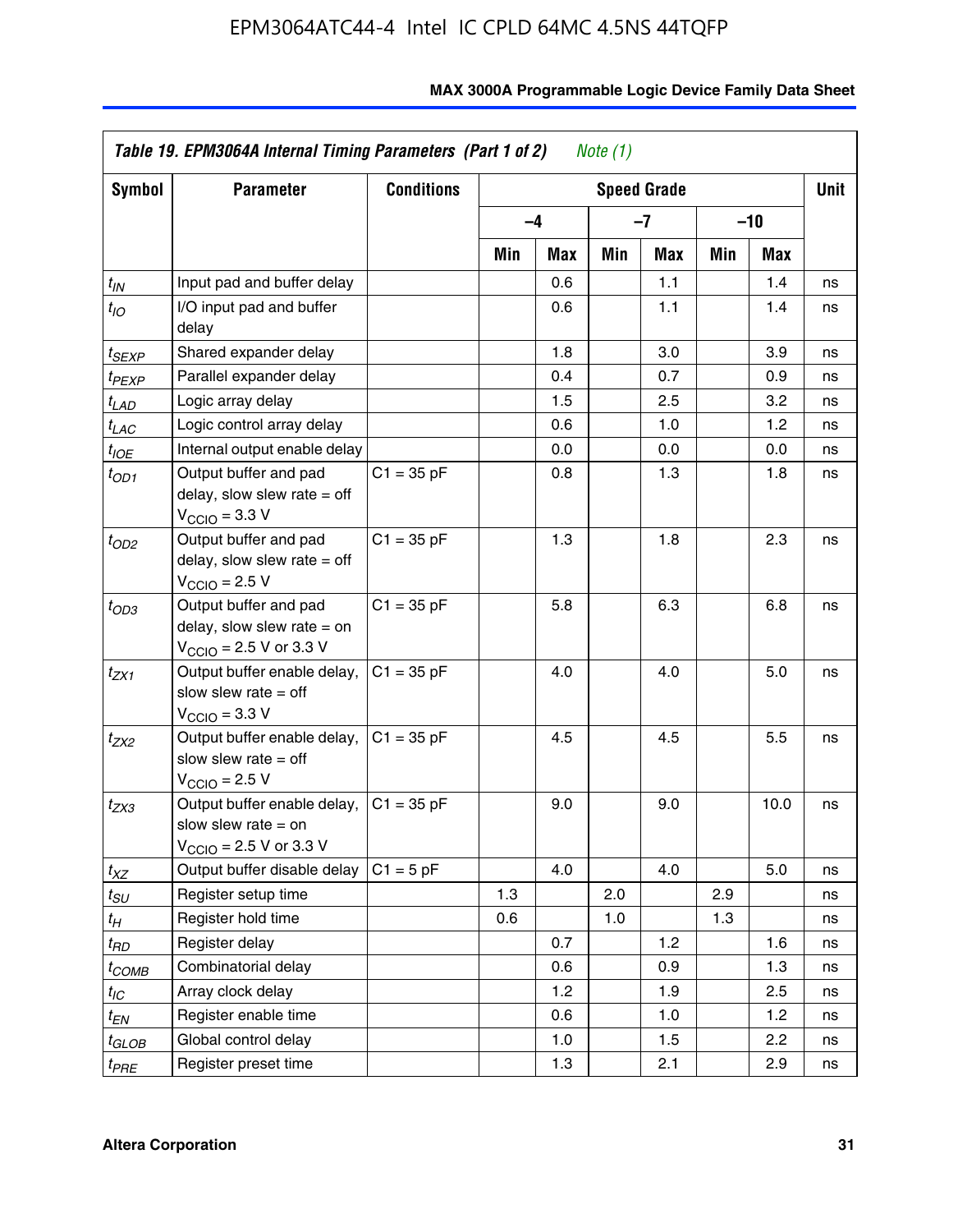**Table 19. EPM3064A Internal Timing Parameters (Part 1 of 2)** *Note (1)*

| Symbol | Parameter | Conditions | Speed Grade | | | | | | Unit |
|---|---|---|---|---|---|---|---|---|---|
| | | | –4 | | –7 | | –10 | | |
| | | | Min | Max | Min | Max | Min | Max | |
| $t_{IN}$ | Input pad and buffer delay | | | 0.6 | | 1.1 | | 1.4 | ns |
| $t_{IO}$ | I/O input pad and buffer delay | | | 0.6 | | 1.1 | | 1.4 | ns |
| $t_{SEXP}$ | Shared expander delay | | | 1.8 | | 3.0 | | 3.9 | ns |
| $t_{PEXP}$ | Parallel expander delay | | | 0.4 | | 0.7 | | 0.9 | ns |
| $t_{LAD}$ | Logic array delay | | | 1.5 | | 2.5 | | 3.2 | ns |
| $t_{LAC}$ | Logic control array delay | | | 0.6 | | 1.0 | | 1.2 | ns |
| $t_{IOE}$ | Internal output enable delay | | | 0.0 | | 0.0 | | 0.0 | ns |
| $t_{OD1}$ | Output buffer and pad delay, slow slew rate = off $V_{CCIO}$ = 3.3 V | C1 = 35 pF | | 0.8 | | 1.3 | | 1.8 | ns |
| $t_{OD2}$ | Output buffer and pad delay, slow slew rate = off $V_{CCIO}$ = 2.5 V | C1 = 35 pF | | 1.3 | | 1.8 | | 2.3 | ns |
| $t_{OD3}$ | Output buffer and pad delay, slow slew rate = on $V_{CCIO}$ = 2.5 V or 3.3 V | C1 = 35 pF | | 5.8 | | 6.3 | | 6.8 | ns |
| $t_{ZX1}$ | Output buffer enable delay, slow slew rate = off $V_{CCIO}$ = 3.3 V | C1 = 35 pF | | 4.0 | | 4.0 | | 5.0 | ns |
| $t_{ZX2}$ | Output buffer enable delay, slow slew rate = off $V_{CCIO}$ = 2.5 V | C1 = 35 pF | | 4.5 | | 4.5 | | 5.5 | ns |
| $t_{ZX3}$ | Output buffer enable delay, slow slew rate = on $V_{CCIO}$ = 2.5 V or 3.3 V | C1 = 35 pF | | 9.0 | | 9.0 | | 10.0 | ns |
| $t_{XZ}$ | Output buffer disable delay | C1 = 5 pF | | 4.0 | | 4.0 | | 5.0 | ns |
| $t_{SU}$ | Register setup time | | 1.3 | | 2.0 | | 2.9 | | ns |
| $t_{H}$ | Register hold time | | 0.6 | | 1.0 | | 1.3 | | ns |
| $t_{RD}$ | Register delay | | | 0.7 | | 1.2 | | 1.6 | ns |
| $t_{COMB}$ | Combinatorial delay | | | 0.6 | | 0.9 | | 1.3 | ns |
| $t_{IC}$ | Array clock delay | | | 1.2 | | 1.9 | | 2.5 | ns |
| $t_{EN}$ | Register enable time | | | 0.6 | | 1.0 | | 1.2 | ns |
| $t_{GLOB}$ | Global control delay | | | 1.0 | | 1.5 | | 2.2 | ns |
| $t_{PRE}$ | Register preset time | | | 1.3 | | 2.1 | | 2.9 | ns |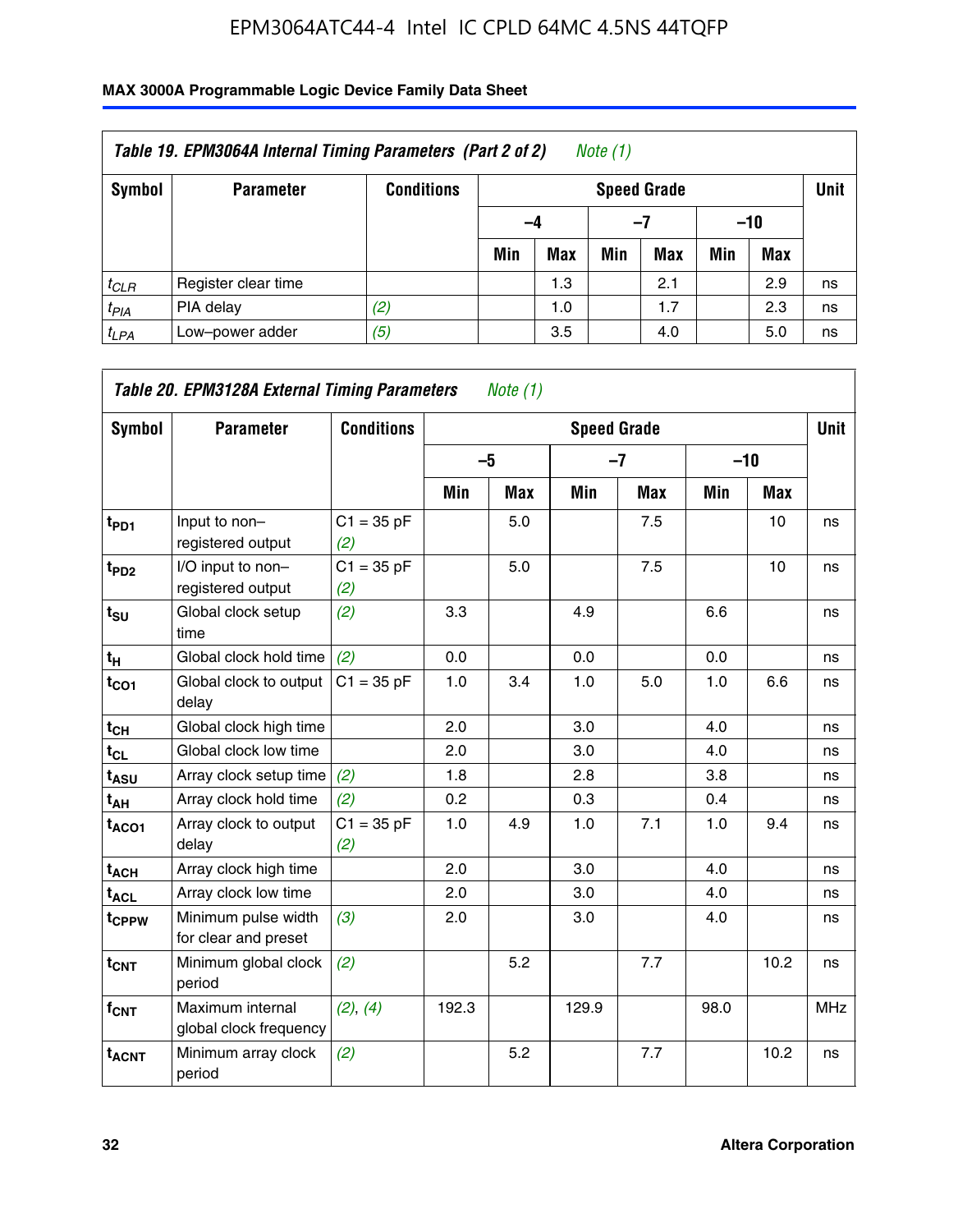| *Table 19. EPM3064A Internal Timing Parameters (Part 2 of 2) Note (1)* | | | | | | | | | |
|---|---|---|---|---|---|---|---|---|---|
| **Symbol** | **Parameter** | **Conditions** | **Speed Grade** | | | | | | **Unit** |
| | | | **–4** | | **–7** | | **–10** | | |
| | | | **Min** | **Max** | **Min** | **Max** | **Min** | **Max** | |
| $t_{CLR}$ | Register clear time | | | 1.3 | | 2.1 | | 2.9 | ns |
| $t_{PIA}$ | PIA delay | *(2)* | | 1.0 | | 1.7 | | 2.3 | ns |
| $t_{LPA}$ | Low–power adder | *(5)* | | 3.5 | | 4.0 | | 5.0 | ns |

| *Table 20. EPM3128A External Timing Parameters Note (1)* | | | | | | | | | |
|---|---|---|---|---|---|---|---|---|---|
| **Symbol** | **Parameter** | **Conditions** | **Speed Grade** | | | | | | **Unit** |
| | | | **–5** | | **–7** | | **–10** | | |
| | | | **Min** | **Max** | **Min** | **Max** | **Min** | **Max** | |
| $t_{PD1}$ | Input to non–registered output | C1 = 35 pF *(2)* | | 5.0 | | 7.5 | | 10 | ns |
| $t_{PD2}$ | I/O input to non–registered output | C1 = 35 pF *(2)* | | 5.0 | | 7.5 | | 10 | ns |
| $t_{SU}$ | Global clock setup time | *(2)* | 3.3 | | 4.9 | | 6.6 | | ns |
| $t_{H}$ | Global clock hold time | *(2)* | 0.0 | | 0.0 | | 0.0 | | ns |
| $t_{CO1}$ | Global clock to output delay | C1 = 35 pF | 1.0 | 3.4 | 1.0 | 5.0 | 1.0 | 6.6 | ns |
| $t_{CH}$ | Global clock high time | | 2.0 | | 3.0 | | 4.0 | | ns |
| $t_{CL}$ | Global clock low time | | 2.0 | | 3.0 | | 4.0 | | ns |
| $t_{ASU}$ | Array clock setup time | *(2)* | 1.8 | | 2.8 | | 3.8 | | ns |
| $t_{AH}$ | Array clock hold time | *(2)* | 0.2 | | 0.3 | | 0.4 | | ns |
| $t_{ACO1}$ | Array clock to output delay | C1 = 35 pF *(2)* | 1.0 | 4.9 | 1.0 | 7.1 | 1.0 | 9.4 | ns |
| $t_{ACH}$ | Array clock high time | | 2.0 | | 3.0 | | 4.0 | | ns |
| $t_{ACL}$ | Array clock low time | | 2.0 | | 3.0 | | 4.0 | | ns |
| $t_{CPPW}$ | Minimum pulse width for clear and preset | *(3)* | 2.0 | | 3.0 | | 4.0 | | ns |
| $t_{CNT}$ | Minimum global clock period | *(2)* | | 5.2 | | 7.7 | | 10.2 | ns |
| $f_{CNT}$ | Maximum internal global clock frequency | *(2)*, *(4)* | 192.3 | | 129.9 | | 98.0 | | MHz |
| $t_{ACNT}$ | Minimum array clock period | *(2)* | | 5.2 | | 7.7 | | 10.2 | ns |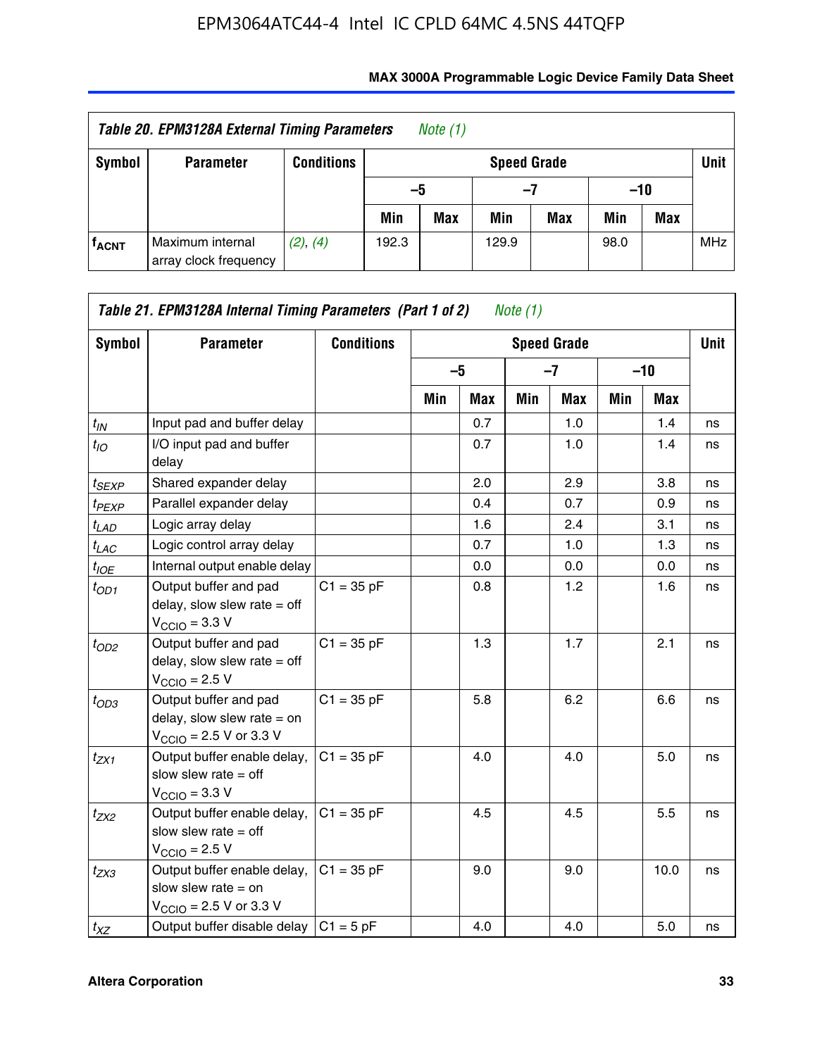**Table 20. EPM3128A External Timing Parameters** *Note (1)*

| Symbol | Parameter | Conditions | Speed Grade | | | | | | Unit |
|---|---|---|---|---|---|---|---|---|---|
| | | | –5 | | –7 | | –10 | | |
| | | | Min | Max | Min | Max | Min | Max | |
| $f_{ACNT}$ | Maximum internal array clock frequency | *(2)*, *(4)* | 192.3 | | 129.9 | | 98.0 | | MHz |

**Table 21. EPM3128A Internal Timing Parameters (Part 1 of 2)** *Note (1)*

| Symbol | Parameter | Conditions | Speed Grade | | | | | | Unit |
|---|---|---|---|---|---|---|---|---|---|
| | | | –5 | | –7 | | –10 | | |
| | | | Min | Max | Min | Max | Min | Max | |
| $t_{IN}$ | Input pad and buffer delay | | | 0.7 | | 1.0 | | 1.4 | ns |
| $t_{IO}$ | I/O input pad and buffer delay | | | 0.7 | | 1.0 | | 1.4 | ns |
| $t_{SEXP}$ | Shared expander delay | | | 2.0 | | 2.9 | | 3.8 | ns |
| $t_{PEXP}$ | Parallel expander delay | | | 0.4 | | 0.7 | | 0.9 | ns |
| $t_{LAD}$ | Logic array delay | | | 1.6 | | 2.4 | | 3.1 | ns |
| $t_{LAC}$ | Logic control array delay | | | 0.7 | | 1.0 | | 1.3 | ns |
| $t_{IOE}$ | Internal output enable delay | | | 0.0 | | 0.0 | | 0.0 | ns |
| $t_{OD1}$ | Output buffer and pad delay, slow slew rate = off $V_{CCIO}$ = 3.3 V | C1 = 35 pF | | 0.8 | | 1.2 | | 1.6 | ns |
| $t_{OD2}$ | Output buffer and pad delay, slow slew rate = off $V_{CCIO}$ = 2.5 V | C1 = 35 pF | | 1.3 | | 1.7 | | 2.1 | ns |
| $t_{OD3}$ | Output buffer and pad delay, slow slew rate = on $V_{CCIO}$ = 2.5 V or 3.3 V | C1 = 35 pF | | 5.8 | | 6.2 | | 6.6 | ns |
| $t_{ZX1}$ | Output buffer enable delay, slow slew rate = off $V_{CCIO}$ = 3.3 V | C1 = 35 pF | | 4.0 | | 4.0 | | 5.0 | ns |
| $t_{ZX2}$ | Output buffer enable delay, slow slew rate = off $V_{CCIO}$ = 2.5 V | C1 = 35 pF | | 4.5 | | 4.5 | | 5.5 | ns |
| $t_{ZX3}$ | Output buffer enable delay, slow slew rate = on $V_{CCIO}$ = 2.5 V or 3.3 V | C1 = 35 pF | | 9.0 | | 9.0 | | 10.0 | ns |
| $t_{XZ}$ | Output buffer disable delay | C1 = 5 pF | | 4.0 | | 4.0 | | 5.0 | ns |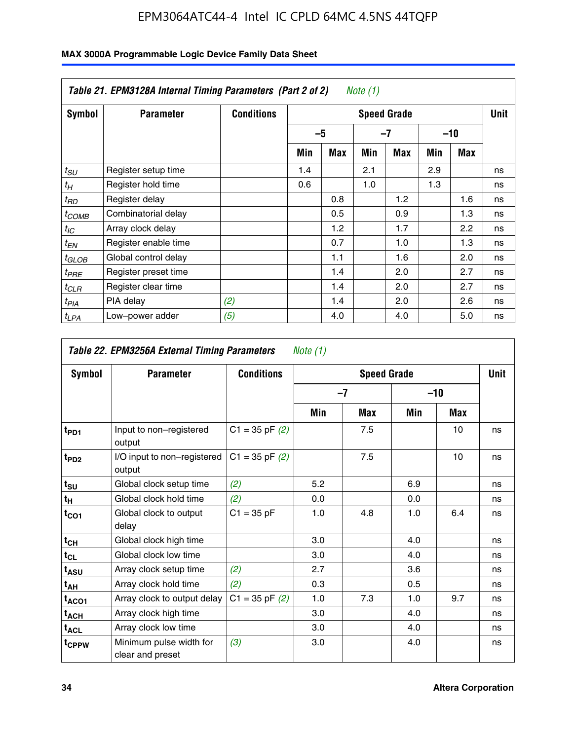**Table 21. EPM3128A Internal Timing Parameters (Part 2 of 2)** *Note (1)*

| Symbol | Parameter | Conditions | Speed Grade | | | | | | Unit |
|---|---|---|---|---|---|---|---|---|---|
| | | | –5 | | –7 | | –10 | | |
| | | | Min | Max | Min | Max | Min | Max | |
| $t_{SU}$ | Register setup time | | 1.4 | | 2.1 | | 2.9 | | ns |
| $t_H$ | Register hold time | | 0.6 | | 1.0 | | 1.3 | | ns |
| $t_{RD}$ | Register delay | | | 0.8 | | 1.2 | | 1.6 | ns |
| $t_{COMB}$ | Combinatorial delay | | | 0.5 | | 0.9 | | 1.3 | ns |
| $t_{IC}$ | Array clock delay | | | 1.2 | | 1.7 | | 2.2 | ns |
| $t_{EN}$ | Register enable time | | | 0.7 | | 1.0 | | 1.3 | ns |
| $t_{GLOB}$ | Global control delay | | | 1.1 | | 1.6 | | 2.0 | ns |
| $t_{PRE}$ | Register preset time | | | 1.4 | | 2.0 | | 2.7 | ns |
| $t_{CLR}$ | Register clear time | | | 1.4 | | 2.0 | | 2.7 | ns |
| $t_{PIA}$ | PIA delay | *(2)* | | 1.4 | | 2.0 | | 2.6 | ns |
| $t_{LPA}$ | Low–power adder | *(5)* | | 4.0 | | 4.0 | | 5.0 | ns |

**Table 22. EPM3256A External Timing Parameters** *Note (1)*

| Symbol | Parameter | Conditions | Speed Grade | | | | Unit |
|---|---|---|---|---|---|---|---|
| | | | –7 | | –10 | | |
| | | | Min | Max | Min | Max | |
| $t_{PD1}$ | Input to non–registered output | C1 = 35 pF *(2)* | | 7.5 | | 10 | ns |
| $t_{PD2}$ | I/O input to non–registered output | C1 = 35 pF *(2)* | | 7.5 | | 10 | ns |
| $t_{SU}$ | Global clock setup time | *(2)* | 5.2 | | 6.9 | | ns |
| $t_H$ | Global clock hold time | *(2)* | 0.0 | | 0.0 | | ns |
| $t_{CO1}$ | Global clock to output delay | C1 = 35 pF | 1.0 | 4.8 | 1.0 | 6.4 | ns |
| $t_{CH}$ | Global clock high time | | 3.0 | | 4.0 | | ns |
| $t_{CL}$ | Global clock low time | | 3.0 | | 4.0 | | ns |
| $t_{ASU}$ | Array clock setup time | *(2)* | 2.7 | | 3.6 | | ns |
| $t_{AH}$ | Array clock hold time | *(2)* | 0.3 | | 0.5 | | ns |
| $t_{ACO1}$ | Array clock to output delay | C1 = 35 pF *(2)* | 1.0 | 7.3 | 1.0 | 9.7 | ns |
| $t_{ACH}$ | Array clock high time | | 3.0 | | 4.0 | | ns |
| $t_{ACL}$ | Array clock low time | | 3.0 | | 4.0 | | ns |
| $t_{CPPW}$ | Minimum pulse width for clear and preset | *(3)* | 3.0 | | 4.0 | | ns |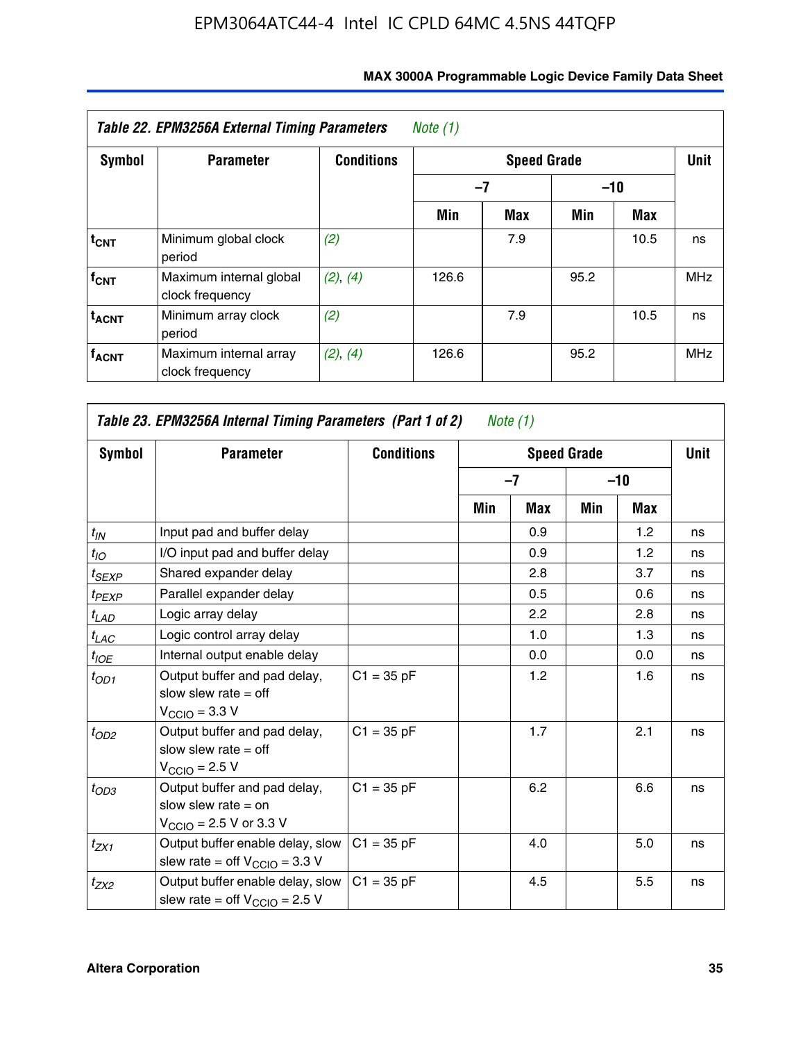**Table 22. EPM3256A External Timing Parameters** *Note (1)*

| Symbol | Parameter | Conditions | Speed Grade | | | | Unit |
|---|---|---|---|---|---|---|---|
| | | | –7 | | –10 | | |
| | | | Min | Max | Min | Max | |
| $t_{CNT}$ | Minimum global clock period | *(2)* | | 7.9 | | 10.5 | ns |
| $f_{CNT}$ | Maximum internal global clock frequency | *(2)*, *(4)* | 126.6 | | 95.2 | | MHz |
| $t_{ACNT}$ | Minimum array clock period | *(2)* | | 7.9 | | 10.5 | ns |
| $f_{ACNT}$ | Maximum internal array clock frequency | *(2)*, *(4)* | 126.6 | | 95.2 | | MHz |

**Table 23. EPM3256A Internal Timing Parameters (Part 1 of 2)** *Note (1)*

| Symbol | Parameter | Conditions | Speed Grade | | | | Unit |
|---|---|---|---|---|---|---|---|
| | | | –7 | | –10 | | |
| | | | Min | Max | Min | Max | |
| $t_{IN}$ | Input pad and buffer delay | | | 0.9 | | 1.2 | ns |
| $t_{IO}$ | I/O input pad and buffer delay | | | 0.9 | | 1.2 | ns |
| $t_{SEXP}$ | Shared expander delay | | | 2.8 | | 3.7 | ns |
| $t_{PEXP}$ | Parallel expander delay | | | 0.5 | | 0.6 | ns |
| $t_{LAD}$ | Logic array delay | | | 2.2 | | 2.8 | ns |
| $t_{LAC}$ | Logic control array delay | | | 1.0 | | 1.3 | ns |
| $t_{IOE}$ | Internal output enable delay | | | 0.0 | | 0.0 | ns |
| $t_{OD1}$ | Output buffer and pad delay, slow slew rate = off $V_{CCIO}$ = 3.3 V | C1 = 35 pF | | 1.2 | | 1.6 | ns |
| $t_{OD2}$ | Output buffer and pad delay, slow slew rate = off $V_{CCIO}$ = 2.5 V | C1 = 35 pF | | 1.7 | | 2.1 | ns |
| $t_{OD3}$ | Output buffer and pad delay, slow slew rate = on $V_{CCIO}$ = 2.5 V or 3.3 V | C1 = 35 pF | | 6.2 | | 6.6 | ns |
| $t_{ZX1}$ | Output buffer enable delay, slow slew rate = off $V_{CCIO}$ = 3.3 V | C1 = 35 pF | | 4.0 | | 5.0 | ns |
| $t_{ZX2}$ | Output buffer enable delay, slow slew rate = off $V_{CCIO}$ = 2.5 V | C1 = 35 pF | | 4.5 | | 5.5 | ns |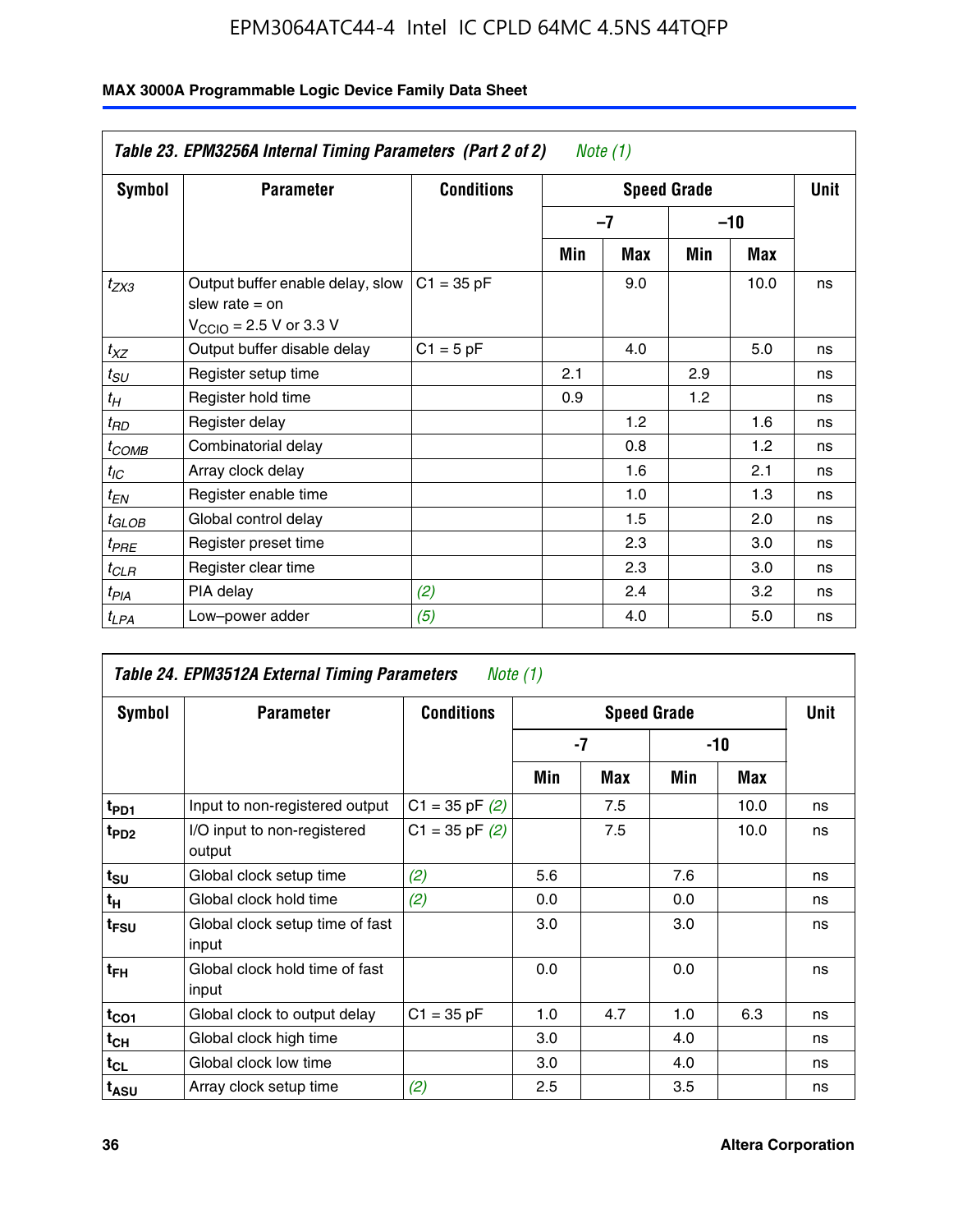## Table 23. EPM3256A Internal Timing Parameters (Part 2 of 2) *Note (1)*

| Symbol | Parameter | Conditions | Speed Grade | | | | Unit |
|---|---|---|---|---|---|---|---|
| | | | –7 | | –10 | | |
| | | | Min | Max | Min | Max | |
| $t_{ZX3}$ | Output buffer enable delay, slow slew rate = on $V_{CCIO}$ = 2.5 V or 3.3 V | C1 = 35 pF | | 9.0 | | 10.0 | ns |
| $t_{XZ}$ | Output buffer disable delay | C1 = 5 pF | | 4.0 | | 5.0 | ns |
| $t_{SU}$ | Register setup time | | 2.1 | | 2.9 | | ns |
| $t_{H}$ | Register hold time | | 0.9 | | 1.2 | | ns |
| $t_{RD}$ | Register delay | | | 1.2 | | 1.6 | ns |
| $t_{COMB}$ | Combinatorial delay | | | 0.8 | | 1.2 | ns |
| $t_{IC}$ | Array clock delay | | | 1.6 | | 2.1 | ns |
| $t_{EN}$ | Register enable time | | | 1.0 | | 1.3 | ns |
| $t_{GLOB}$ | Global control delay | | | 1.5 | | 2.0 | ns |
| $t_{PRE}$ | Register preset time | | | 2.3 | | 3.0 | ns |
| $t_{CLR}$ | Register clear time | | | 2.3 | | 3.0 | ns |
| $t_{PIA}$ | PIA delay | *(2)* | | 2.4 | | 3.2 | ns |
| $t_{LPA}$ | Low–power adder | *(5)* | | 4.0 | | 5.0 | ns |

## Table 24. EPM3512A External Timing Parameters *Note (1)*

| Symbol | Parameter | Conditions | Speed Grade | | | | Unit |
|---|---|---|---|---|---|---|---|
| | | | -7 | | -10 | | |
| | | | Min | Max | Min | Max | |
| $t_{PD1}$ | Input to non-registered output | C1 = 35 pF *(2)* | | 7.5 | | 10.0 | ns |
| $t_{PD2}$ | I/O input to non-registered output | C1 = 35 pF *(2)* | | 7.5 | | 10.0 | ns |
| $t_{SU}$ | Global clock setup time | *(2)* | 5.6 | | 7.6 | | ns |
| $t_{H}$ | Global clock hold time | *(2)* | 0.0 | | 0.0 | | ns |
| $t_{FSU}$ | Global clock setup time of fast input | | 3.0 | | 3.0 | | ns |
| $t_{FH}$ | Global clock hold time of fast input | | 0.0 | | 0.0 | | ns |
| $t_{CO1}$ | Global clock to output delay | C1 = 35 pF | 1.0 | 4.7 | 1.0 | 6.3 | ns |
| $t_{CH}$ | Global clock high time | | 3.0 | | 4.0 | | ns |
| $t_{CL}$ | Global clock low time | | 3.0 | | 4.0 | | ns |
| $t_{ASU}$ | Array clock setup time | *(2)* | 2.5 | | 3.5 | | ns |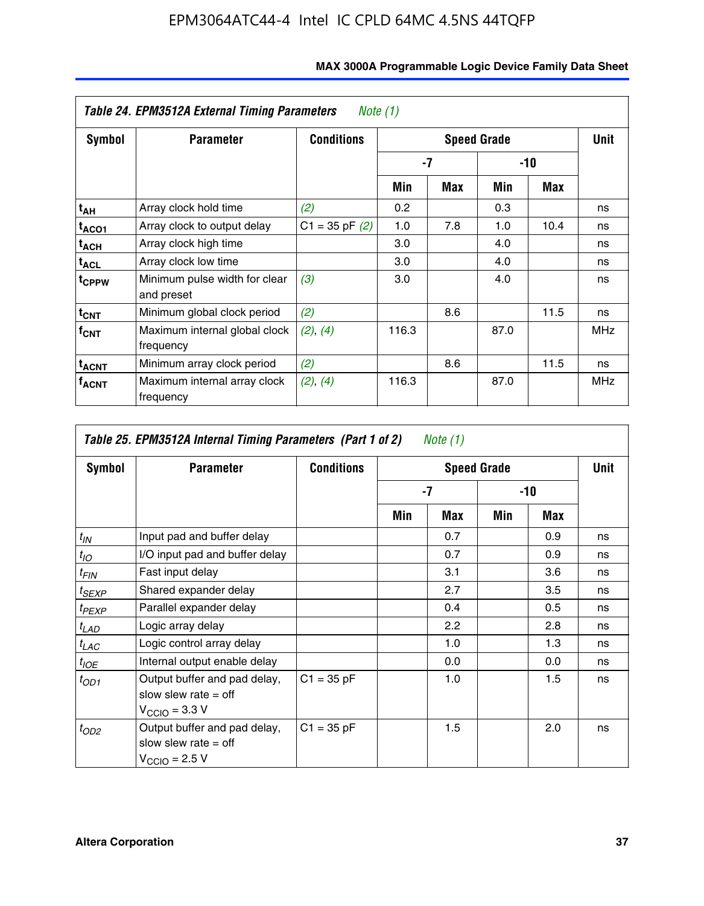**Table 24. EPM3512A External Timing Parameters** *Note (1)*

| Symbol | Parameter | Conditions | Speed Grade | | | | Unit |
|---|---|---|---|---|---|---|---|
| | | | -7 | | -10 | | |
| | | | Min | Max | Min | Max | |
| $t_{AH}$ | Array clock hold time | *(2)* | 0.2 | | 0.3 | | ns |
| $t_{ACO1}$ | Array clock to output delay | C1 = 35 pF *(2)* | 1.0 | 7.8 | 1.0 | 10.4 | ns |
| $t_{ACH}$ | Array clock high time | | 3.0 | | 4.0 | | ns |
| $t_{ACL}$ | Array clock low time | | 3.0 | | 4.0 | | ns |
| $t_{CPPW}$ | Minimum pulse width for clear and preset | *(3)* | 3.0 | | 4.0 | | ns |
| $t_{CNT}$ | Minimum global clock period | *(2)* | | 8.6 | | 11.5 | ns |
| $f_{CNT}$ | Maximum internal global clock frequency | *(2)*, *(4)* | 116.3 | | 87.0 | | MHz |
| $t_{ACNT}$ | Minimum array clock period | *(2)* | | 8.6 | | 11.5 | ns |
| $f_{ACNT}$ | Maximum internal array clock frequency | *(2)*, *(4)* | 116.3 | | 87.0 | | MHz |

**Table 25. EPM3512A Internal Timing Parameters (Part 1 of 2)** *Note (1)*

| Symbol | Parameter | Conditions | Speed Grade | | | | Unit |
|---|---|---|---|---|---|---|---|
| | | | -7 | | -10 | | |
| | | | Min | Max | Min | Max | |
| $t_{IN}$ | Input pad and buffer delay | | | 0.7 | | 0.9 | ns |
| $t_{IO}$ | I/O input pad and buffer delay | | | 0.7 | | 0.9 | ns |
| $t_{FIN}$ | Fast input delay | | | 3.1 | | 3.6 | ns |
| $t_{SEXP}$ | Shared expander delay | | | 2.7 | | 3.5 | ns |
| $t_{PEXP}$ | Parallel expander delay | | | 0.4 | | 0.5 | ns |
| $t_{LAD}$ | Logic array delay | | | 2.2 | | 2.8 | ns |
| $t_{LAC}$ | Logic control array delay | | | 1.0 | | 1.3 | ns |
| $t_{IOE}$ | Internal output enable delay | | | 0.0 | | 0.0 | ns |
| $t_{OD1}$ | Output buffer and pad delay, slow slew rate = off $V_{CCIO}$ = 3.3 V | C1 = 35 pF | | 1.0 | | 1.5 | ns |
| $t_{OD2}$ | Output buffer and pad delay, slow slew rate = off $V_{CCIO}$ = 2.5 V | C1 = 35 pF | | 1.5 | | 2.0 | ns |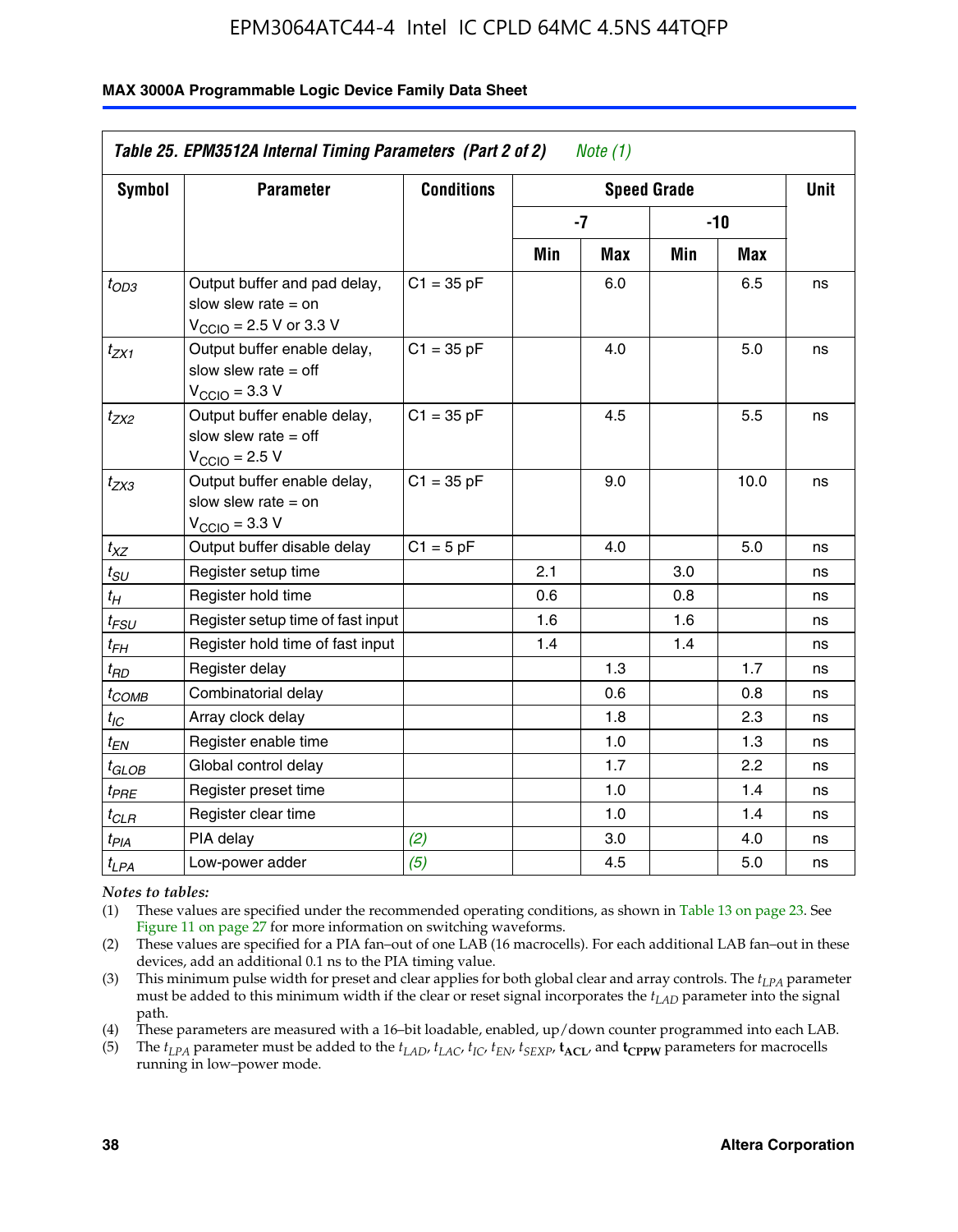## Table 25. EPM3512A Internal Timing Parameters (Part 2 of 2) *Note (1)*

| Symbol | Parameter | Conditions | Speed Grade | | | | Unit |
|---|---|---|---|---|---|---|---|
| | | | -7 | | -10 | | |
| | | | Min | Max | Min | Max | |
| $t_{OD3}$ | Output buffer and pad delay, slow slew rate = on $V_{CCIO}$ = 2.5 V or 3.3 V | C1 = 35 pF | | 6.0 | | 6.5 | ns |
| $t_{ZX1}$ | Output buffer enable delay, slow slew rate = off $V_{CCIO}$ = 3.3 V | C1 = 35 pF | | 4.0 | | 5.0 | ns |
| $t_{ZX2}$ | Output buffer enable delay, slow slew rate = off $V_{CCIO}$ = 2.5 V | C1 = 35 pF | | 4.5 | | 5.5 | ns |
| $t_{ZX3}$ | Output buffer enable delay, slow slew rate = on $V_{CCIO}$ = 3.3 V | C1 = 35 pF | | 9.0 | | 10.0 | ns |
| $t_{XZ}$ | Output buffer disable delay | C1 = 5 pF | | 4.0 | | 5.0 | ns |
| $t_{SU}$ | Register setup time | | 2.1 | | 3.0 | | ns |
| $t_{H}$ | Register hold time | | 0.6 | | 0.8 | | ns |
| $t_{FSU}$ | Register setup time of fast input | | 1.6 | | 1.6 | | ns |
| $t_{FH}$ | Register hold time of fast input | | 1.4 | | 1.4 | | ns |
| $t_{RD}$ | Register delay | | | 1.3 | | 1.7 | ns |
| $t_{COMB}$ | Combinatorial delay | | | 0.6 | | 0.8 | ns |
| $t_{IC}$ | Array clock delay | | | 1.8 | | 2.3 | ns |
| $t_{EN}$ | Register enable time | | | 1.0 | | 1.3 | ns |
| $t_{GLOB}$ | Global control delay | | | 1.7 | | 2.2 | ns |
| $t_{PRE}$ | Register preset time | | | 1.0 | | 1.4 | ns |
| $t_{CLR}$ | Register clear time | | | 1.0 | | 1.4 | ns |
| $t_{PIA}$ | PIA delay | *(2)* | | 3.0 | | 4.0 | ns |
| $t_{LPA}$ | Low-power adder | *(5)* | | 4.5 | | 5.0 | ns |

*Notes to tables:*

(1) These values are specified under the recommended operating conditions, as shown in Table 13 on page 23. See Figure 11 on page 27 for more information on switching waveforms.

(2) These values are specified for a PIA fan–out of one LAB (16 macrocells). For each additional LAB fan–out in these devices, add an additional 0.1 ns to the PIA timing value.

(3) This minimum pulse width for preset and clear applies for both global clear and array controls. The $t_{LPA}$ parameter must be added to this minimum width if the clear or reset signal incorporates the $t_{LAD}$ parameter into the signal path.

(4) These parameters are measured with a 16–bit loadable, enabled, up/down counter programmed into each LAB.

(5) The $t_{LPA}$ parameter must be added to the $t_{LAD}$, $t_{LAC}$, $t_{IC}$, $t_{EN}$, $t_{SEXP}$, $\mathbf{t_{ACL}}$, and $\mathbf{t_{CPPW}}$ parameters for macrocells running in low–power mode.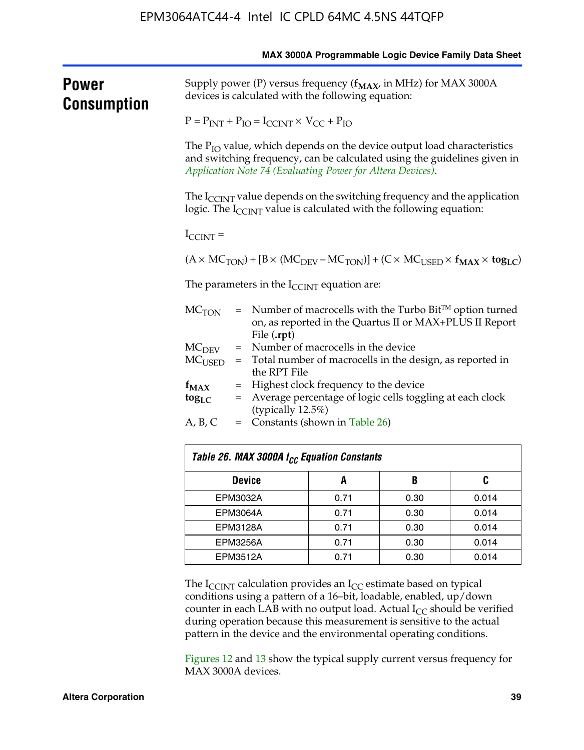## Power Consumption

Supply power (P) versus frequency ($\mathbf{f_{MAX}}$, in MHz) for MAX 3000A devices is calculated with the following equation:

$$P = P_{INT} + P_{IO} = I_{CCINT} \times V_{CC} + P_{IO}$$

The $P_{IO}$ value, which depends on the device output load characteristics and switching frequency, can be calculated using the guidelines given in *Application Note 74 (Evaluating Power for Altera Devices)*.

The $I_{CCINT}$ value depends on the switching frequency and the application logic. The $I_{CCINT}$ value is calculated with the following equation:

$I_{CCINT}$ =

$$(A \times MC_{TON}) + [B \times (MC_{DEV} - MC_{TON})] + (C \times MC_{USED} \times \mathbf{f_{MAX}} \times \mathbf{tog_{LC}})$$

The parameters in the $I_{CCINT}$ equation are:

| | | |
|---|---|---|
| $MC_{TON}$ | = | Number of macrocells with the Turbo Bit™ option turned on, as reported in the Quartus II or MAX+PLUS II Report File (**.rpt**) |
| $MC_{DEV}$ | = | Number of macrocells in the device |
| $MC_{USED}$ | = | Total number of macrocells in the design, as reported in the RPT File |
| $\mathbf{f_{MAX}}$ | = | Highest clock frequency to the device |
| $\mathbf{tog_{LC}}$ | = | Average percentage of logic cells toggling at each clock (typically 12.5%) |
| A, B, C | = | Constants (shown in Table 26) |

*Table 26. MAX 3000A $I_{CC}$ Equation Constants*

| Device | A | B | C |
|---|---|---|---|
| EPM3032A | 0.71 | 0.30 | 0.014 |
| EPM3064A | 0.71 | 0.30 | 0.014 |
| EPM3128A | 0.71 | 0.30 | 0.014 |
| EPM3256A | 0.71 | 0.30 | 0.014 |
| EPM3512A | 0.71 | 0.30 | 0.014 |

The $I_{CCINT}$ calculation provides an $I_{CC}$ estimate based on typical conditions using a pattern of a 16–bit, loadable, enabled, up/down counter in each LAB with no output load. Actual $I_{CC}$ should be verified during operation because this measurement is sensitive to the actual pattern in the device and the environmental operating conditions.

Figures 12 and 13 show the typical supply current versus frequency for MAX 3000A devices.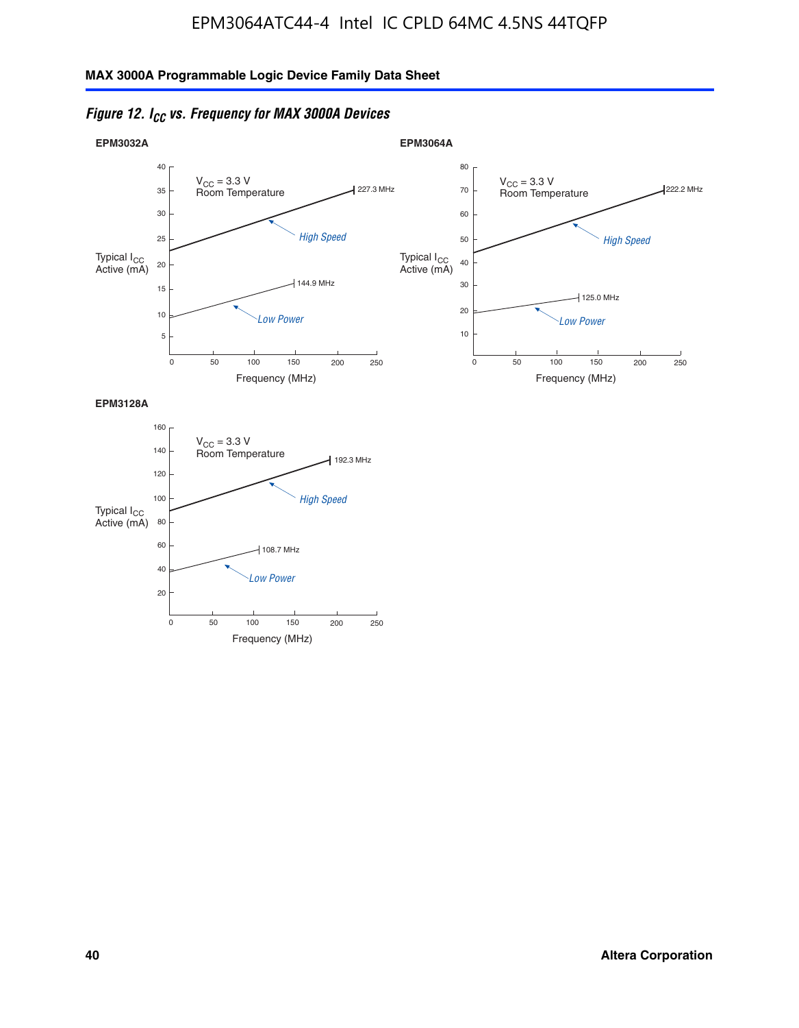*Figure 12. $I_{CC}$ vs. Frequency for MAX 3000A Devices*

**EPM3032A**

$V_{CC}$ = 3.3 V
Room Temperature

Typical $I_{CC}$ Active (mA)

High Speed — 227.3 MHz

Low Power — 144.9 MHz

Frequency (MHz)

**EPM3064A**

$V_{CC}$ = 3.3 V
Room Temperature

Typical $I_{CC}$ Active (mA)

High Speed — 222.2 MHz

Low Power — 125.0 MHz

Frequency (MHz)

**EPM3128A**

$V_{CC}$ = 3.3 V
Room Temperature

Typical $I_{CC}$ Active (mA)

High Speed — 192.3 MHz

Low Power — 108.7 MHz

Frequency (MHz)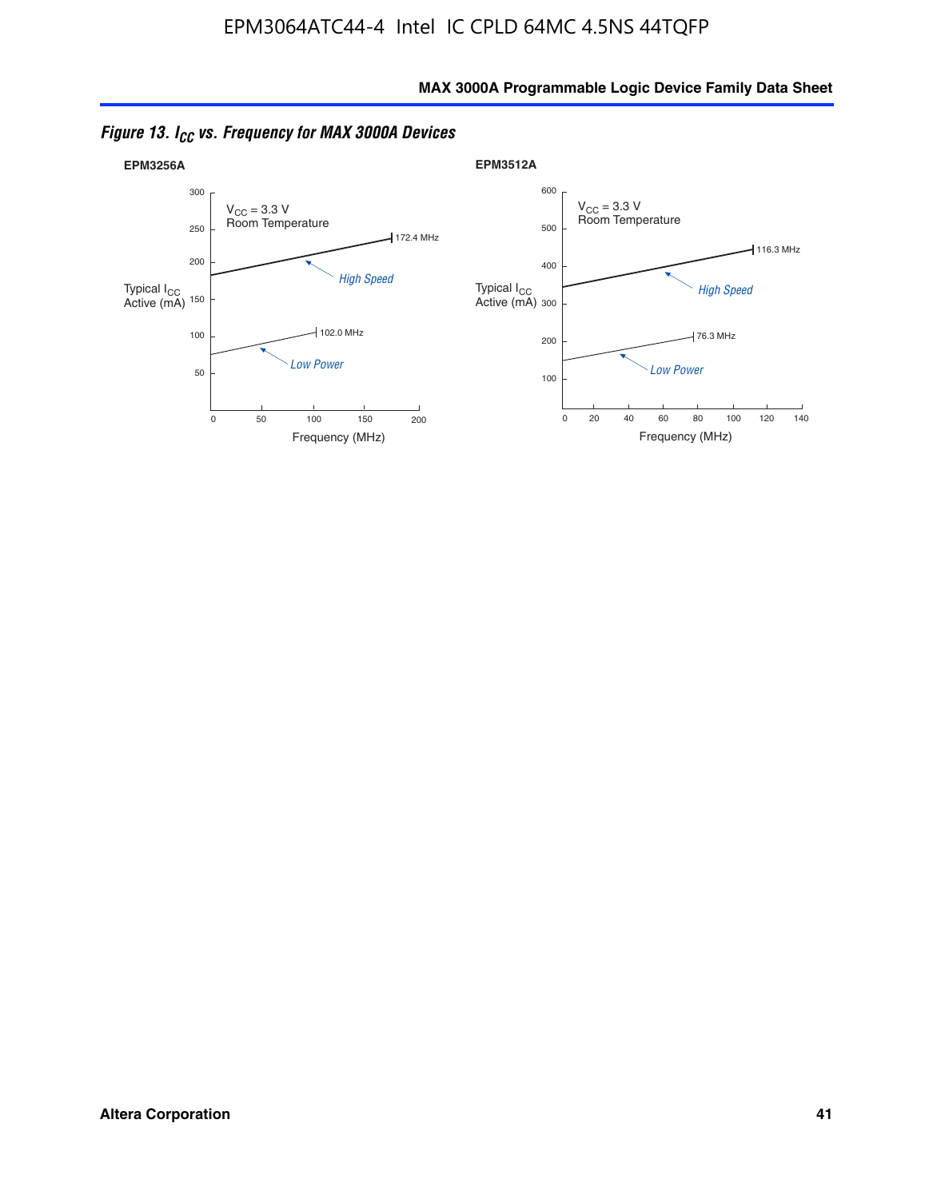*Figure 13. $I_{CC}$ vs. Frequency for MAX 3000A Devices*

**EPM3256A**

$V_{CC}$ = 3.3 V
Room Temperature

Typical $I_{CC}$ Active (mA)

High Speed — 172.4 MHz

Low Power — 102.0 MHz

Frequency (MHz)

**EPM3512A**

$V_{CC}$ = 3.3 V
Room Temperature

Typical $I_{CC}$ Active (mA)

High Speed — 116.3 MHz

Low Power — 76.3 MHz

Frequency (MHz)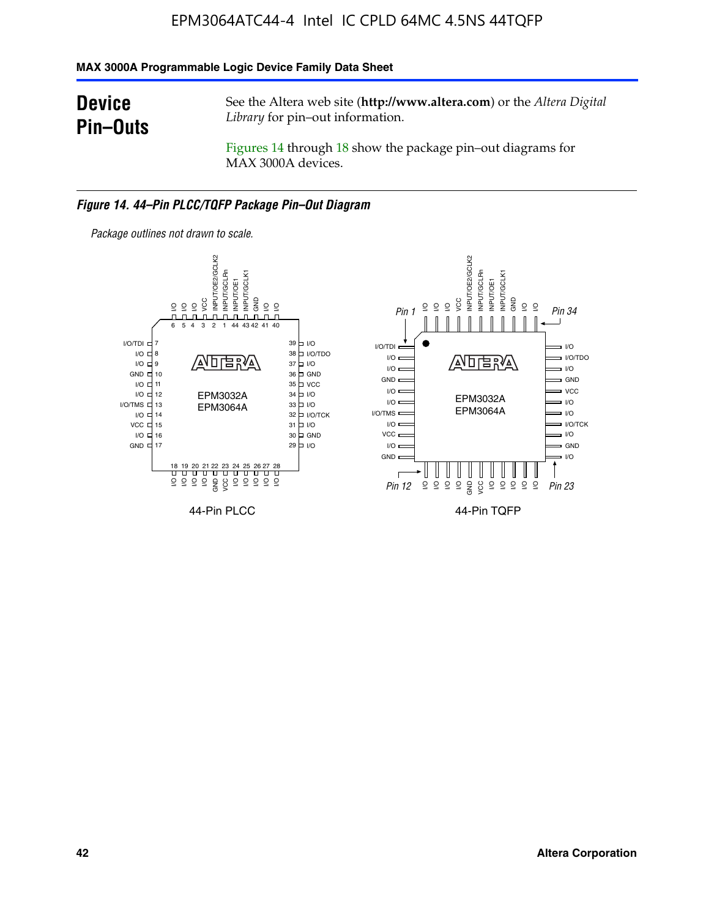## Device Pin–Outs

See the Altera web site (**http://www.altera.com**) or the *Altera Digital Library* for pin–out information.

Figures 14 through 18 show the package pin–out diagrams for MAX 3000A devices.

***Figure 14. 44–Pin PLCC/TQFP Package Pin–Out Diagram***

*Package outlines not drawn to scale.*

44-Pin PLCC

44-Pin TQFP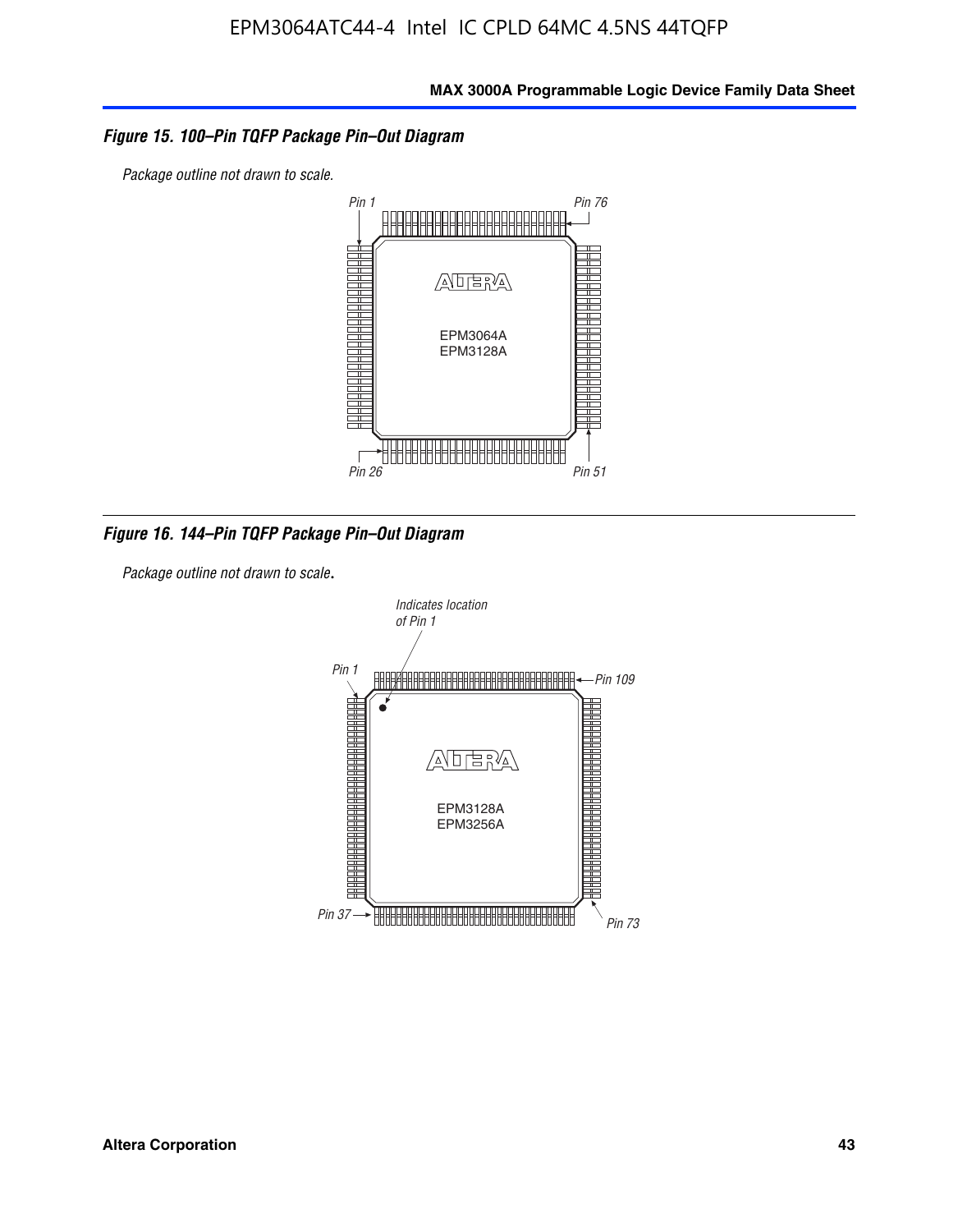*Figure 15. 100–Pin TQFP Package Pin–Out Diagram*

*Package outline not drawn to scale.*

Pin 1 | Pin 76 | Pin 26 | Pin 51

EPM3064A
EPM3128A

*Figure 16. 144–Pin TQFP Package Pin–Out Diagram*

*Package outline not drawn to scale.*

Indicates location of Pin 1

Pin 1 | Pin 109 | Pin 37 | Pin 73

EPM3128A
EPM3256A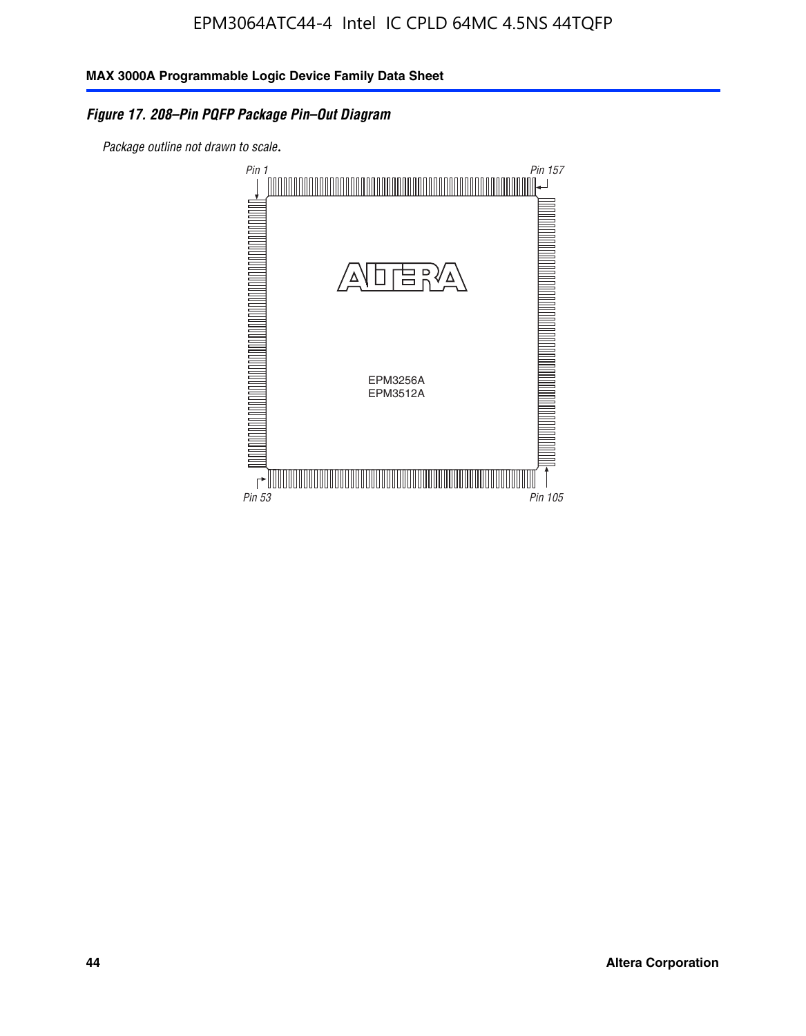***Figure 17. 208–Pin PQFP Package Pin–Out Diagram***

*Package outline not drawn to scale.*

Pin 1

Pin 157

EPM3256A
EPM3512A

Pin 53

Pin 105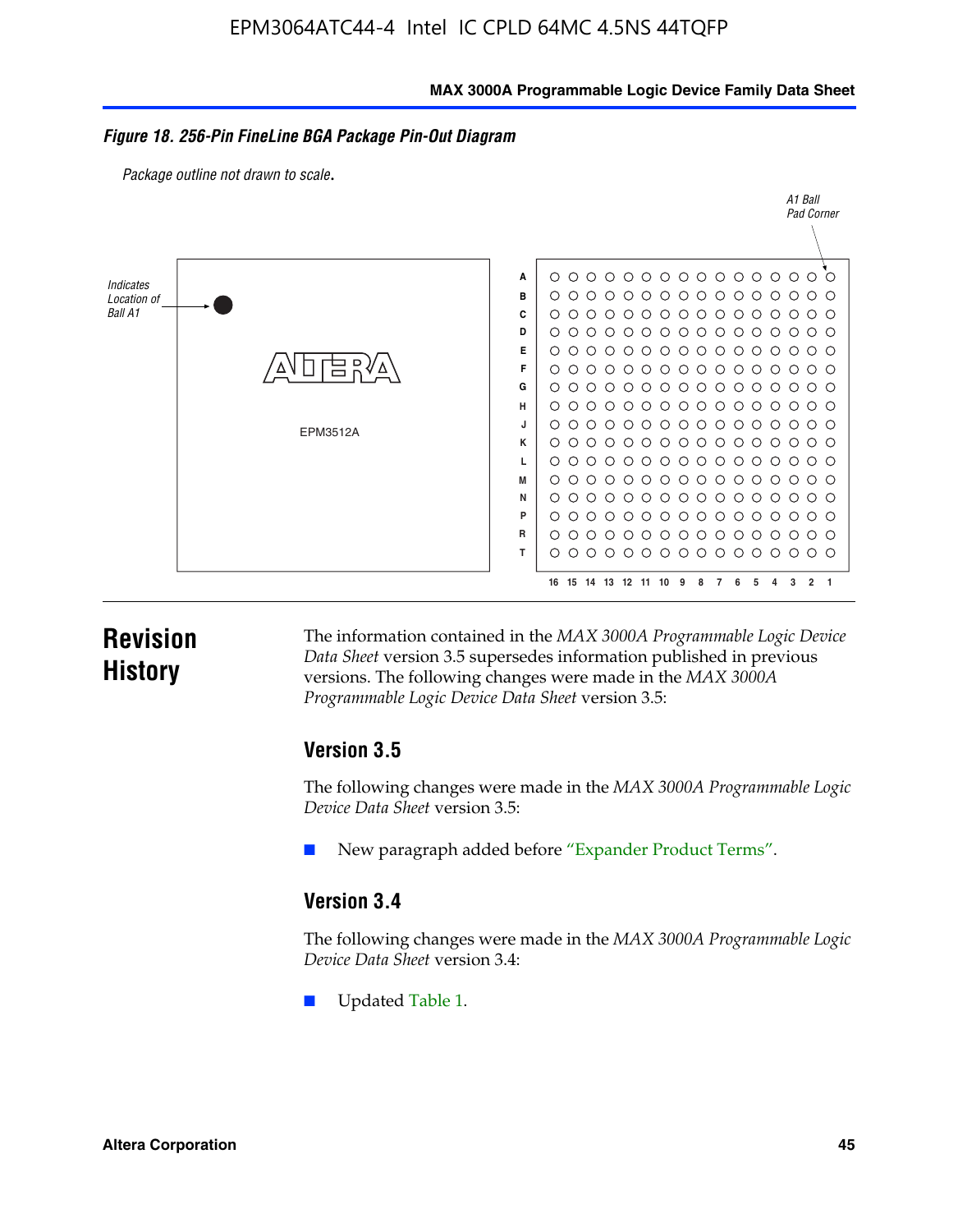**Figure 18. 256-Pin FineLine BGA Package Pin-Out Diagram**

*Package outline not drawn to scale.*

# Revision History

The information contained in the *MAX 3000A Programmable Logic Device Data Sheet* version 3.5 supersedes information published in previous versions. The following changes were made in the *MAX 3000A Programmable Logic Device Data Sheet* version 3.5:

## Version 3.5

The following changes were made in the *MAX 3000A Programmable Logic Device Data Sheet* version 3.5:

- New paragraph added before "Expander Product Terms".

## Version 3.4

The following changes were made in the *MAX 3000A Programmable Logic Device Data Sheet* version 3.4:

- Updated Table 1.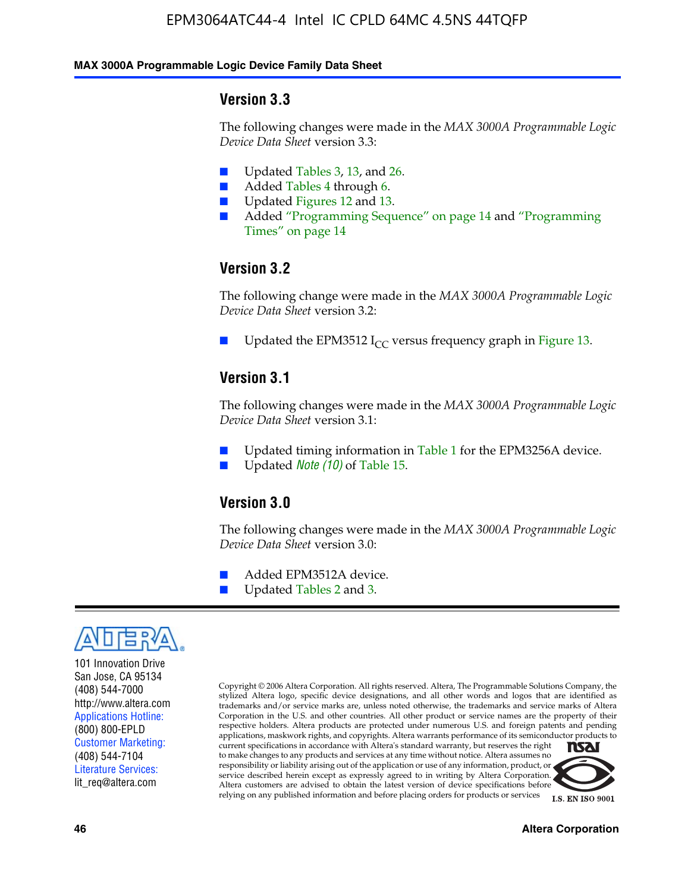### Version 3.3

The following changes were made in the *MAX 3000A Programmable Logic Device Data Sheet* version 3.3:

- Updated Tables 3, 13, and 26.
- Added Tables 4 through 6.
- Updated Figures 12 and 13.
- Added "Programming Sequence" on page 14 and "Programming Times" on page 14

### Version 3.2

The following change were made in the *MAX 3000A Programmable Logic Device Data Sheet* version 3.2:

- Updated the EPM3512 $I_{CC}$ versus frequency graph in Figure 13.

### Version 3.1

The following changes were made in the *MAX 3000A Programmable Logic Device Data Sheet* version 3.1:

- Updated timing information in Table 1 for the EPM3256A device.
- Updated *Note (10)* of Table 15.

### Version 3.0

The following changes were made in the *MAX 3000A Programmable Logic Device Data Sheet* version 3.0:

- Added EPM3512A device.
- Updated Tables 2 and 3.

101 Innovation Drive
San Jose, CA 95134
(408) 544-7000
http://www.altera.com
Applications Hotline:
(800) 800-EPLD
Customer Marketing:
(408) 544-7104
Literature Services:
lit_req@altera.com

Copyright © 2006 Altera Corporation. All rights reserved. Altera, The Programmable Solutions Company, the stylized Altera logo, specific device designations, and all other words and logos that are identified as trademarks and/or service marks are, unless noted otherwise, the trademarks and service marks of Altera Corporation in the U.S. and other countries. All other product or service names are the property of their respective holders. Altera products are protected under numerous U.S. and foreign patents and pending applications, maskwork rights, and copyrights. Altera warrants performance of its semiconductor products to current specifications in accordance with Altera's standard warranty, but reserves the right to make changes to any products and services at any time without notice. Altera assumes no responsibility or liability arising out of the application or use of any information, product, or service described herein except as expressly agreed to in writing by Altera Corporation. Altera customers are advised to obtain the latest version of device specifications before relying on any published information and before placing orders for products or services

I.S. EN ISO 9001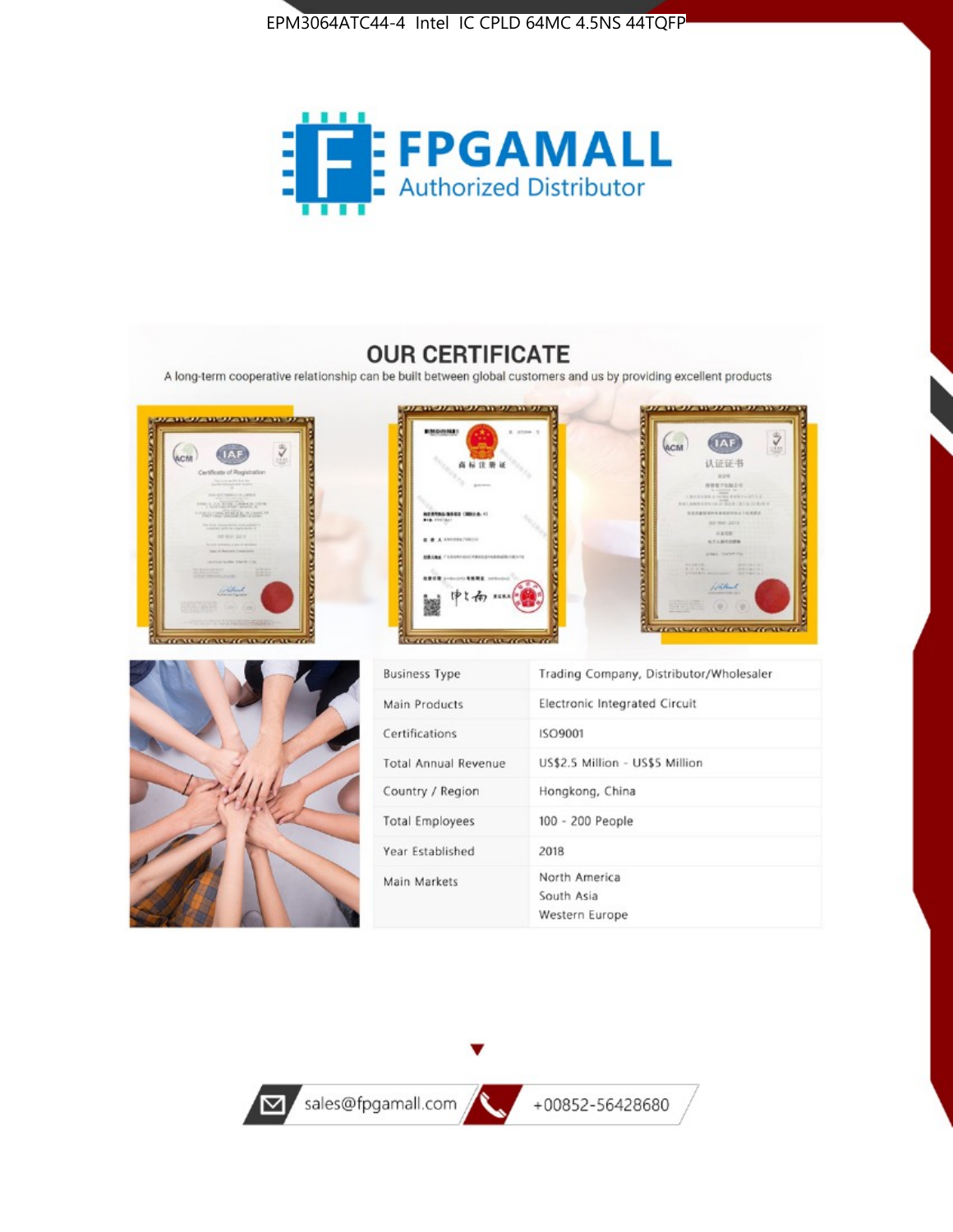FPGAMALL

Authorized Distributor

## OUR CERTIFICATE

A long-term cooperative relationship can be built between global customers and us by providing excellent products

| | |
|---|---|
| Business Type | Trading Company, Distributor/Wholesaler |
| Main Products | Electronic Integrated Circuit |
| Certifications | ISO9001 |
| Total Annual Revenue | US$2.5 Million - US$5 Million |
| Country / Region | Hongkong, China |
| Total Employees | 100 - 200 People |
| Year Established | 2018 |
| Main Markets | North America<br>South Asia<br>Western Europe |

sales@fpgamall.com

+00852-56428680